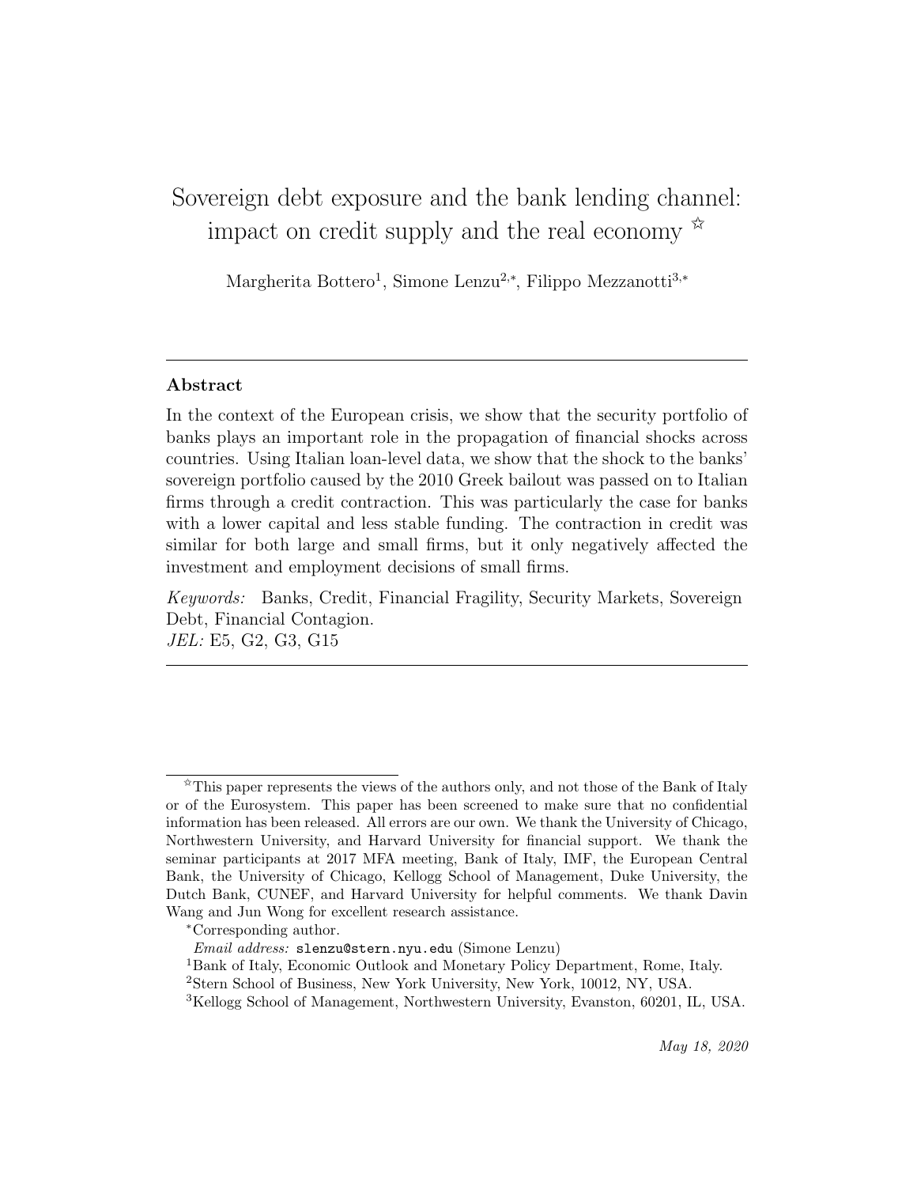# Sovereign debt exposure and the bank lending channel: impact on credit supply and the real economy ☆

Margherita Bottero[1], Simone Lenzu[2,*], Filippo Mezzanotti[3,*]

---

## Abstract

In the context of the European crisis, we show that the security portfolio of banks plays an important role in the propagation of financial shocks across countries. Using Italian loan-level data, we show that the shock to the banks' sovereign portfolio caused by the 2010 Greek bailout was passed on to Italian firms through a credit contraction. This was particularly the case for banks with a lower capital and less stable funding. The contraction in credit was similar for both large and small firms, but it only negatively affected the investment and employment decisions of small firms.

*Keywords:* Banks, Credit, Financial Fragility, Security Markets, Sovereign Debt, Financial Contagion.
*JEL:* E5, G2, G3, G15

---

☆This paper represents the views of the authors only, and not those of the Bank of Italy or of the Eurosystem. This paper has been screened to make sure that no confidential information has been released. All errors are our own. We thank the University of Chicago, Northwestern University, and Harvard University for financial support. We thank the seminar participants at 2017 MFA meeting, Bank of Italy, IMF, the European Central Bank, the University of Chicago, Kellogg School of Management, Duke University, the Dutch Bank, CUNEF, and Harvard University for helpful comments. We thank Davin Wang and Jun Wong for excellent research assistance.

*Corresponding author.

*Email address:* slenzu@stern.nyu.edu (Simone Lenzu)

[1]Bank of Italy, Economic Outlook and Monetary Policy Department, Rome, Italy.

[2]Stern School of Business, New York University, New York, 10012, NY, USA.

[3]Kellogg School of Management, Northwestern University, Evanston, 60201, IL, USA.

*May 18, 2020*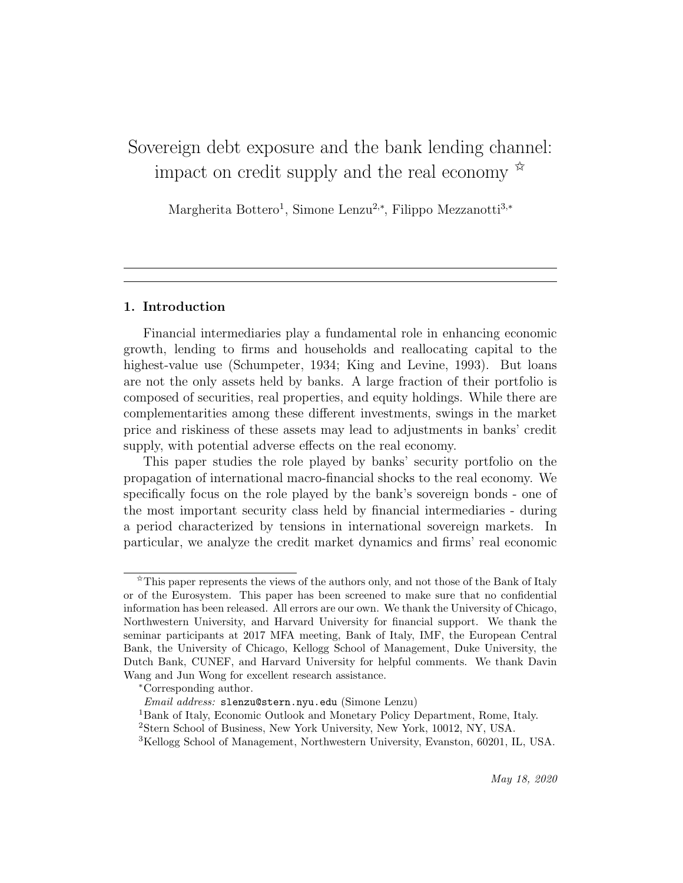# Sovereign debt exposure and the bank lending channel: impact on credit supply and the real economy ☆

Margherita Bottero[1], Simone Lenzu[2,*], Filippo Mezzanotti[3,*]

---

## 1. Introduction

Financial intermediaries play a fundamental role in enhancing economic growth, lending to firms and households and reallocating capital to the highest-value use (Schumpeter, 1934; King and Levine, 1993). But loans are not the only assets held by banks. A large fraction of their portfolio is composed of securities, real properties, and equity holdings. While there are complementarities among these different investments, swings in the market price and riskiness of these assets may lead to adjustments in banks' credit supply, with potential adverse effects on the real economy.

This paper studies the role played by banks' security portfolio on the propagation of international macro-financial shocks to the real economy. We specifically focus on the role played by the bank's sovereign bonds - one of the most important security class held by financial intermediaries - during a period characterized by tensions in international sovereign markets. In particular, we analyze the credit market dynamics and firms' real economic

---

☆This paper represents the views of the authors only, and not those of the Bank of Italy or of the Eurosystem. This paper has been screened to make sure that no confidential information has been released. All errors are our own. We thank the University of Chicago, Northwestern University, and Harvard University for financial support. We thank the seminar participants at 2017 MFA meeting, Bank of Italy, IMF, the European Central Bank, the University of Chicago, Kellogg School of Management, Duke University, the Dutch Bank, CUNEF, and Harvard University for helpful comments. We thank Davin Wang and Jun Wong for excellent research assistance.

*Corresponding author.

*Email address:* slenzu@stern.nyu.edu (Simone Lenzu)

[1]Bank of Italy, Economic Outlook and Monetary Policy Department, Rome, Italy.

[2]Stern School of Business, New York University, New York, 10012, NY, USA.

[3]Kellogg School of Management, Northwestern University, Evanston, 60201, IL, USA.

*May 18, 2020*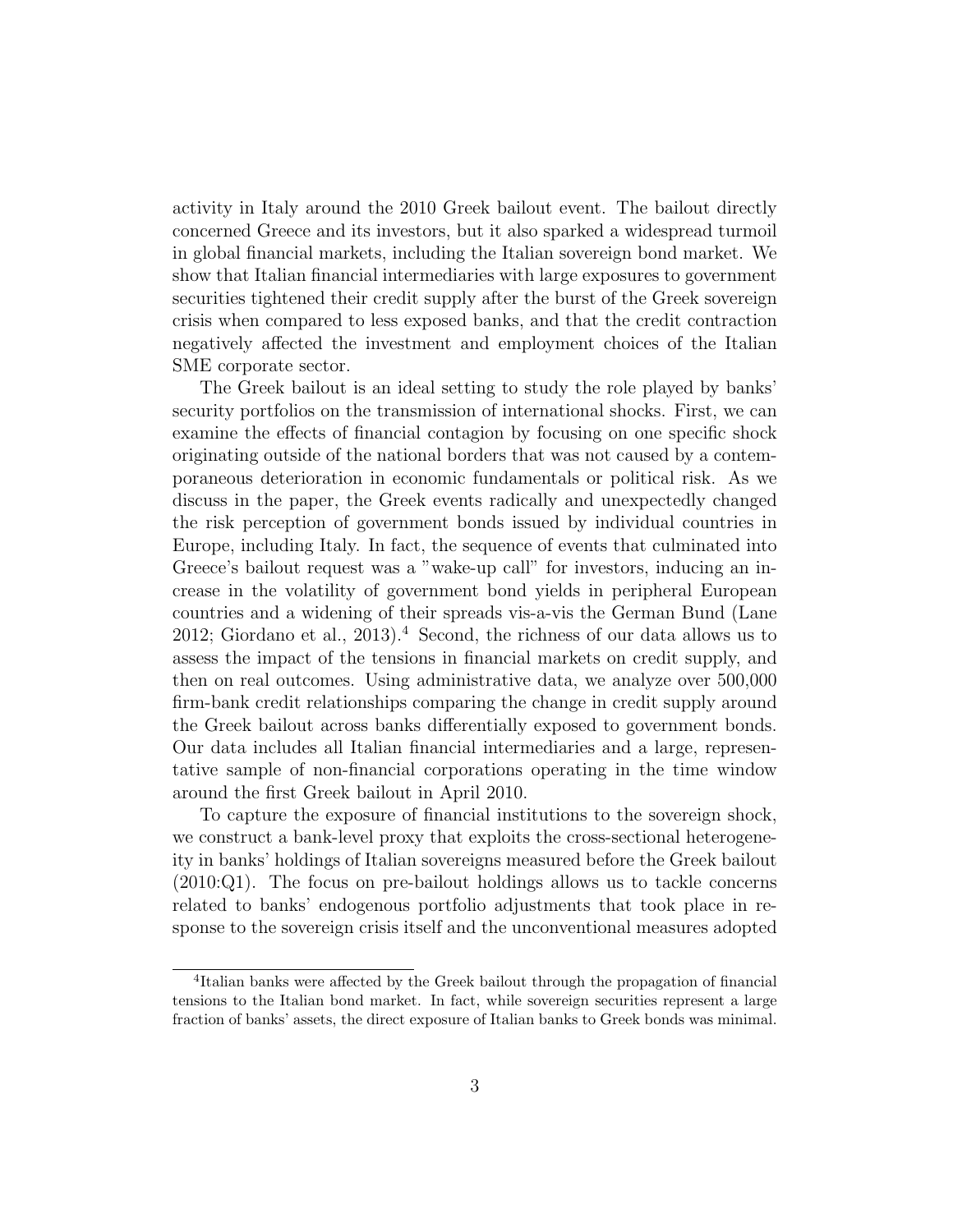activity in Italy around the 2010 Greek bailout event. The bailout directly concerned Greece and its investors, but it also sparked a widespread turmoil in global financial markets, including the Italian sovereign bond market. We show that Italian financial intermediaries with large exposures to government securities tightened their credit supply after the burst of the Greek sovereign crisis when compared to less exposed banks, and that the credit contraction negatively affected the investment and employment choices of the Italian SME corporate sector.

The Greek bailout is an ideal setting to study the role played by banks' security portfolios on the transmission of international shocks. First, we can examine the effects of financial contagion by focusing on one specific shock originating outside of the national borders that was not caused by a contemporaneous deterioration in economic fundamentals or political risk. As we discuss in the paper, the Greek events radically and unexpectedly changed the risk perception of government bonds issued by individual countries in Europe, including Italy. In fact, the sequence of events that culminated into Greece's bailout request was a "wake-up call" for investors, inducing an increase in the volatility of government bond yields in peripheral European countries and a widening of their spreads vis-a-vis the German Bund (Lane 2012; Giordano et al., 2013).[4] Second, the richness of our data allows us to assess the impact of the tensions in financial markets on credit supply, and then on real outcomes. Using administrative data, we analyze over 500,000 firm-bank credit relationships comparing the change in credit supply around the Greek bailout across banks differentially exposed to government bonds. Our data includes all Italian financial intermediaries and a large, representative sample of non-financial corporations operating in the time window around the first Greek bailout in April 2010.

To capture the exposure of financial institutions to the sovereign shock, we construct a bank-level proxy that exploits the cross-sectional heterogeneity in banks' holdings of Italian sovereigns measured before the Greek bailout (2010:Q1). The focus on pre-bailout holdings allows us to tackle concerns related to banks' endogenous portfolio adjustments that took place in response to the sovereign crisis itself and the unconventional measures adopted

[4] Italian banks were affected by the Greek bailout through the propagation of financial tensions to the Italian bond market. In fact, while sovereign securities represent a large fraction of banks' assets, the direct exposure of Italian banks to Greek bonds was minimal.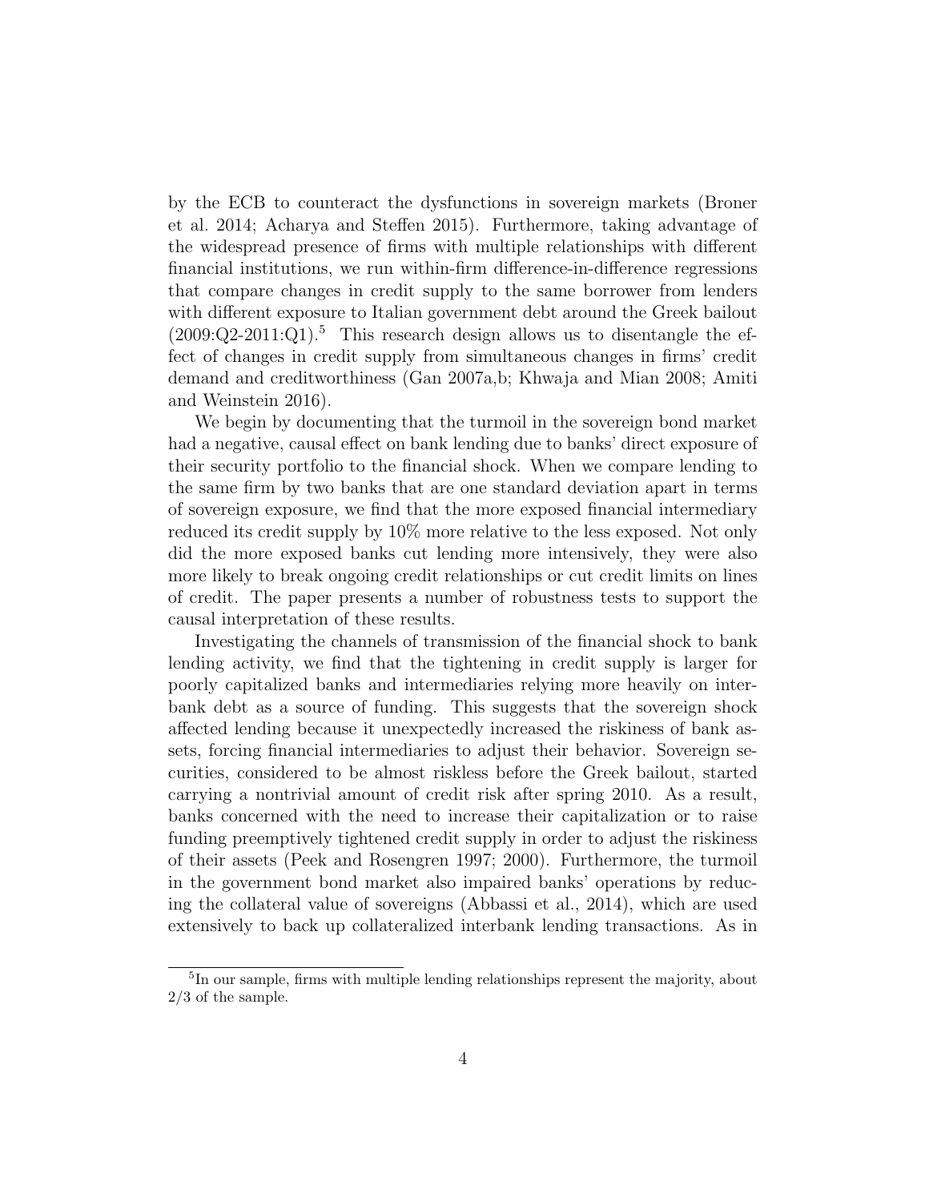by the ECB to counteract the dysfunctions in sovereign markets (Broner et al. 2014; Acharya and Steffen 2015). Furthermore, taking advantage of the widespread presence of firms with multiple relationships with different financial institutions, we run within-firm difference-in-difference regressions that compare changes in credit supply to the same borrower from lenders with different exposure to Italian government debt around the Greek bailout (2009:Q2-2011:Q1).[5] This research design allows us to disentangle the effect of changes in credit supply from simultaneous changes in firms' credit demand and creditworthiness (Gan 2007a,b; Khwaja and Mian 2008; Amiti and Weinstein 2016).

We begin by documenting that the turmoil in the sovereign bond market had a negative, causal effect on bank lending due to banks' direct exposure of their security portfolio to the financial shock. When we compare lending to the same firm by two banks that are one standard deviation apart in terms of sovereign exposure, we find that the more exposed financial intermediary reduced its credit supply by 10% more relative to the less exposed. Not only did the more exposed banks cut lending more intensively, they were also more likely to break ongoing credit relationships or cut credit limits on lines of credit. The paper presents a number of robustness tests to support the causal interpretation of these results.

Investigating the channels of transmission of the financial shock to bank lending activity, we find that the tightening in credit supply is larger for poorly capitalized banks and intermediaries relying more heavily on interbank debt as a source of funding. This suggests that the sovereign shock affected lending because it unexpectedly increased the riskiness of bank assets, forcing financial intermediaries to adjust their behavior. Sovereign securities, considered to be almost riskless before the Greek bailout, started carrying a nontrivial amount of credit risk after spring 2010. As a result, banks concerned with the need to increase their capitalization or to raise funding preemptively tightened credit supply in order to adjust the riskiness of their assets (Peek and Rosengren 1997; 2000). Furthermore, the turmoil in the government bond market also impaired banks' operations by reducing the collateral value of sovereigns (Abbassi et al., 2014), which are used extensively to back up collateralized interbank lending transactions. As in

[5] In our sample, firms with multiple lending relationships represent the majority, about 2/3 of the sample.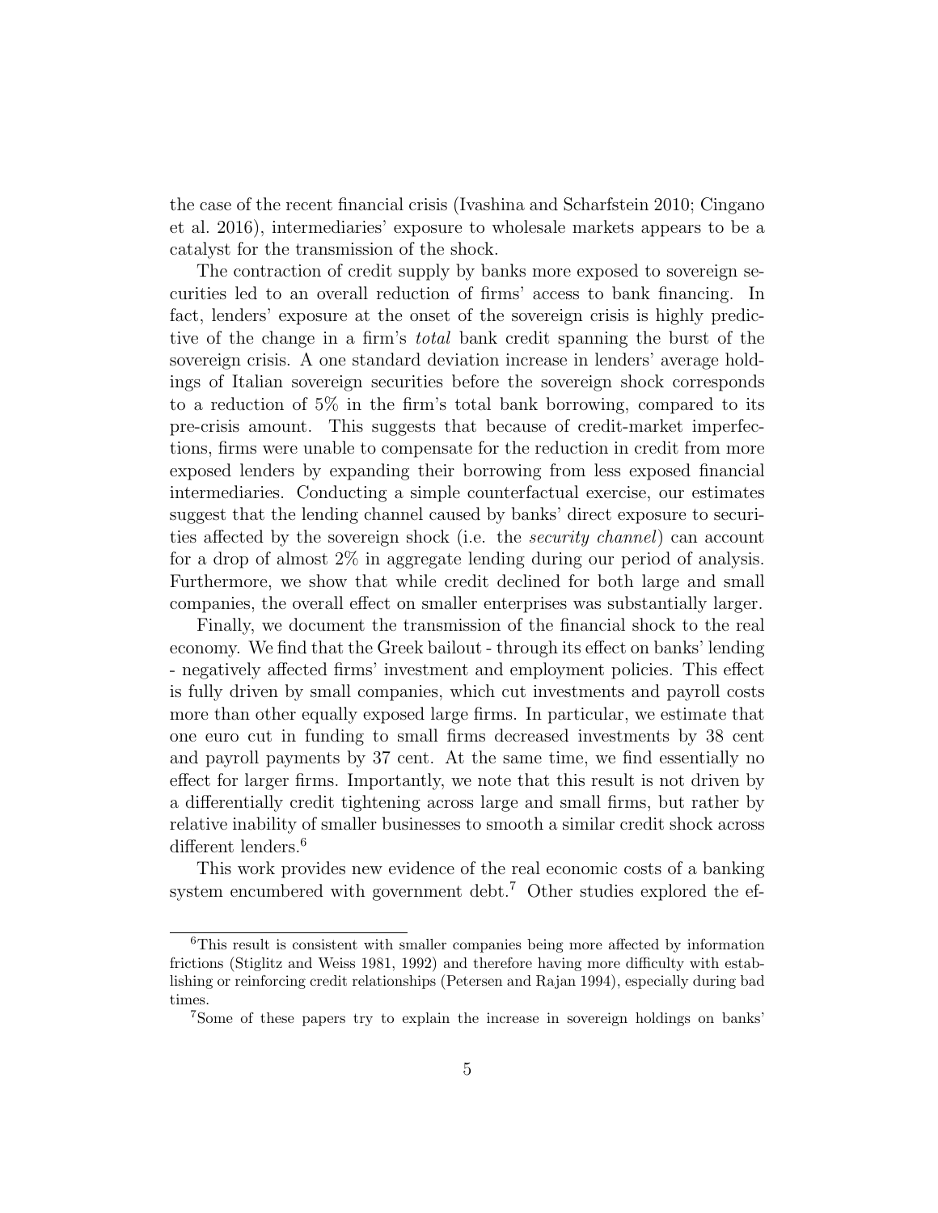the case of the recent financial crisis (Ivashina and Scharfstein 2010; Cingano et al. 2016), intermediaries' exposure to wholesale markets appears to be a catalyst for the transmission of the shock.

The contraction of credit supply by banks more exposed to sovereign securities led to an overall reduction of firms' access to bank financing. In fact, lenders' exposure at the onset of the sovereign crisis is highly predictive of the change in a firm's *total* bank credit spanning the burst of the sovereign crisis. A one standard deviation increase in lenders' average holdings of Italian sovereign securities before the sovereign shock corresponds to a reduction of 5% in the firm's total bank borrowing, compared to its pre-crisis amount. This suggests that because of credit-market imperfections, firms were unable to compensate for the reduction in credit from more exposed lenders by expanding their borrowing from less exposed financial intermediaries. Conducting a simple counterfactual exercise, our estimates suggest that the lending channel caused by banks' direct exposure to securities affected by the sovereign shock (i.e. the *security channel*) can account for a drop of almost 2% in aggregate lending during our period of analysis. Furthermore, we show that while credit declined for both large and small companies, the overall effect on smaller enterprises was substantially larger.

Finally, we document the transmission of the financial shock to the real economy. We find that the Greek bailout - through its effect on banks' lending - negatively affected firms' investment and employment policies. This effect is fully driven by small companies, which cut investments and payroll costs more than other equally exposed large firms. In particular, we estimate that one euro cut in funding to small firms decreased investments by 38 cent and payroll payments by 37 cent. At the same time, we find essentially no effect for larger firms. Importantly, we note that this result is not driven by a differentially credit tightening across large and small firms, but rather by relative inability of smaller businesses to smooth a similar credit shock across different lenders.[6]

This work provides new evidence of the real economic costs of a banking system encumbered with government debt.[7] Other studies explored the ef-

[6]This result is consistent with smaller companies being more affected by information frictions (Stiglitz and Weiss 1981, 1992) and therefore having more difficulty with establishing or reinforcing credit relationships (Petersen and Rajan 1994), especially during bad times.

[7]Some of these papers try to explain the increase in sovereign holdings on banks'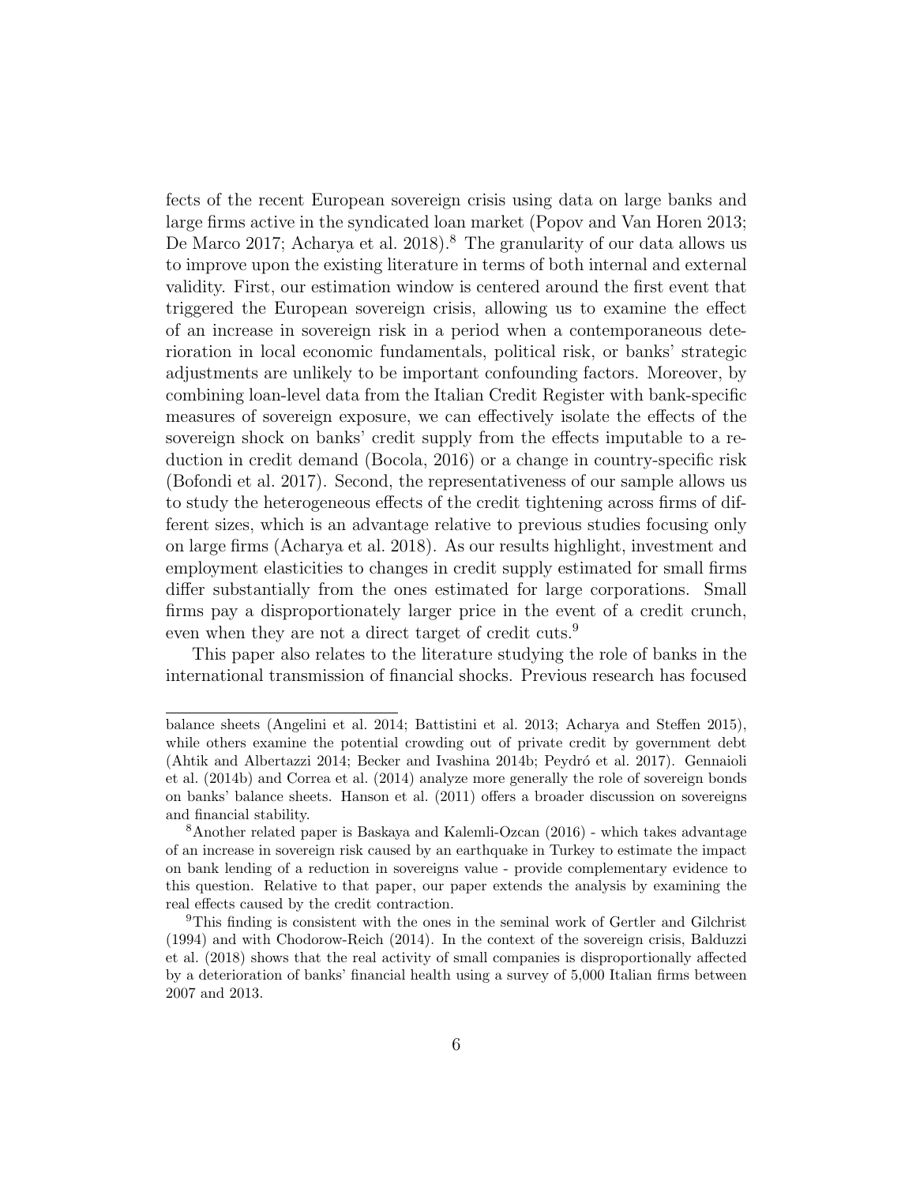fects of the recent European sovereign crisis using data on large banks and large firms active in the syndicated loan market (Popov and Van Horen 2013; De Marco 2017; Acharya et al. 2018).[8] The granularity of our data allows us to improve upon the existing literature in terms of both internal and external validity. First, our estimation window is centered around the first event that triggered the European sovereign crisis, allowing us to examine the effect of an increase in sovereign risk in a period when a contemporaneous deterioration in local economic fundamentals, political risk, or banks' strategic adjustments are unlikely to be important confounding factors. Moreover, by combining loan-level data from the Italian Credit Register with bank-specific measures of sovereign exposure, we can effectively isolate the effects of the sovereign shock on banks' credit supply from the effects imputable to a reduction in credit demand (Bocola, 2016) or a change in country-specific risk (Bofondi et al. 2017). Second, the representativeness of our sample allows us to study the heterogeneous effects of the credit tightening across firms of different sizes, which is an advantage relative to previous studies focusing only on large firms (Acharya et al. 2018). As our results highlight, investment and employment elasticities to changes in credit supply estimated for small firms differ substantially from the ones estimated for large corporations. Small firms pay a disproportionately larger price in the event of a credit crunch, even when they are not a direct target of credit cuts.[9]

This paper also relates to the literature studying the role of banks in the international transmission of financial shocks. Previous research has focused

balance sheets (Angelini et al. 2014; Battistini et al. 2013; Acharya and Steffen 2015), while others examine the potential crowding out of private credit by government debt (Ahtik and Albertazzi 2014; Becker and Ivashina 2014b; Peydró et al. 2017). Gennaioli et al. (2014b) and Correa et al. (2014) analyze more generally the role of sovereign bonds on banks' balance sheets. Hanson et al. (2011) offers a broader discussion on sovereigns and financial stability.

[8] Another related paper is Baskaya and Kalemli-Ozcan (2016) - which takes advantage of an increase in sovereign risk caused by an earthquake in Turkey to estimate the impact on bank lending of a reduction in sovereigns value - provide complementary evidence to this question. Relative to that paper, our paper extends the analysis by examining the real effects caused by the credit contraction.

[9] This finding is consistent with the ones in the seminal work of Gertler and Gilchrist (1994) and with Chodorow-Reich (2014). In the context of the sovereign crisis, Balduzzi et al. (2018) shows that the real activity of small companies is disproportionally affected by a deterioration of banks' financial health using a survey of 5,000 Italian firms between 2007 and 2013.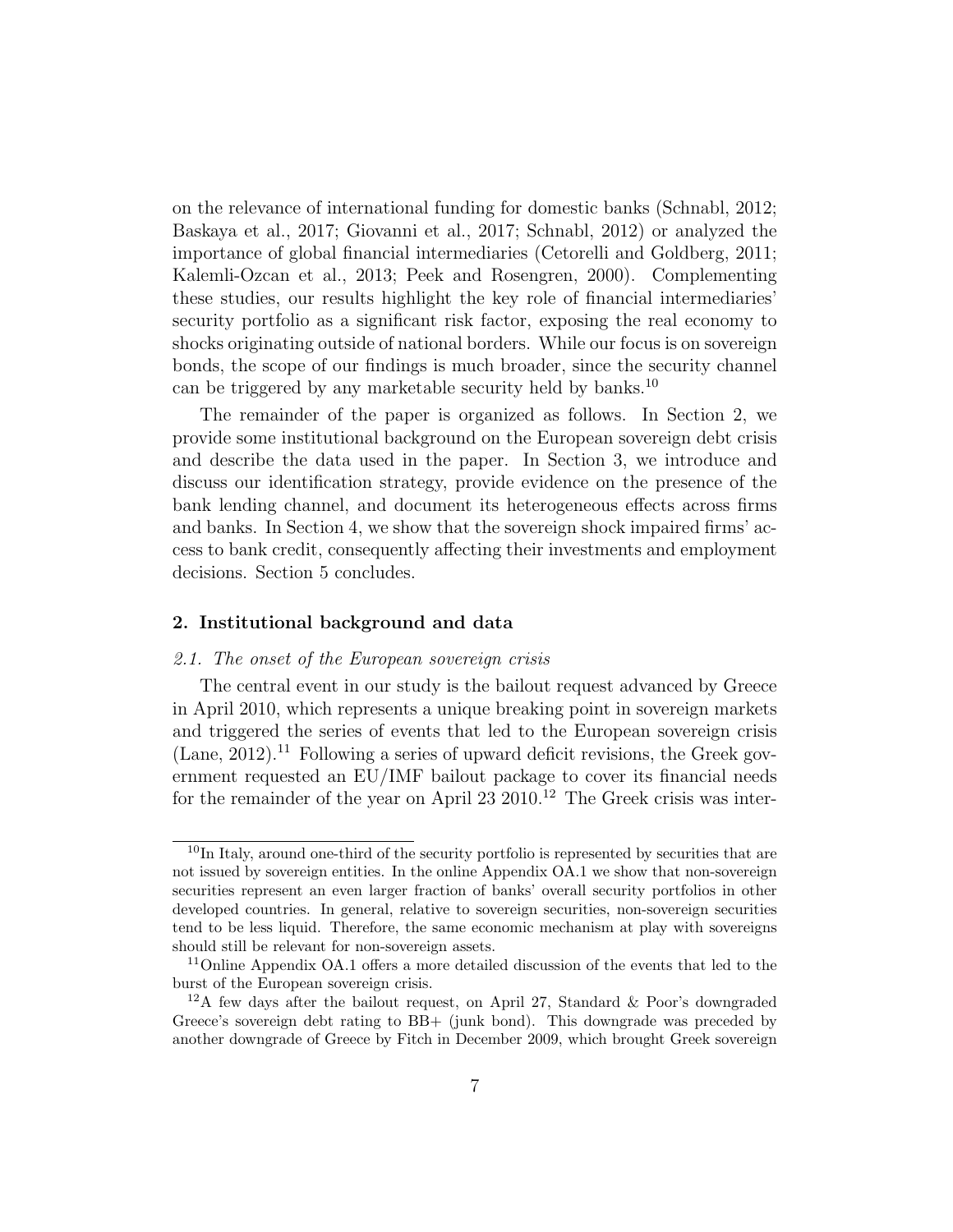on the relevance of international funding for domestic banks (Schnabl, 2012; Baskaya et al., 2017; Giovanni et al., 2017; Schnabl, 2012) or analyzed the importance of global financial intermediaries (Cetorelli and Goldberg, 2011; Kalemli-Ozcan et al., 2013; Peek and Rosengren, 2000). Complementing these studies, our results highlight the key role of financial intermediaries' security portfolio as a significant risk factor, exposing the real economy to shocks originating outside of national borders. While our focus is on sovereign bonds, the scope of our findings is much broader, since the security channel can be triggered by any marketable security held by banks.[10]

The remainder of the paper is organized as follows. In Section 2, we provide some institutional background on the European sovereign debt crisis and describe the data used in the paper. In Section 3, we introduce and discuss our identification strategy, provide evidence on the presence of the bank lending channel, and document its heterogeneous effects across firms and banks. In Section 4, we show that the sovereign shock impaired firms' access to bank credit, consequently affecting their investments and employment decisions. Section 5 concludes.

## 2. Institutional background and data

### *2.1. The onset of the European sovereign crisis*

The central event in our study is the bailout request advanced by Greece in April 2010, which represents a unique breaking point in sovereign markets and triggered the series of events that led to the European sovereign crisis (Lane, 2012).[11] Following a series of upward deficit revisions, the Greek government requested an EU/IMF bailout package to cover its financial needs for the remainder of the year on April 23 2010.[12] The Greek crisis was inter-

---

[10] In Italy, around one-third of the security portfolio is represented by securities that are not issued by sovereign entities. In the online Appendix OA.1 we show that non-sovereign securities represent an even larger fraction of banks' overall security portfolios in other developed countries. In general, relative to sovereign securities, non-sovereign securities tend to be less liquid. Therefore, the same economic mechanism at play with sovereigns should still be relevant for non-sovereign assets.

[11] Online Appendix OA.1 offers a more detailed discussion of the events that led to the burst of the European sovereign crisis.

[12] A few days after the bailout request, on April 27, Standard & Poor's downgraded Greece's sovereign debt rating to BB+ (junk bond). This downgrade was preceded by another downgrade of Greece by Fitch in December 2009, which brought Greek sovereign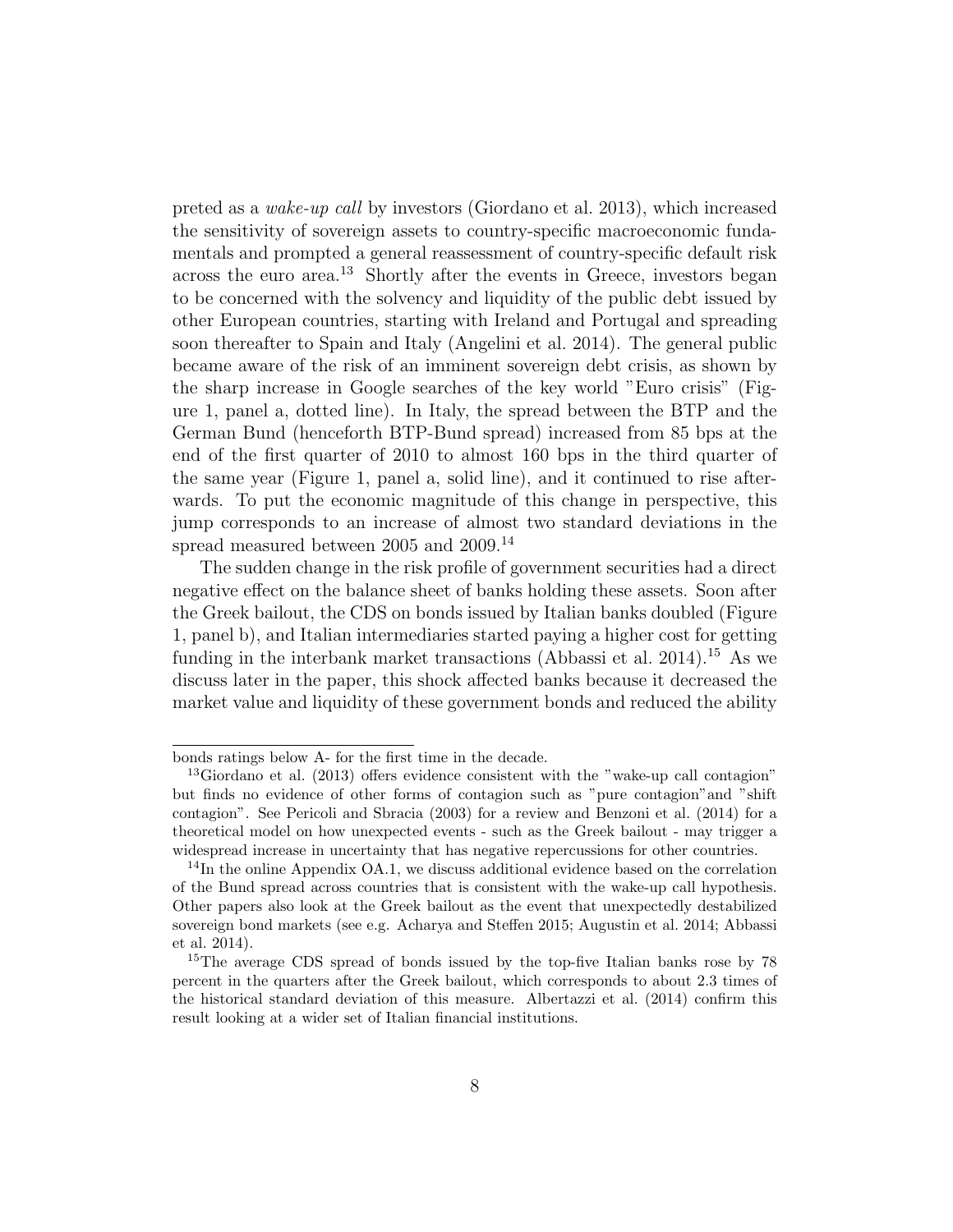preted as a *wake-up call* by investors (Giordano et al. 2013), which increased the sensitivity of sovereign assets to country-specific macroeconomic fundamentals and prompted a general reassessment of country-specific default risk across the euro area.[13] Shortly after the events in Greece, investors began to be concerned with the solvency and liquidity of the public debt issued by other European countries, starting with Ireland and Portugal and spreading soon thereafter to Spain and Italy (Angelini et al. 2014). The general public became aware of the risk of an imminent sovereign debt crisis, as shown by the sharp increase in Google searches of the key world "Euro crisis" (Figure 1, panel a, dotted line). In Italy, the spread between the BTP and the German Bund (henceforth BTP-Bund spread) increased from 85 bps at the end of the first quarter of 2010 to almost 160 bps in the third quarter of the same year (Figure 1, panel a, solid line), and it continued to rise afterwards. To put the economic magnitude of this change in perspective, this jump corresponds to an increase of almost two standard deviations in the spread measured between 2005 and 2009.[14]

The sudden change in the risk profile of government securities had a direct negative effect on the balance sheet of banks holding these assets. Soon after the Greek bailout, the CDS on bonds issued by Italian banks doubled (Figure 1, panel b), and Italian intermediaries started paying a higher cost for getting funding in the interbank market transactions (Abbassi et al. 2014).[15] As we discuss later in the paper, this shock affected banks because it decreased the market value and liquidity of these government bonds and reduced the ability

---

bonds ratings below A- for the first time in the decade.

[13] Giordano et al. (2013) offers evidence consistent with the "wake-up call contagion" but finds no evidence of other forms of contagion such as "pure contagion"and "shift contagion". See Pericoli and Sbracia (2003) for a review and Benzoni et al. (2014) for a theoretical model on how unexpected events - such as the Greek bailout - may trigger a widespread increase in uncertainty that has negative repercussions for other countries.

[14] In the online Appendix OA.1, we discuss additional evidence based on the correlation of the Bund spread across countries that is consistent with the wake-up call hypothesis. Other papers also look at the Greek bailout as the event that unexpectedly destabilized sovereign bond markets (see e.g. Acharya and Steffen 2015; Augustin et al. 2014; Abbassi et al. 2014).

[15] The average CDS spread of bonds issued by the top-five Italian banks rose by 78 percent in the quarters after the Greek bailout, which corresponds to about 2.3 times of the historical standard deviation of this measure. Albertazzi et al. (2014) confirm this result looking at a wider set of Italian financial institutions.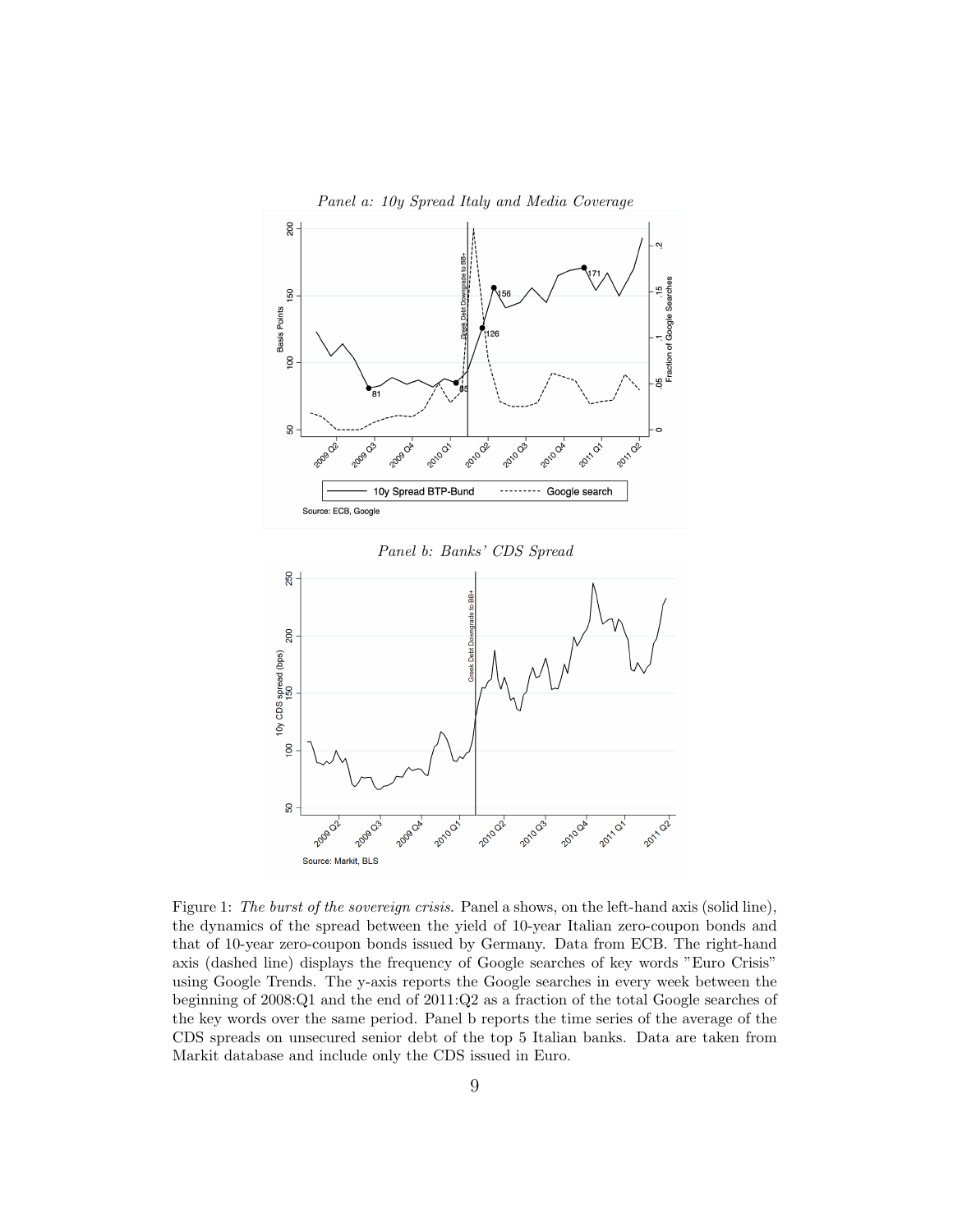*Panel a: 10y Spread Italy and Media Coverage*

*Panel b: Banks' CDS Spread*

Figure 1: *The burst of the sovereign crisis.* Panel a shows, on the left-hand axis (solid line), the dynamics of the spread between the yield of 10-year Italian zero-coupon bonds and that of 10-year zero-coupon bonds issued by Germany. Data from ECB. The right-hand axis (dashed line) displays the frequency of Google searches of key words "Euro Crisis" using Google Trends. The y-axis reports the Google searches in every week between the beginning of 2008:Q1 and the end of 2011:Q2 as a fraction of the total Google searches of the key words over the same period. Panel b reports the time series of the average of the CDS spreads on unsecured senior debt of the top 5 Italian banks. Data are taken from Markit database and include only the CDS issued in Euro.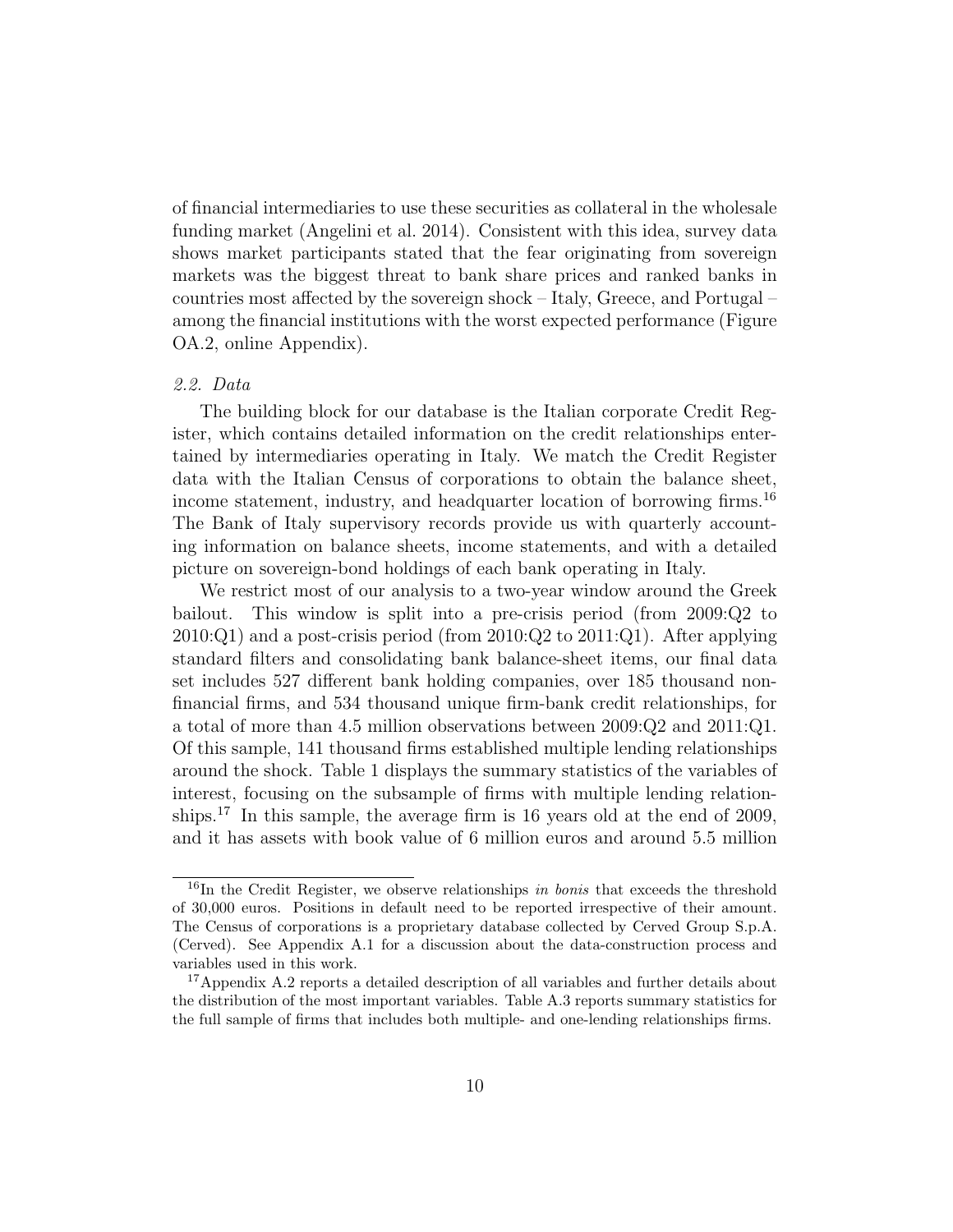of financial intermediaries to use these securities as collateral in the wholesale funding market (Angelini et al. 2014). Consistent with this idea, survey data shows market participants stated that the fear originating from sovereign markets was the biggest threat to bank share prices and ranked banks in countries most affected by the sovereign shock – Italy, Greece, and Portugal – among the financial institutions with the worst expected performance (Figure OA.2, online Appendix).

### *2.2. Data*

The building block for our database is the Italian corporate Credit Register, which contains detailed information on the credit relationships entertained by intermediaries operating in Italy. We match the Credit Register data with the Italian Census of corporations to obtain the balance sheet, income statement, industry, and headquarter location of borrowing firms.[16] The Bank of Italy supervisory records provide us with quarterly accounting information on balance sheets, income statements, and with a detailed picture on sovereign-bond holdings of each bank operating in Italy.

We restrict most of our analysis to a two-year window around the Greek bailout. This window is split into a pre-crisis period (from 2009:Q2 to 2010:Q1) and a post-crisis period (from 2010:Q2 to 2011:Q1). After applying standard filters and consolidating bank balance-sheet items, our final data set includes 527 different bank holding companies, over 185 thousand non-financial firms, and 534 thousand unique firm-bank credit relationships, for a total of more than 4.5 million observations between 2009:Q2 and 2011:Q1. Of this sample, 141 thousand firms established multiple lending relationships around the shock. Table 1 displays the summary statistics of the variables of interest, focusing on the subsample of firms with multiple lending relationships.[17] In this sample, the average firm is 16 years old at the end of 2009, and it has assets with book value of 6 million euros and around 5.5 million

---

[16]In the Credit Register, we observe relationships *in bonis* that exceeds the threshold of 30,000 euros. Positions in default need to be reported irrespective of their amount. The Census of corporations is a proprietary database collected by Cerved Group S.p.A. (Cerved). See Appendix A.1 for a discussion about the data-construction process and variables used in this work.

[17]Appendix A.2 reports a detailed description of all variables and further details about the distribution of the most important variables. Table A.3 reports summary statistics for the full sample of firms that includes both multiple- and one-lending relationships firms.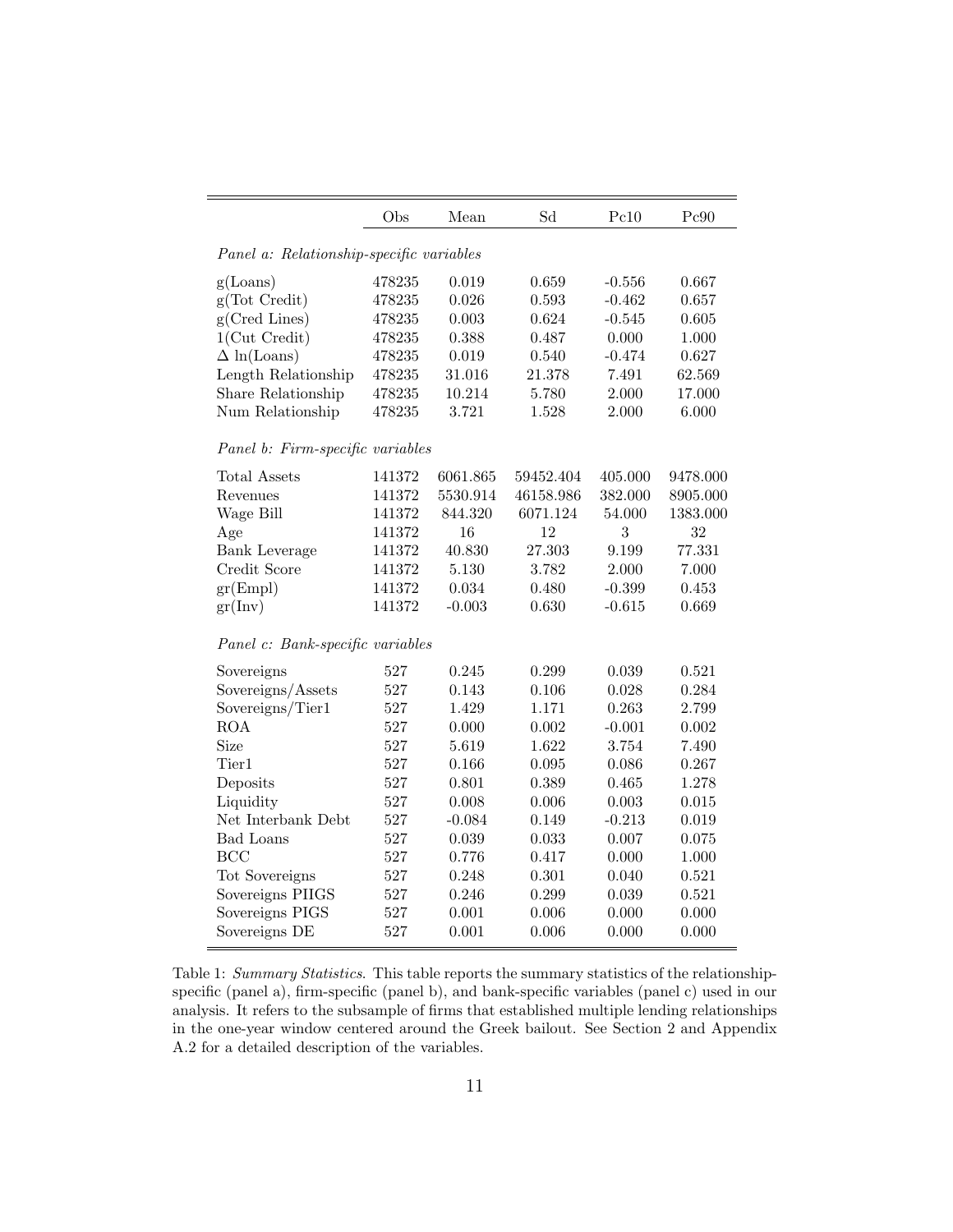| | Obs | Mean | Sd | Pc10 | Pc90 |
|---|---|---|---|---|---|
| *Panel a: Relationship-specific variables* | | | | | |
| g(Loans) | 478235 | 0.019 | 0.659 | -0.556 | 0.667 |
| g(Tot Credit) | 478235 | 0.026 | 0.593 | -0.462 | 0.657 |
| g(Cred Lines) | 478235 | 0.003 | 0.624 | -0.545 | 0.605 |
| 1(Cut Credit) | 478235 | 0.388 | 0.487 | 0.000 | 1.000 |
| $\Delta$ ln(Loans) | 478235 | 0.019 | 0.540 | -0.474 | 0.627 |
| Length Relationship | 478235 | 31.016 | 21.378 | 7.491 | 62.569 |
| Share Relationship | 478235 | 10.214 | 5.780 | 2.000 | 17.000 |
| Num Relationship | 478235 | 3.721 | 1.528 | 2.000 | 6.000 |
| *Panel b: Firm-specific variables* | | | | | |
| Total Assets | 141372 | 6061.865 | 59452.404 | 405.000 | 9478.000 |
| Revenues | 141372 | 5530.914 | 46158.986 | 382.000 | 8905.000 |
| Wage Bill | 141372 | 844.320 | 6071.124 | 54.000 | 1383.000 |
| Age | 141372 | 16 | 12 | 3 | 32 |
| Bank Leverage | 141372 | 40.830 | 27.303 | 9.199 | 77.331 |
| Credit Score | 141372 | 5.130 | 3.782 | 2.000 | 7.000 |
| gr(Empl) | 141372 | 0.034 | 0.480 | -0.399 | 0.453 |
| gr(Inv) | 141372 | -0.003 | 0.630 | -0.615 | 0.669 |
| *Panel c: Bank-specific variables* | | | | | |
| Sovereigns | 527 | 0.245 | 0.299 | 0.039 | 0.521 |
| Sovereigns/Assets | 527 | 0.143 | 0.106 | 0.028 | 0.284 |
| Sovereigns/Tier1 | 527 | 1.429 | 1.171 | 0.263 | 2.799 |
| ROA | 527 | 0.000 | 0.002 | -0.001 | 0.002 |
| Size | 527 | 5.619 | 1.622 | 3.754 | 7.490 |
| Tier1 | 527 | 0.166 | 0.095 | 0.086 | 0.267 |
| Deposits | 527 | 0.801 | 0.389 | 0.465 | 1.278 |
| Liquidity | 527 | 0.008 | 0.006 | 0.003 | 0.015 |
| Net Interbank Debt | 527 | -0.084 | 0.149 | -0.213 | 0.019 |
| Bad Loans | 527 | 0.039 | 0.033 | 0.007 | 0.075 |
| BCC | 527 | 0.776 | 0.417 | 0.000 | 1.000 |
| Tot Sovereigns | 527 | 0.248 | 0.301 | 0.040 | 0.521 |
| Sovereigns PIIGS | 527 | 0.246 | 0.299 | 0.039 | 0.521 |
| Sovereigns PIGS | 527 | 0.001 | 0.006 | 0.000 | 0.000 |
| Sovereigns DE | 527 | 0.001 | 0.006 | 0.000 | 0.000 |

Table 1: *Summary Statistics*. This table reports the summary statistics of the relationship-specific (panel a), firm-specific (panel b), and bank-specific variables (panel c) used in our analysis. It refers to the subsample of firms that established multiple lending relationships in the one-year window centered around the Greek bailout. See Section 2 and Appendix A.2 for a detailed description of the variables.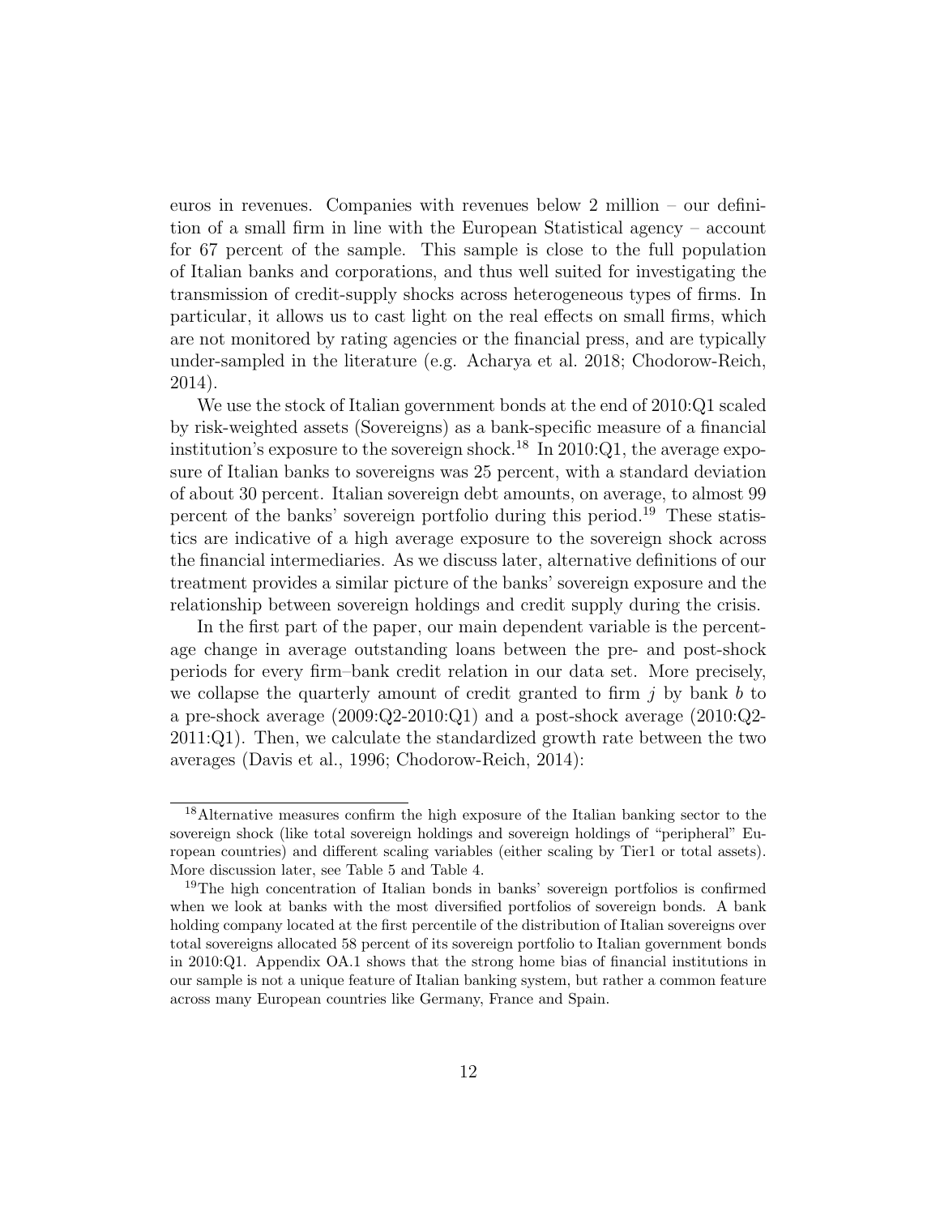euros in revenues. Companies with revenues below 2 million – our definition of a small firm in line with the European Statistical agency – account for 67 percent of the sample. This sample is close to the full population of Italian banks and corporations, and thus well suited for investigating the transmission of credit-supply shocks across heterogeneous types of firms. In particular, it allows us to cast light on the real effects on small firms, which are not monitored by rating agencies or the financial press, and are typically under-sampled in the literature (e.g. Acharya et al. 2018; Chodorow-Reich, 2014).

We use the stock of Italian government bonds at the end of 2010:Q1 scaled by risk-weighted assets (Sovereigns) as a bank-specific measure of a financial institution's exposure to the sovereign shock.[18] In 2010:Q1, the average exposure of Italian banks to sovereigns was 25 percent, with a standard deviation of about 30 percent. Italian sovereign debt amounts, on average, to almost 99 percent of the banks' sovereign portfolio during this period.[19] These statistics are indicative of a high average exposure to the sovereign shock across the financial intermediaries. As we discuss later, alternative definitions of our treatment provides a similar picture of the banks' sovereign exposure and the relationship between sovereign holdings and credit supply during the crisis.

In the first part of the paper, our main dependent variable is the percentage change in average outstanding loans between the pre- and post-shock periods for every firm–bank credit relation in our data set. More precisely, we collapse the quarterly amount of credit granted to firm $j$ by bank $b$ to a pre-shock average (2009:Q2-2010:Q1) and a post-shock average (2010:Q2-2011:Q1). Then, we calculate the standardized growth rate between the two averages (Davis et al., 1996; Chodorow-Reich, 2014):

---

[18] Alternative measures confirm the high exposure of the Italian banking sector to the sovereign shock (like total sovereign holdings and sovereign holdings of "peripheral" European countries) and different scaling variables (either scaling by Tier1 or total assets). More discussion later, see Table 5 and Table 4.

[19] The high concentration of Italian bonds in banks' sovereign portfolios is confirmed when we look at banks with the most diversified portfolios of sovereign bonds. A bank holding company located at the first percentile of the distribution of Italian sovereigns over total sovereigns allocated 58 percent of its sovereign portfolio to Italian government bonds in 2010:Q1. Appendix OA.1 shows that the strong home bias of financial institutions in our sample is not a unique feature of Italian banking system, but rather a common feature across many European countries like Germany, France and Spain.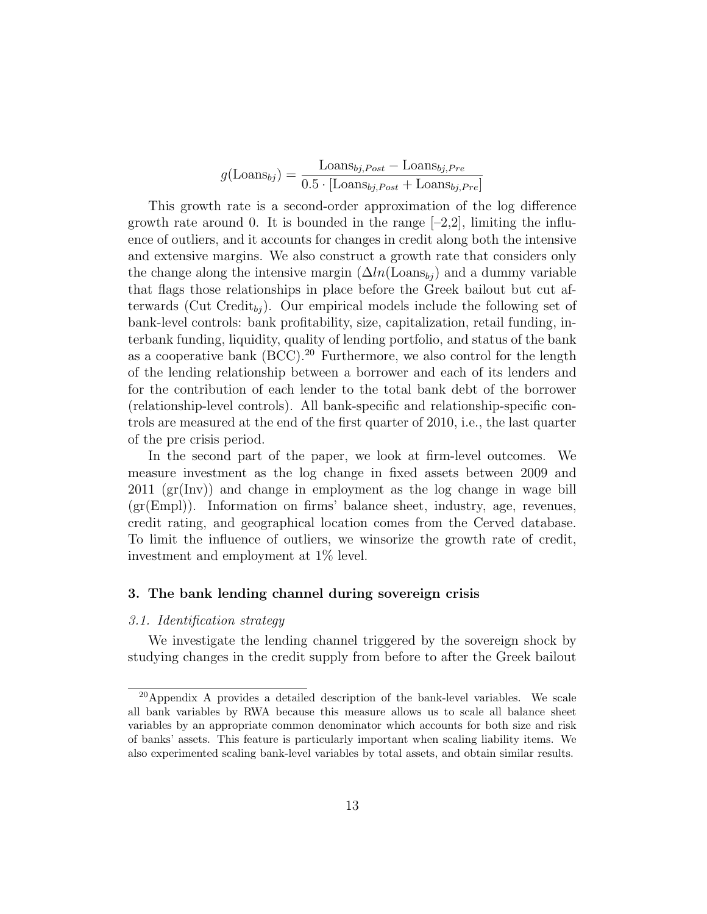$$g(\text{Loans}_{bj}) = \frac{\text{Loans}_{bj,Post} - \text{Loans}_{bj,Pre}}{0.5 \cdot [\text{Loans}_{bj,Post} + \text{Loans}_{bj,Pre}]}$$

This growth rate is a second-order approximation of the log difference growth rate around 0. It is bounded in the range [–2,2], limiting the influence of outliers, and it accounts for changes in credit along both the intensive and extensive margins. We also construct a growth rate that considers only the change along the intensive margin ($\Delta ln(\text{Loans}_{bj})$ and a dummy variable that flags those relationships in place before the Greek bailout but cut afterwards (Cut $\text{Credit}_{bj}$). Our empirical models include the following set of bank-level controls: bank profitability, size, capitalization, retail funding, interbank funding, liquidity, quality of lending portfolio, and status of the bank as a cooperative bank (BCC).[20] Furthermore, we also control for the length of the lending relationship between a borrower and each of its lenders and for the contribution of each lender to the total bank debt of the borrower (relationship-level controls). All bank-specific and relationship-specific controls are measured at the end of the first quarter of 2010, i.e., the last quarter of the pre crisis period.

In the second part of the paper, we look at firm-level outcomes. We measure investment as the log change in fixed assets between 2009 and 2011 (gr(Inv)) and change in employment as the log change in wage bill (gr(Empl)). Information on firms' balance sheet, industry, age, revenues, credit rating, and geographical location comes from the Cerved database. To limit the influence of outliers, we winsorize the growth rate of credit, investment and employment at 1% level.

### 3. The bank lending channel during sovereign crisis

#### *3.1. Identification strategy*

We investigate the lending channel triggered by the sovereign shock by studying changes in the credit supply from before to after the Greek bailout

[20] Appendix A provides a detailed description of the bank-level variables. We scale all bank variables by RWA because this measure allows us to scale all balance sheet variables by an appropriate common denominator which accounts for both size and risk of banks' assets. This feature is particularly important when scaling liability items. We also experimented scaling bank-level variables by total assets, and obtain similar results.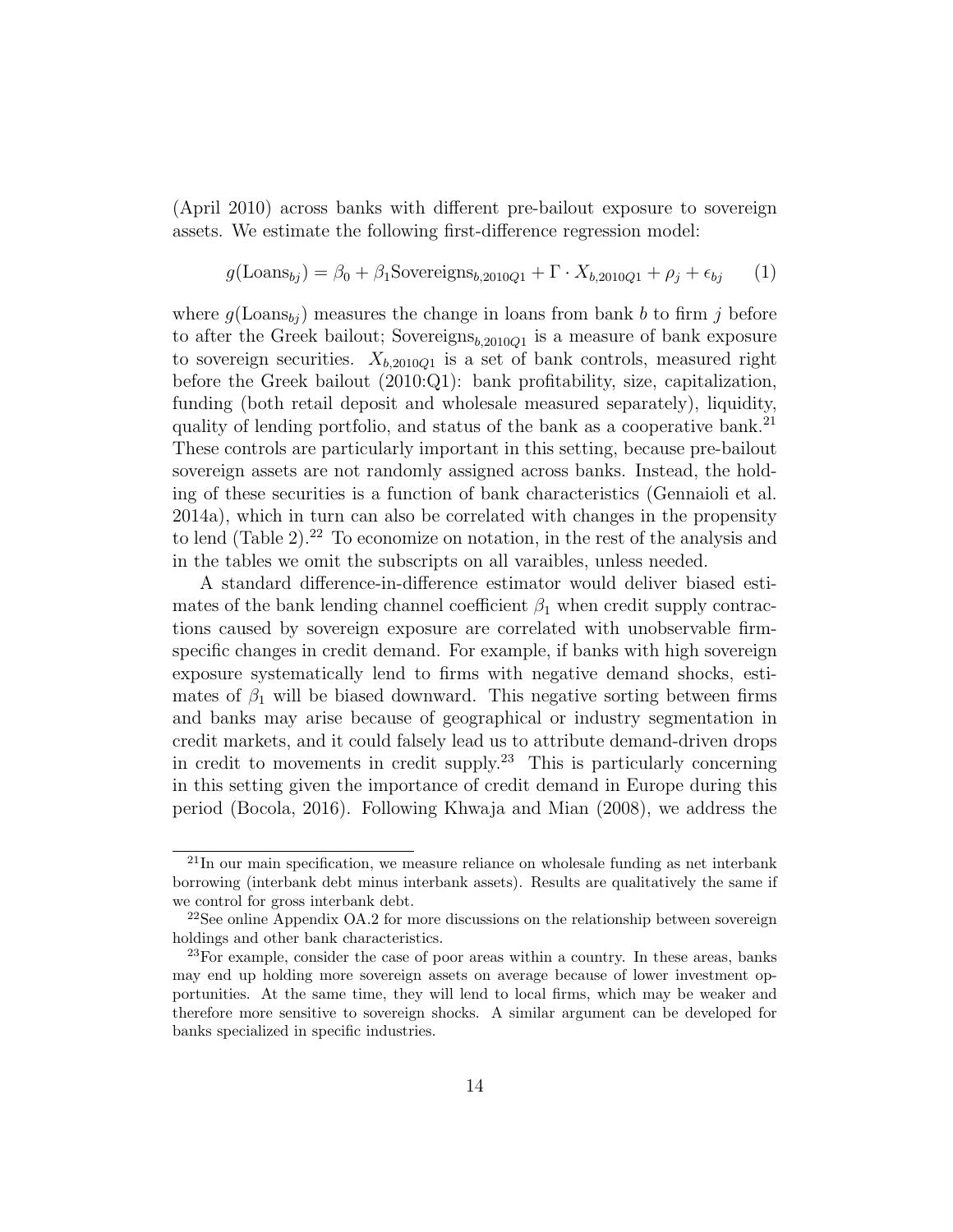(April 2010) across banks with different pre-bailout exposure to sovereign assets. We estimate the following first-difference regression model:

$$g(\text{Loans}_{bj}) = \beta_0 + \beta_1 \text{Sovereigns}_{b,2010Q1} + \Gamma \cdot X_{b,2010Q1} + \rho_j + \epsilon_{bj} \qquad (1)$$

where $g(\text{Loans}_{bj})$ measures the change in loans from bank $b$ to firm $j$ before to after the Greek bailout; $\text{Sovereigns}_{b,2010Q1}$ is a measure of bank exposure to sovereign securities. $X_{b,2010Q1}$ is a set of bank controls, measured right before the Greek bailout (2010:Q1): bank profitability, size, capitalization, funding (both retail deposit and wholesale measured separately), liquidity, quality of lending portfolio, and status of the bank as a cooperative bank.[21] These controls are particularly important in this setting, because pre-bailout sovereign assets are not randomly assigned across banks. Instead, the holding of these securities is a function of bank characteristics (Gennaioli et al. 2014a), which in turn can also be correlated with changes in the propensity to lend (Table 2).[22] To economize on notation, in the rest of the analysis and in the tables we omit the subscripts on all varaibles, unless needed.

A standard difference-in-difference estimator would deliver biased estimates of the bank lending channel coefficient $\beta_1$ when credit supply contractions caused by sovereign exposure are correlated with unobservable firm-specific changes in credit demand. For example, if banks with high sovereign exposure systematically lend to firms with negative demand shocks, estimates of $\beta_1$ will be biased downward. This negative sorting between firms and banks may arise because of geographical or industry segmentation in credit markets, and it could falsely lead us to attribute demand-driven drops in credit to movements in credit supply.[23] This is particularly concerning in this setting given the importance of credit demand in Europe during this period (Bocola, 2016). Following Khwaja and Mian (2008), we address the

[21] In our main specification, we measure reliance on wholesale funding as net interbank borrowing (interbank debt minus interbank assets). Results are qualitatively the same if we control for gross interbank debt.

[22] See online Appendix OA.2 for more discussions on the relationship between sovereign holdings and other bank characteristics.

[23] For example, consider the case of poor areas within a country. In these areas, banks may end up holding more sovereign assets on average because of lower investment opportunities. At the same time, they will lend to local firms, which may be weaker and therefore more sensitive to sovereign shocks. A similar argument can be developed for banks specialized in specific industries.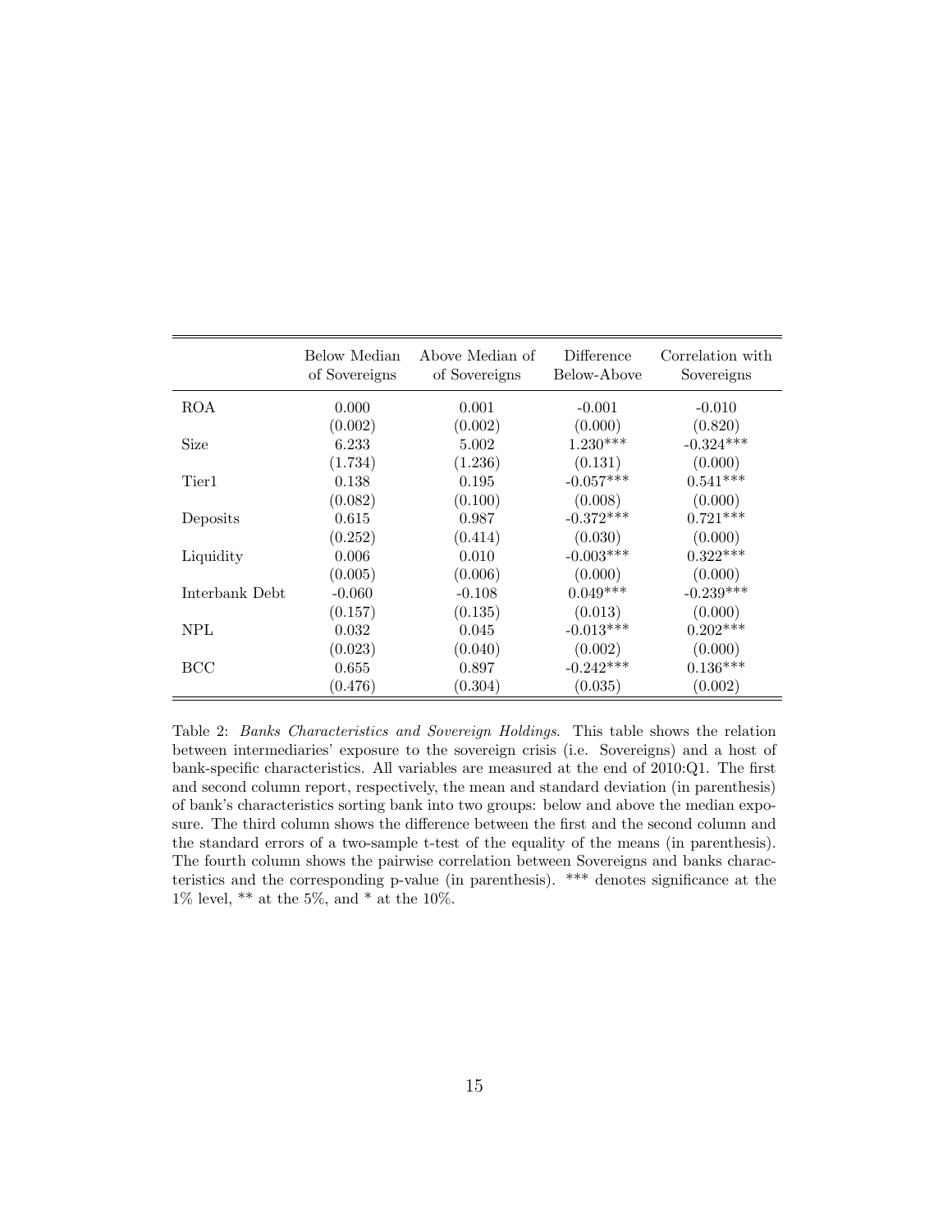| | Below Median of Sovereigns | Above Median of of Sovereigns | Difference Below-Above | Correlation with Sovereigns |
|---|---|---|---|---|
| ROA | 0.000 | 0.001 | -0.001 | -0.010 |
| | (0.002) | (0.002) | (0.000) | (0.820) |
| Size | 6.233 | 5.002 | 1.230*** | -0.324*** |
| | (1.734) | (1.236) | (0.131) | (0.000) |
| Tier1 | 0.138 | 0.195 | -0.057*** | 0.541*** |
| | (0.082) | (0.100) | (0.008) | (0.000) |
| Deposits | 0.615 | 0.987 | -0.372*** | 0.721*** |
| | (0.252) | (0.414) | (0.030) | (0.000) |
| Liquidity | 0.006 | 0.010 | -0.003*** | 0.322*** |
| | (0.005) | (0.006) | (0.000) | (0.000) |
| Interbank Debt | -0.060 | -0.108 | 0.049*** | -0.239*** |
| | (0.157) | (0.135) | (0.013) | (0.000) |
| NPL | 0.032 | 0.045 | -0.013*** | 0.202*** |
| | (0.023) | (0.040) | (0.002) | (0.000) |
| BCC | 0.655 | 0.897 | -0.242*** | 0.136*** |
| | (0.476) | (0.304) | (0.035) | (0.002) |

Table 2: *Banks Characteristics and Sovereign Holdings*. This table shows the relation between intermediaries' exposure to the sovereign crisis (i.e. Sovereigns) and a host of bank-specific characteristics. All variables are measured at the end of 2010:Q1. The first and second column report, respectively, the mean and standard deviation (in parenthesis) of bank's characteristics sorting bank into two groups: below and above the median exposure. The third column shows the difference between the first and the second column and the standard errors of a two-sample t-test of the equality of the means (in parenthesis). The fourth column shows the pairwise correlation between Sovereigns and banks characteristics and the corresponding p-value (in parenthesis). *** denotes significance at the 1% level, ** at the 5%, and * at the 10%.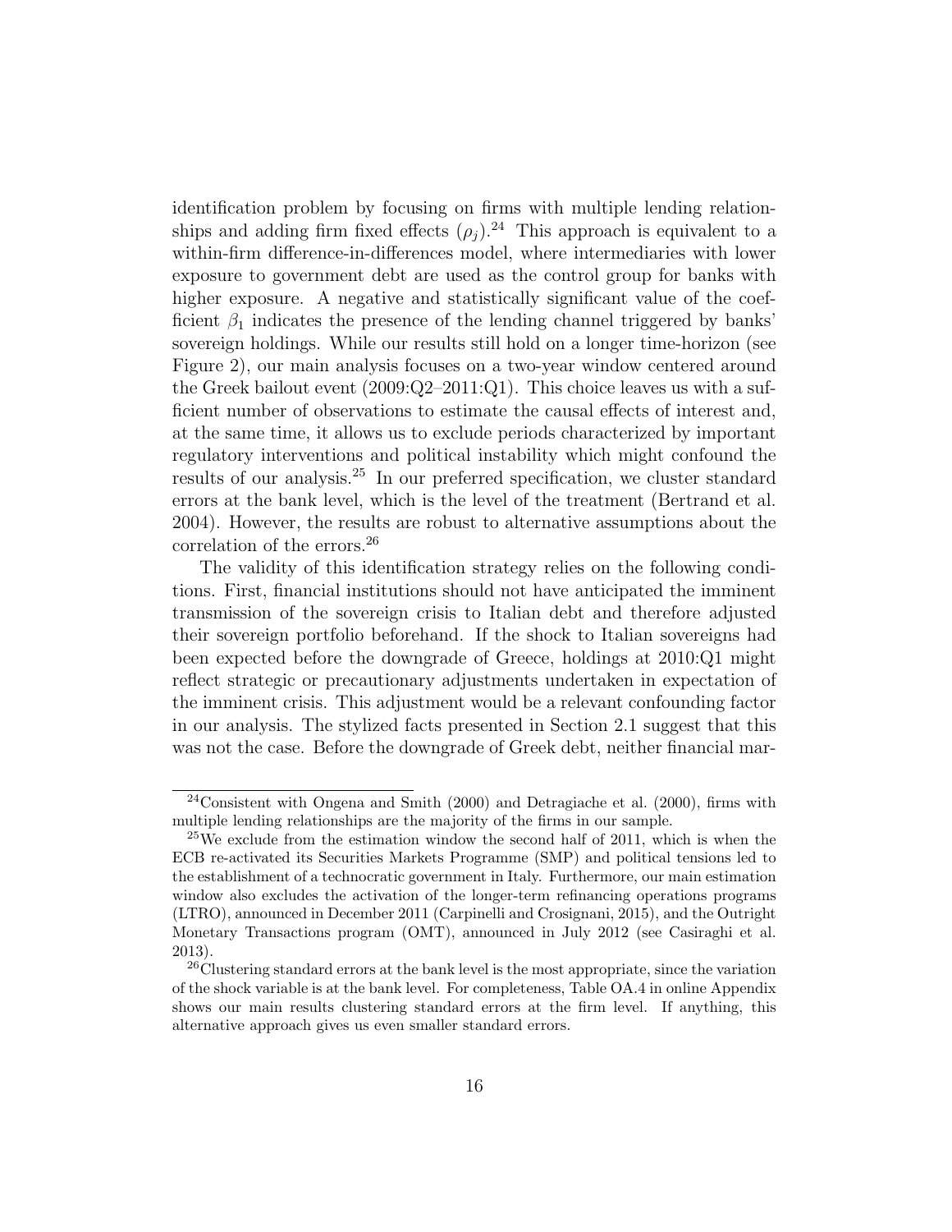identification problem by focusing on firms with multiple lending relationships and adding firm fixed effects ($\rho_j$).[24] This approach is equivalent to a within-firm difference-in-differences model, where intermediaries with lower exposure to government debt are used as the control group for banks with higher exposure. A negative and statistically significant value of the coefficient $\beta_1$ indicates the presence of the lending channel triggered by banks' sovereign holdings. While our results still hold on a longer time-horizon (see Figure 2), our main analysis focuses on a two-year window centered around the Greek bailout event (2009:Q2–2011:Q1). This choice leaves us with a sufficient number of observations to estimate the causal effects of interest and, at the same time, it allows us to exclude periods characterized by important regulatory interventions and political instability which might confound the results of our analysis.[25] In our preferred specification, we cluster standard errors at the bank level, which is the level of the treatment (Bertrand et al. 2004). However, the results are robust to alternative assumptions about the correlation of the errors.[26]

The validity of this identification strategy relies on the following conditions. First, financial institutions should not have anticipated the imminent transmission of the sovereign crisis to Italian debt and therefore adjusted their sovereign portfolio beforehand. If the shock to Italian sovereigns had been expected before the downgrade of Greece, holdings at 2010:Q1 might reflect strategic or precautionary adjustments undertaken in expectation of the imminent crisis. This adjustment would be a relevant confounding factor in our analysis. The stylized facts presented in Section 2.1 suggest that this was not the case. Before the downgrade of Greek debt, neither financial mar-

---

[24] Consistent with Ongena and Smith (2000) and Detragiache et al. (2000), firms with multiple lending relationships are the majority of the firms in our sample.

[25] We exclude from the estimation window the second half of 2011, which is when the ECB re-activated its Securities Markets Programme (SMP) and political tensions led to the establishment of a technocratic government in Italy. Furthermore, our main estimation window also excludes the activation of the longer-term refinancing operations programs (LTRO), announced in December 2011 (Carpinelli and Crosignani, 2015), and the Outright Monetary Transactions program (OMT), announced in July 2012 (see Casiraghi et al. 2013).

[26] Clustering standard errors at the bank level is the most appropriate, since the variation of the shock variable is at the bank level. For completeness, Table OA.4 in online Appendix shows our main results clustering standard errors at the firm level. If anything, this alternative approach gives us even smaller standard errors.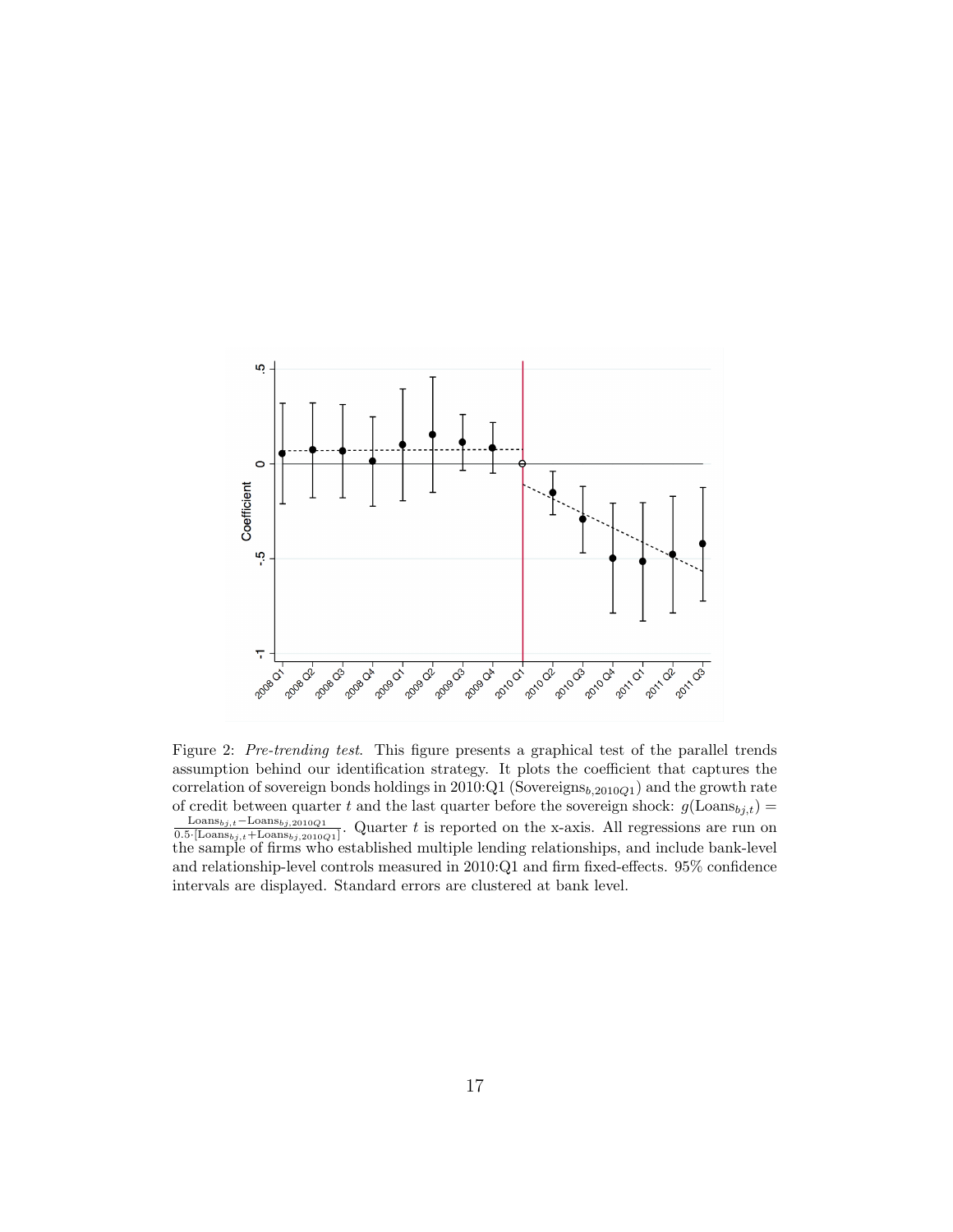Figure 2: *Pre-trending test*. This figure presents a graphical test of the parallel trends assumption behind our identification strategy. It plots the coefficient that captures the correlation of sovereign bonds holdings in 2010:Q1 ($\text{Sovereigns}_{b,2010Q1}$) and the growth rate of credit between quarter $t$ and the last quarter before the sovereign shock: $g(\text{Loans}_{bj,t}) = \frac{\text{Loans}_{bj,t} - \text{Loans}_{bj,2010Q1}}{0.5 \cdot [\text{Loans}_{bj,t} + \text{Loans}_{bj,2010Q1}]}$. Quarter $t$ is reported on the x-axis. All regressions are run on the sample of firms who established multiple lending relationships, and include bank-level and relationship-level controls measured in 2010:Q1 and firm fixed-effects. 95% confidence intervals are displayed. Standard errors are clustered at bank level.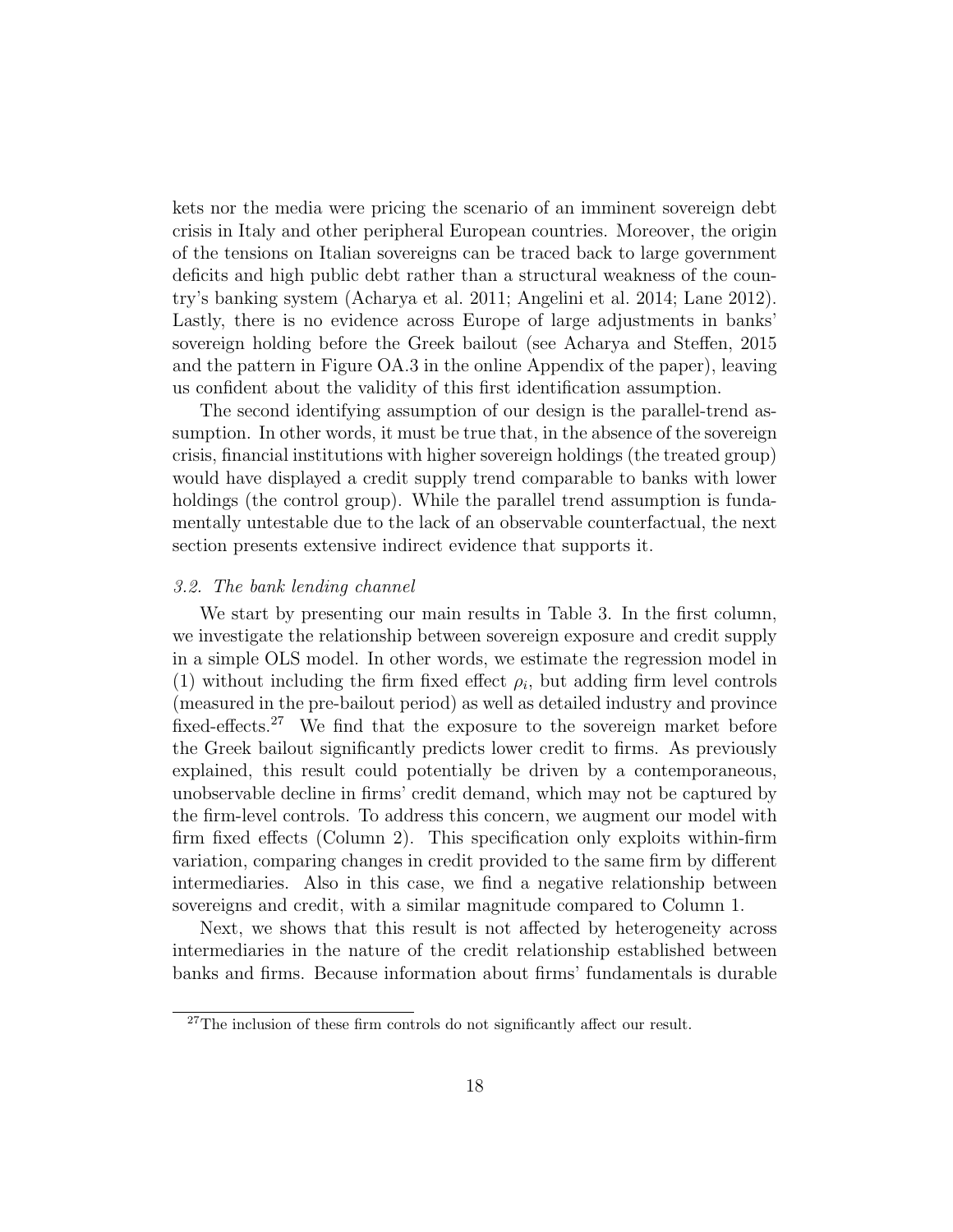kets nor the media were pricing the scenario of an imminent sovereign debt crisis in Italy and other peripheral European countries. Moreover, the origin of the tensions on Italian sovereigns can be traced back to large government deficits and high public debt rather than a structural weakness of the country's banking system (Acharya et al. 2011; Angelini et al. 2014; Lane 2012). Lastly, there is no evidence across Europe of large adjustments in banks' sovereign holding before the Greek bailout (see Acharya and Steffen, 2015 and the pattern in Figure OA.3 in the online Appendix of the paper), leaving us confident about the validity of this first identification assumption.

The second identifying assumption of our design is the parallel-trend assumption. In other words, it must be true that, in the absence of the sovereign crisis, financial institutions with higher sovereign holdings (the treated group) would have displayed a credit supply trend comparable to banks with lower holdings (the control group). While the parallel trend assumption is fundamentally untestable due to the lack of an observable counterfactual, the next section presents extensive indirect evidence that supports it.

### *3.2. The bank lending channel*

We start by presenting our main results in Table 3. In the first column, we investigate the relationship between sovereign exposure and credit supply in a simple OLS model. In other words, we estimate the regression model in (1) without including the firm fixed effect $\rho_i$, but adding firm level controls (measured in the pre-bailout period) as well as detailed industry and province fixed-effects.[27] We find that the exposure to the sovereign market before the Greek bailout significantly predicts lower credit to firms. As previously explained, this result could potentially be driven by a contemporaneous, unobservable decline in firms' credit demand, which may not be captured by the firm-level controls. To address this concern, we augment our model with firm fixed effects (Column 2). This specification only exploits within-firm variation, comparing changes in credit provided to the same firm by different intermediaries. Also in this case, we find a negative relationship between sovereigns and credit, with a similar magnitude compared to Column 1.

Next, we shows that this result is not affected by heterogeneity across intermediaries in the nature of the credit relationship established between banks and firms. Because information about firms' fundamentals is durable

[27] The inclusion of these firm controls do not significantly affect our result.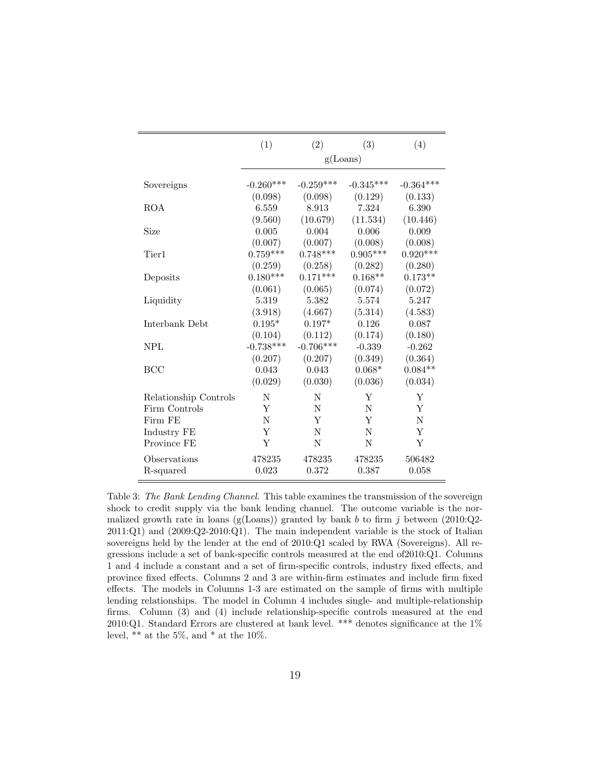| | (1) | (2) | (3) | (4) |
|---|---|---|---|---|
| | g(Loans) | | | |
| Sovereigns | -0.260*** | -0.259*** | -0.345*** | -0.364*** |
| | (0.098) | (0.098) | (0.129) | (0.133) |
| ROA | 6.559 | 8.913 | 7.324 | 6.390 |
| | (9.560) | (10.679) | (11.534) | (10.446) |
| Size | 0.005 | 0.004 | 0.006 | 0.009 |
| | (0.007) | (0.007) | (0.008) | (0.008) |
| Tier1 | 0.759*** | 0.748*** | 0.905*** | 0.920*** |
| | (0.259) | (0.258) | (0.282) | (0.280) |
| Deposits | 0.180*** | 0.171*** | 0.168** | 0.173** |
| | (0.061) | (0.065) | (0.074) | (0.072) |
| Liquidity | 5.319 | 5.382 | 5.574 | 5.247 |
| | (3.918) | (4.667) | (5.314) | (4.583) |
| Interbank Debt | 0.195* | 0.197* | 0.126 | 0.087 |
| | (0.104) | (0.112) | (0.174) | (0.180) |
| NPL | -0.738*** | -0.706*** | -0.339 | -0.262 |
| | (0.207) | (0.207) | (0.349) | (0.364) |
| BCC | 0.043 | 0.043 | 0.068* | 0.084** |
| | (0.029) | (0.030) | (0.036) | (0.034) |
| Relationship Controls | N | N | Y | Y |
| Firm Controls | Y | N | N | Y |
| Firm FE | N | Y | Y | N |
| Industry FE | Y | N | N | Y |
| Province FE | Y | N | N | Y |
| Observations | 478235 | 478235 | 478235 | 506482 |
| R-squared | 0.023 | 0.372 | 0.387 | 0.058 |

Table 3: *The Bank Lending Channel*. This table examines the transmission of the sovereign shock to credit supply via the bank lending channel. The outcome variable is the normalized growth rate in loans (g(Loans)) granted by bank $b$ to firm $j$ between (2010:Q2-2011:Q1) and (2009:Q2-2010:Q1). The main independent variable is the stock of Italian sovereigns held by the lender at the end of 2010:Q1 scaled by RWA (Sovereigns). All regressions include a set of bank-specific controls measured at the end of2010:Q1. Columns 1 and 4 include a constant and a set of firm-specific controls, industry fixed effects, and province fixed effects. Columns 2 and 3 are within-firm estimates and include firm fixed effects. The models in Columns 1-3 are estimated on the sample of firms with multiple lending relationships. The model in Column 4 includes single- and multiple-relationship firms. Column (3) and (4) include relationship-specific controls measured at the end 2010:Q1. Standard Errors are clustered at bank level. *** denotes significance at the 1% level, ** at the 5%, and * at the 10%.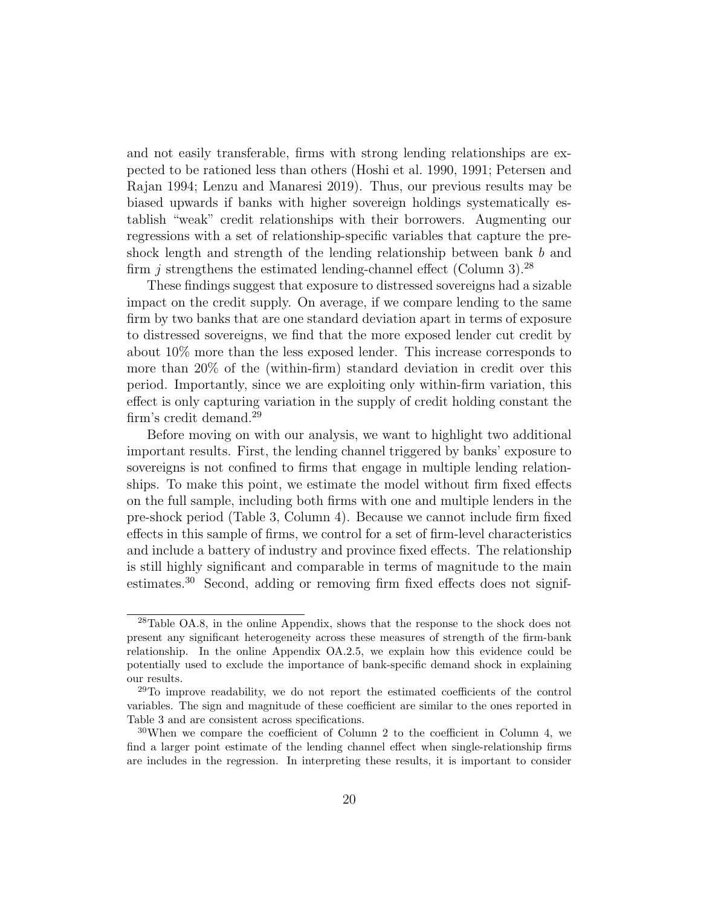and not easily transferable, firms with strong lending relationships are expected to be rationed less than others (Hoshi et al. 1990, 1991; Petersen and Rajan 1994; Lenzu and Manaresi 2019). Thus, our previous results may be biased upwards if banks with higher sovereign holdings systematically establish "weak" credit relationships with their borrowers. Augmenting our regressions with a set of relationship-specific variables that capture the pre-shock length and strength of the lending relationship between bank $b$ and firm $j$ strengthens the estimated lending-channel effect (Column 3).[28]

These findings suggest that exposure to distressed sovereigns had a sizable impact on the credit supply. On average, if we compare lending to the same firm by two banks that are one standard deviation apart in terms of exposure to distressed sovereigns, we find that the more exposed lender cut credit by about 10% more than the less exposed lender. This increase corresponds to more than 20% of the (within-firm) standard deviation in credit over this period. Importantly, since we are exploiting only within-firm variation, this effect is only capturing variation in the supply of credit holding constant the firm's credit demand.[29]

Before moving on with our analysis, we want to highlight two additional important results. First, the lending channel triggered by banks' exposure to sovereigns is not confined to firms that engage in multiple lending relationships. To make this point, we estimate the model without firm fixed effects on the full sample, including both firms with one and multiple lenders in the pre-shock period (Table 3, Column 4). Because we cannot include firm fixed effects in this sample of firms, we control for a set of firm-level characteristics and include a battery of industry and province fixed effects. The relationship is still highly significant and comparable in terms of magnitude to the main estimates.[30] Second, adding or removing firm fixed effects does not signif-

[28] Table OA.8, in the online Appendix, shows that the response to the shock does not present any significant heterogeneity across these measures of strength of the firm-bank relationship. In the online Appendix OA.2.5, we explain how this evidence could be potentially used to exclude the importance of bank-specific demand shock in explaining our results.

[29] To improve readability, we do not report the estimated coefficients of the control variables. The sign and magnitude of these coefficient are similar to the ones reported in Table 3 and are consistent across specifications.

[30] When we compare the coefficient of Column 2 to the coefficient in Column 4, we find a larger point estimate of the lending channel effect when single-relationship firms are includes in the regression. In interpreting these results, it is important to consider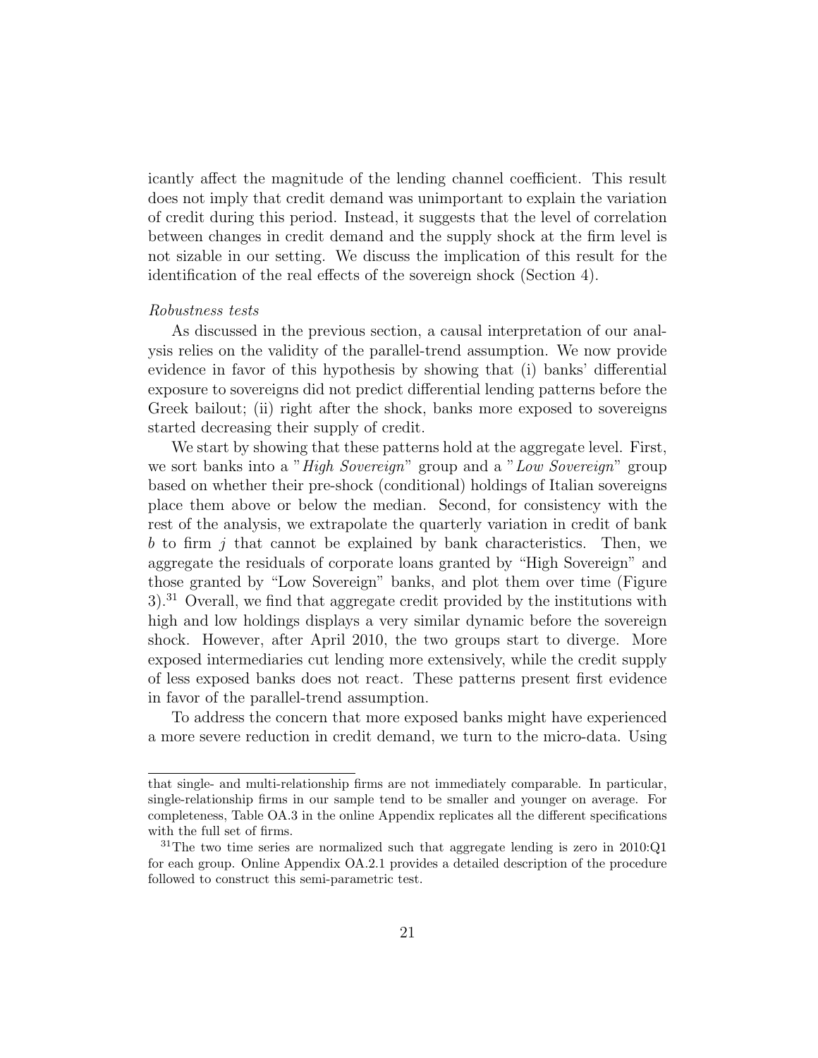icantly affect the magnitude of the lending channel coefficient. This result does not imply that credit demand was unimportant to explain the variation of credit during this period. Instead, it suggests that the level of correlation between changes in credit demand and the supply shock at the firm level is not sizable in our setting. We discuss the implication of this result for the identification of the real effects of the sovereign shock (Section 4).

*Robustness tests*

As discussed in the previous section, a causal interpretation of our analysis relies on the validity of the parallel-trend assumption. We now provide evidence in favor of this hypothesis by showing that (i) banks' differential exposure to sovereigns did not predict differential lending patterns before the Greek bailout; (ii) right after the shock, banks more exposed to sovereigns started decreasing their supply of credit.

We start by showing that these patterns hold at the aggregate level. First, we sort banks into a "*High Sovereign*" group and a "*Low Sovereign*" group based on whether their pre-shock (conditional) holdings of Italian sovereigns place them above or below the median. Second, for consistency with the rest of the analysis, we extrapolate the quarterly variation in credit of bank $b$ to firm $j$ that cannot be explained by bank characteristics. Then, we aggregate the residuals of corporate loans granted by "High Sovereign" and those granted by "Low Sovereign" banks, and plot them over time (Figure 3).[31] Overall, we find that aggregate credit provided by the institutions with high and low holdings displays a very similar dynamic before the sovereign shock. However, after April 2010, the two groups start to diverge. More exposed intermediaries cut lending more extensively, while the credit supply of less exposed banks does not react. These patterns present first evidence in favor of the parallel-trend assumption.

To address the concern that more exposed banks might have experienced a more severe reduction in credit demand, we turn to the micro-data. Using

that single- and multi-relationship firms are not immediately comparable. In particular, single-relationship firms in our sample tend to be smaller and younger on average. For completeness, Table OA.3 in the online Appendix replicates all the different specifications with the full set of firms.

[31] The two time series are normalized such that aggregate lending is zero in 2010:Q1 for each group. Online Appendix OA.2.1 provides a detailed description of the procedure followed to construct this semi-parametric test.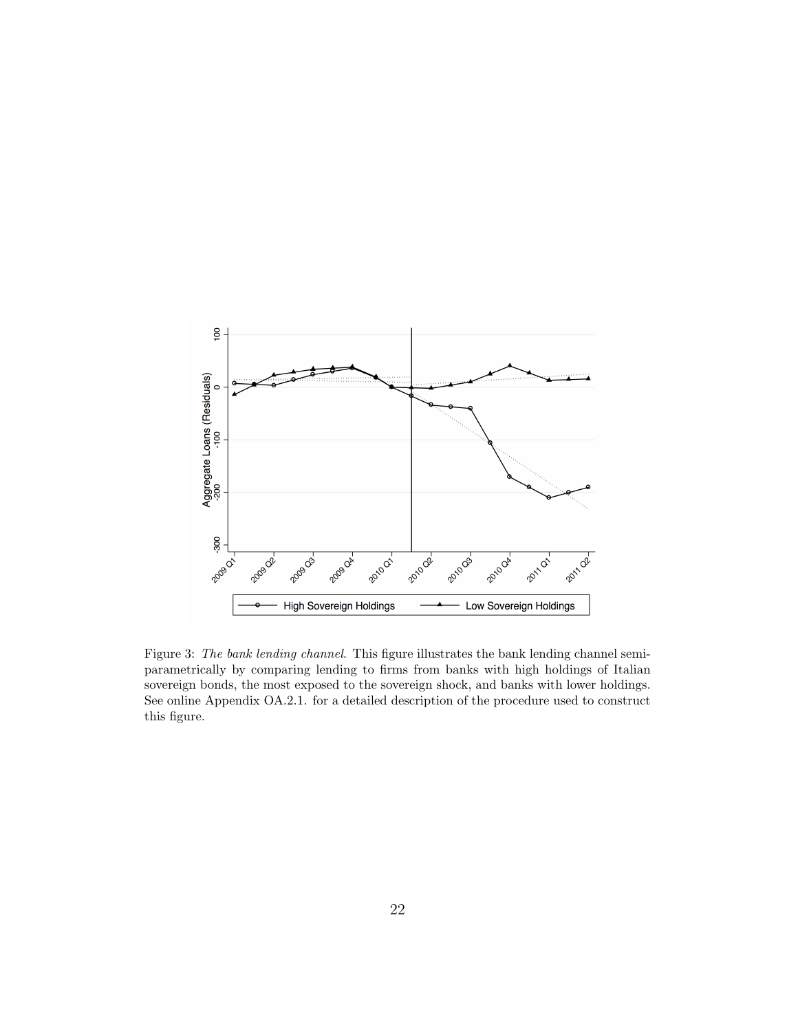Figure 3: *The bank lending channel.* This figure illustrates the bank lending channel semi-parametrically by comparing lending to firms from banks with high holdings of Italian sovereign bonds, the most exposed to the sovereign shock, and banks with lower holdings. See online Appendix OA.2.1. for a detailed description of the procedure used to construct this figure.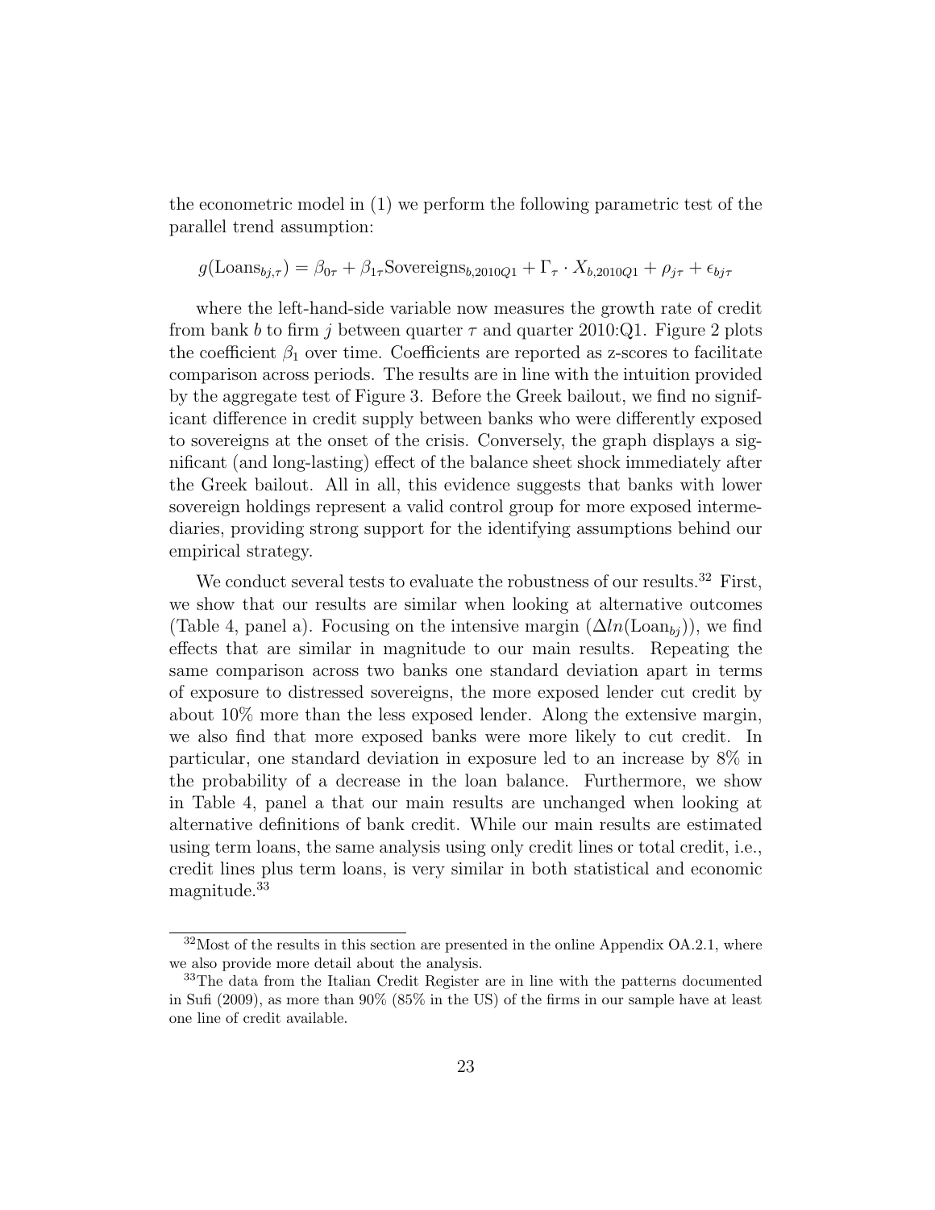the econometric model in (1) we perform the following parametric test of the parallel trend assumption:

$$g(\text{Loans}_{bj,\tau}) = \beta_{0\tau} + \beta_{1\tau}\text{Sovereigns}_{b,2010Q1} + \Gamma_{\tau} \cdot X_{b,2010Q1} + \rho_{j\tau} + \epsilon_{bj\tau}$$

where the left-hand-side variable now measures the growth rate of credit from bank $b$ to firm $j$ between quarter $\tau$ and quarter 2010:Q1. Figure 2 plots the coefficient $\beta_1$ over time. Coefficients are reported as z-scores to facilitate comparison across periods. The results are in line with the intuition provided by the aggregate test of Figure 3. Before the Greek bailout, we find no significant difference in credit supply between banks who were differently exposed to sovereigns at the onset of the crisis. Conversely, the graph displays a significant (and long-lasting) effect of the balance sheet shock immediately after the Greek bailout. All in all, this evidence suggests that banks with lower sovereign holdings represent a valid control group for more exposed intermediaries, providing strong support for the identifying assumptions behind our empirical strategy.

We conduct several tests to evaluate the robustness of our results.[32] First, we show that our results are similar when looking at alternative outcomes (Table 4, panel a). Focusing on the intensive margin ($\Delta ln(\text{Loan}_{bj})$), we find effects that are similar in magnitude to our main results. Repeating the same comparison across two banks one standard deviation apart in terms of exposure to distressed sovereigns, the more exposed lender cut credit by about 10% more than the less exposed lender. Along the extensive margin, we also find that more exposed banks were more likely to cut credit. In particular, one standard deviation in exposure led to an increase by 8% in the probability of a decrease in the loan balance. Furthermore, we show in Table 4, panel a that our main results are unchanged when looking at alternative definitions of bank credit. While our main results are estimated using term loans, the same analysis using only credit lines or total credit, i.e., credit lines plus term loans, is very similar in both statistical and economic magnitude.[33]

[32]Most of the results in this section are presented in the online Appendix OA.2.1, where we also provide more detail about the analysis.

[33]The data from the Italian Credit Register are in line with the patterns documented in Sufi (2009), as more than 90% (85% in the US) of the firms in our sample have at least one line of credit available.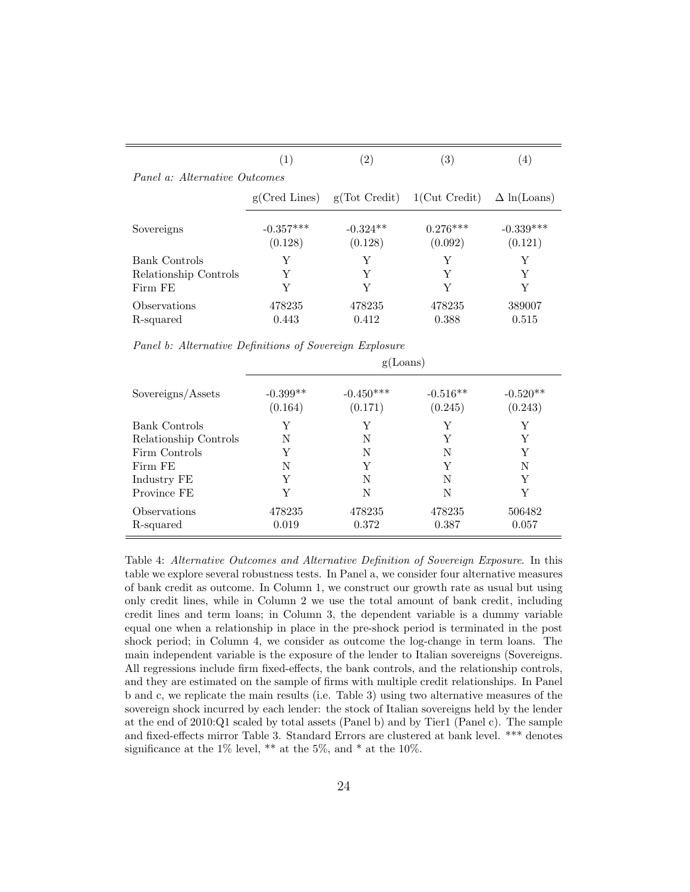| | (1) | (2) | (3) | (4) |
|---|---|---|---|---|
| *Panel a: Alternative Outcomes* | | | | |
| | g(Cred Lines) | g(Tot Credit) | 1(Cut Credit) | $\Delta$ ln(Loans) |
| Sovereigns | -0.357*** | -0.324** | 0.276*** | -0.339*** |
| | (0.128) | (0.128) | (0.092) | (0.121) |
| Bank Controls | Y | Y | Y | Y |
| Relationship Controls | Y | Y | Y | Y |
| Firm FE | Y | Y | Y | Y |
| Observations | 478235 | 478235 | 478235 | 389007 |
| R-squared | 0.443 | 0.412 | 0.388 | 0.515 |
| *Panel b: Alternative Definitions of Sovereign Explosure* | | | | |
| | g(Loans) | | | |
| Sovereigns/Assets | -0.399** | -0.450*** | -0.516** | -0.520** |
| | (0.164) | (0.171) | (0.245) | (0.243) |
| Bank Controls | Y | Y | Y | Y |
| Relationship Controls | N | N | Y | Y |
| Firm Controls | Y | N | N | Y |
| Firm FE | N | Y | Y | N |
| Industry FE | Y | N | N | Y |
| Province FE | Y | N | N | Y |
| Observations | 478235 | 478235 | 478235 | 506482 |
| R-squared | 0.019 | 0.372 | 0.387 | 0.057 |

Table 4: *Alternative Outcomes and Alternative Definition of Sovereign Exposure*. In this table we explore several robustness tests. In Panel a, we consider four alternative measures of bank credit as outcome. In Column 1, we construct our growth rate as usual but using only credit lines, while in Column 2 we use the total amount of bank credit, including credit lines and term loans; in Column 3, the dependent variable is a dummy variable equal one when a relationship in place in the pre-shock period is terminated in the post shock period; in Column 4, we consider as outcome the log-change in term loans. The main independent variable is the exposure of the lender to Italian sovereigns (Sovereigns. All regressions include firm fixed-effects, the bank controls, and the relationship controls, and they are estimated on the sample of firms with multiple credit relationships. In Panel b and c, we replicate the main results (i.e. Table 3) using two alternative measures of the sovereign shock incurred by each lender: the stock of Italian sovereigns held by the lender at the end of 2010:Q1 scaled by total assets (Panel b) and by Tier1 (Panel c). The sample and fixed-effects mirror Table 3. Standard Errors are clustered at bank level. *** denotes significance at the 1% level, ** at the 5%, and * at the 10%.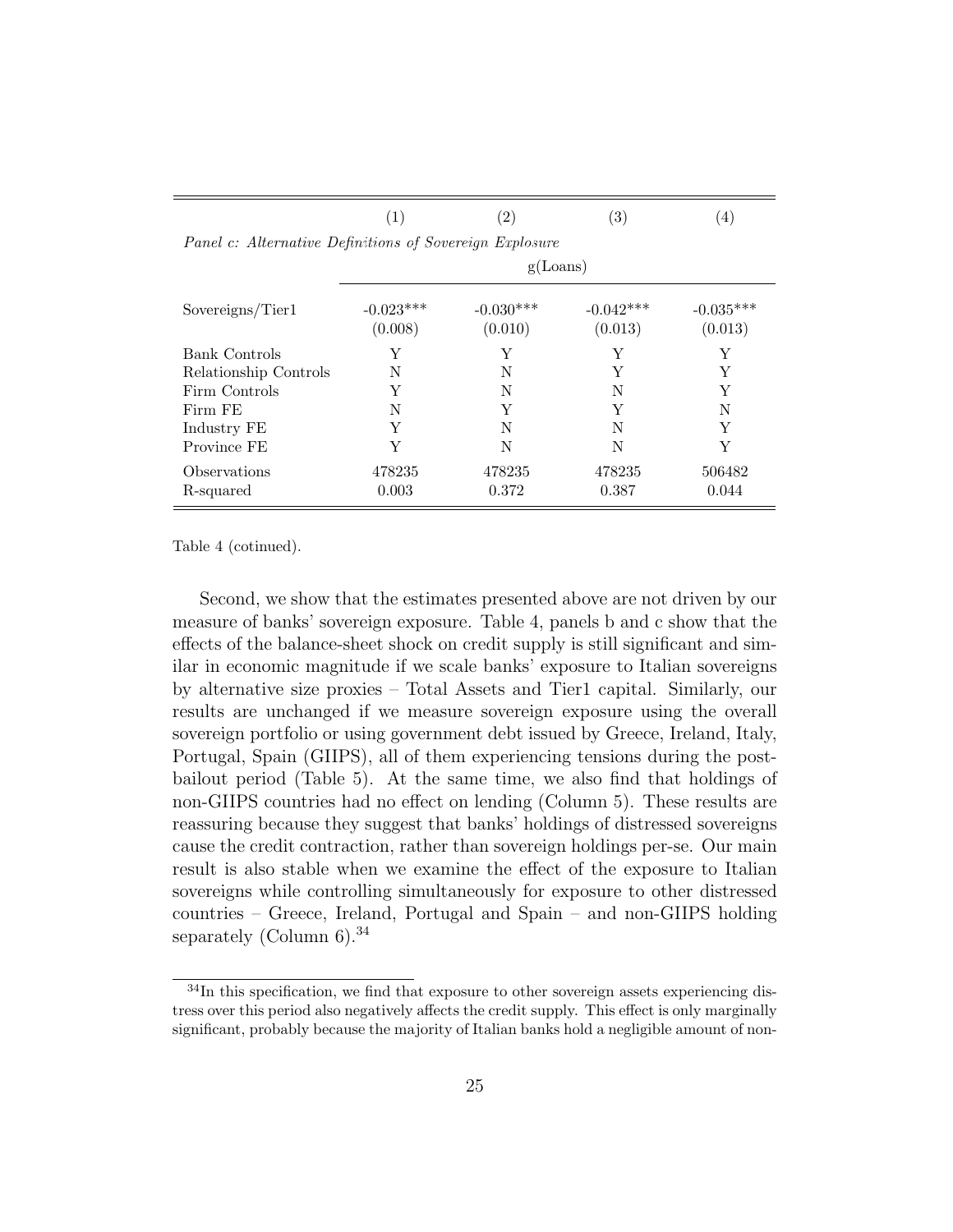| | (1) | (2) | (3) | (4) |
|---|---|---|---|---|
| *Panel c: Alternative Definitions of Sovereign Explosure* | | | | |
| | g(Loans) | | | |
| Sovereigns/Tier1 | -0.023*** | -0.030*** | -0.042*** | -0.035*** |
| | (0.008) | (0.010) | (0.013) | (0.013) |
| Bank Controls | Y | Y | Y | Y |
| Relationship Controls | N | N | Y | Y |
| Firm Controls | Y | N | N | Y |
| Firm FE | N | Y | Y | N |
| Industry FE | Y | N | N | Y |
| Province FE | Y | N | N | Y |
| Observations | 478235 | 478235 | 478235 | 506482 |
| R-squared | 0.003 | 0.372 | 0.387 | 0.044 |

Table 4 (cotinued).

Second, we show that the estimates presented above are not driven by our measure of banks' sovereign exposure. Table 4, panels b and c show that the effects of the balance-sheet shock on credit supply is still significant and similar in economic magnitude if we scale banks' exposure to Italian sovereigns by alternative size proxies – Total Assets and Tier1 capital. Similarly, our results are unchanged if we measure sovereign exposure using the overall sovereign portfolio or using government debt issued by Greece, Ireland, Italy, Portugal, Spain (GIIPS), all of them experiencing tensions during the post-bailout period (Table 5). At the same time, we also find that holdings of non-GIIPS countries had no effect on lending (Column 5). These results are reassuring because they suggest that banks' holdings of distressed sovereigns cause the credit contraction, rather than sovereign holdings per-se. Our main result is also stable when we examine the effect of the exposure to Italian sovereigns while controlling simultaneously for exposure to other distressed countries – Greece, Ireland, Portugal and Spain – and non-GIIPS holding separately (Column 6).[34]

[34] In this specification, we find that exposure to other sovereign assets experiencing distress over this period also negatively affects the credit supply. This effect is only marginally significant, probably because the majority of Italian banks hold a negligible amount of non-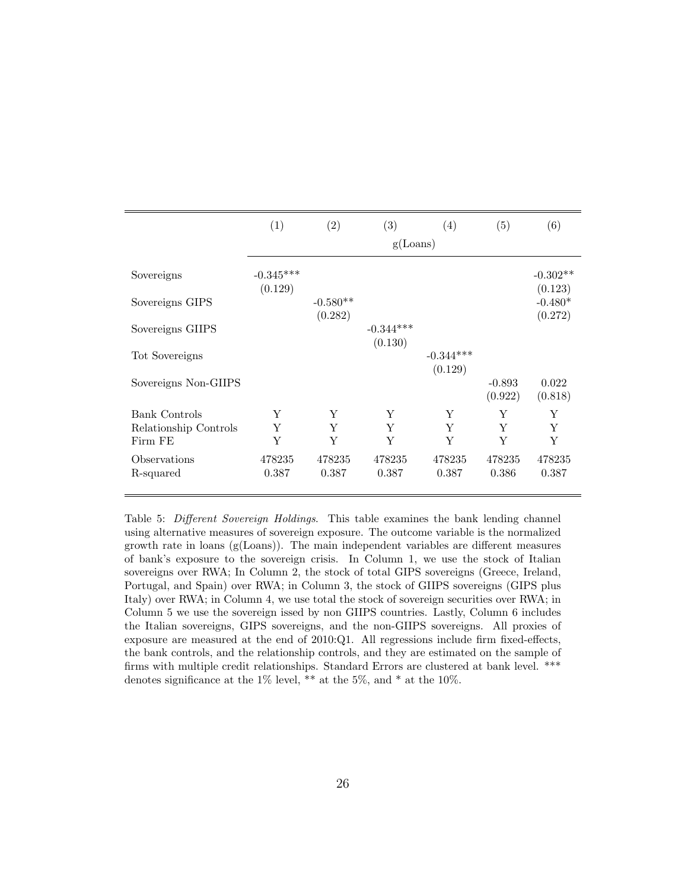| | (1) | (2) | (3) | (4) | (5) | (6) |
|---|---|---|---|---|---|---|
| | g(Loans) | | | | | |
| Sovereigns | -0.345*** | | | | | -0.302** |
| | (0.129) | | | | | (0.123) |
| Sovereigns GIPS | | -0.580** | | | | -0.480* |
| | | (0.282) | | | | (0.272) |
| Sovereigns GIIPS | | | -0.344*** | | | |
| | | | (0.130) | | | |
| Tot Sovereigns | | | | -0.344*** | | |
| | | | | (0.129) | | |
| Sovereigns Non-GIIPS | | | | | -0.893 | 0.022 |
| | | | | | (0.922) | (0.818) |
| Bank Controls | Y | Y | Y | Y | Y | Y |
| Relationship Controls | Y | Y | Y | Y | Y | Y |
| Firm FE | Y | Y | Y | Y | Y | Y |
| Observations | 478235 | 478235 | 478235 | 478235 | 478235 | 478235 |
| R-squared | 0.387 | 0.387 | 0.387 | 0.387 | 0.386 | 0.387 |

Table 5: *Different Sovereign Holdings*. This table examines the bank lending channel using alternative measures of sovereign exposure. The outcome variable is the normalized growth rate in loans (g(Loans)). The main independent variables are different measures of bank's exposure to the sovereign crisis. In Column 1, we use the stock of Italian sovereigns over RWA; In Column 2, the stock of total GIPS sovereigns (Greece, Ireland, Portugal, and Spain) over RWA; in Column 3, the stock of GIIPS sovereigns (GIPS plus Italy) over RWA; in Column 4, we use total the stock of sovereign securities over RWA; in Column 5 we use the sovereign issed by non GIIPS countries. Lastly, Column 6 includes the Italian sovereigns, GIPS sovereigns, and the non-GIIPS sovereigns. All proxies of exposure are measured at the end of 2010:Q1. All regressions include firm fixed-effects, the bank controls, and the relationship controls, and they are estimated on the sample of firms with multiple credit relationships. Standard Errors are clustered at bank level. *** denotes significance at the 1% level, ** at the 5%, and * at the 10%.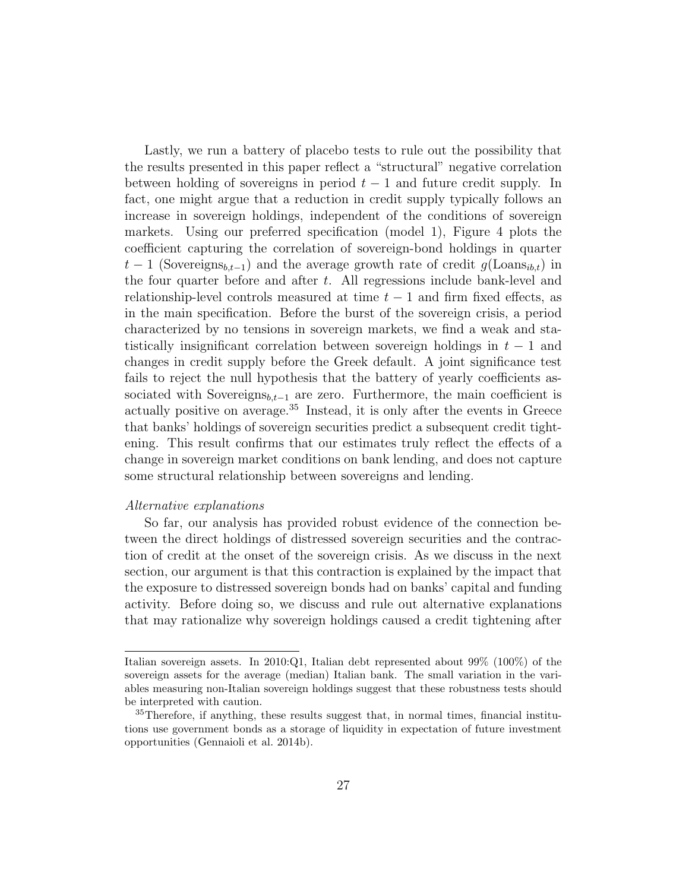Lastly, we run a battery of placebo tests to rule out the possibility that the results presented in this paper reflect a "structural" negative correlation between holding of sovereigns in period $t-1$ and future credit supply. In fact, one might argue that a reduction in credit supply typically follows an increase in sovereign holdings, independent of the conditions of sovereign markets. Using our preferred specification (model 1), Figure 4 plots the coefficient capturing the correlation of sovereign-bond holdings in quarter $t-1$ ($\text{Sovereigns}_{b,t-1}$) and the average growth rate of credit $g(\text{Loans}_{ib,t})$ in the four quarter before and after $t$. All regressions include bank-level and relationship-level controls measured at time $t-1$ and firm fixed effects, as in the main specification. Before the burst of the sovereign crisis, a period characterized by no tensions in sovereign markets, we find a weak and statistically insignificant correlation between sovereign holdings in $t-1$ and changes in credit supply before the Greek default. A joint significance test fails to reject the null hypothesis that the battery of yearly coefficients associated with $\text{Sovereigns}_{b,t-1}$ are zero. Furthermore, the main coefficient is actually positive on average.[35] Instead, it is only after the events in Greece that banks' holdings of sovereign securities predict a subsequent credit tightening. This result confirms that our estimates truly reflect the effects of a change in sovereign market conditions on bank lending, and does not capture some structural relationship between sovereigns and lending.

*Alternative explanations*

So far, our analysis has provided robust evidence of the connection between the direct holdings of distressed sovereign securities and the contraction of credit at the onset of the sovereign crisis. As we discuss in the next section, our argument is that this contraction is explained by the impact that the exposure to distressed sovereign bonds had on banks' capital and funding activity. Before doing so, we discuss and rule out alternative explanations that may rationalize why sovereign holdings caused a credit tightening after

---

Italian sovereign assets. In 2010:Q1, Italian debt represented about 99% (100%) of the sovereign assets for the average (median) Italian bank. The small variation in the variables measuring non-Italian sovereign holdings suggest that these robustness tests should be interpreted with caution.

[35] Therefore, if anything, these results suggest that, in normal times, financial institutions use government bonds as a storage of liquidity in expectation of future investment opportunities (Gennaioli et al. 2014b).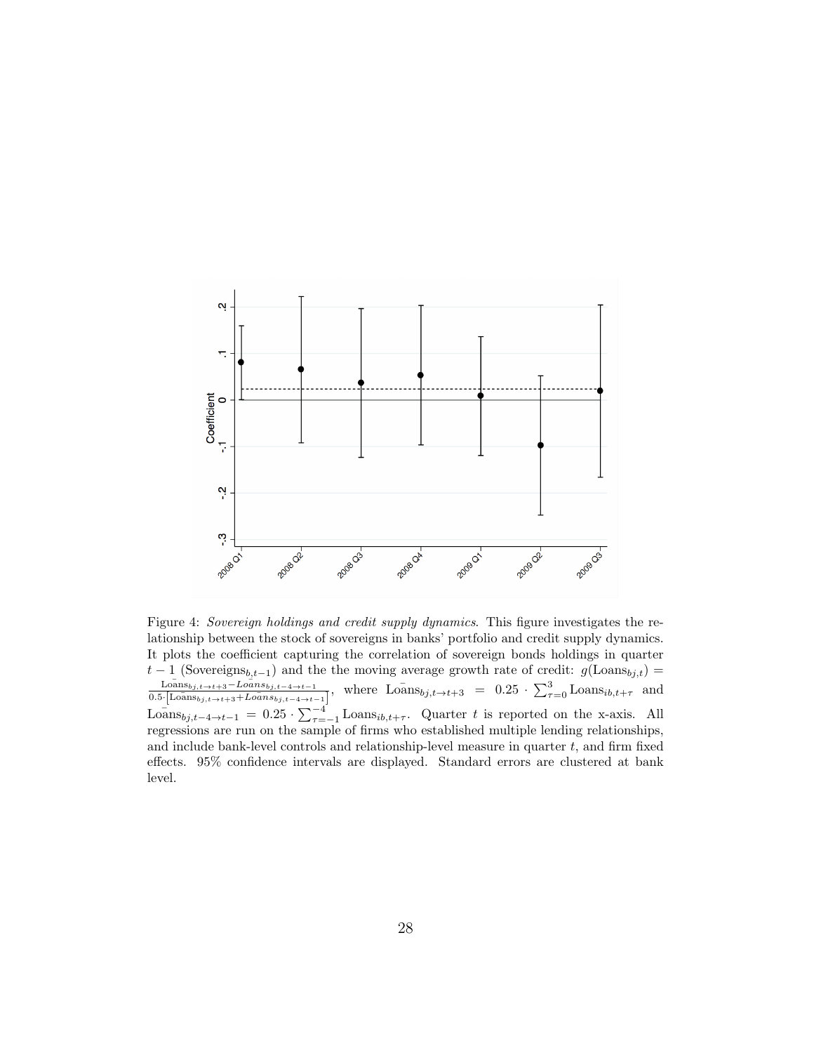Figure 4: *Sovereign holdings and credit supply dynamics*. This figure investigates the relationship between the stock of sovereigns in banks' portfolio and credit supply dynamics. It plots the coefficient capturing the correlation of sovereign bonds holdings in quarter $t-1$ ($\text{Sovereigns}_{b,t-1}$) and the the moving average growth rate of credit: $g(\text{Loans}_{bj,t}) = \frac{\bar{\text{Loans}}_{bj,t\to t+3} - \bar{Loans}_{bj,t-4\to t-1}}{0.5\cdot\left[\bar{\text{Loans}}_{bj,t\to t+3} + \bar{Loans}_{bj,t-4\to t-1}\right]}$, where $\bar{\text{Loans}}_{bj,t\to t+3} = 0.25 \cdot \sum_{\tau=0}^{3} \text{Loans}_{ib,t+\tau}$ and $\bar{\text{Loans}}_{bj,t-4\to t-1} = 0.25 \cdot \sum_{\tau=-1}^{-4} \text{Loans}_{ib,t+\tau}$. Quarter $t$ is reported on the x-axis. All regressions are run on the sample of firms who established multiple lending relationships, and include bank-level controls and relationship-level measure in quarter $t$, and firm fixed effects. 95% confidence intervals are displayed. Standard errors are clustered at bank level.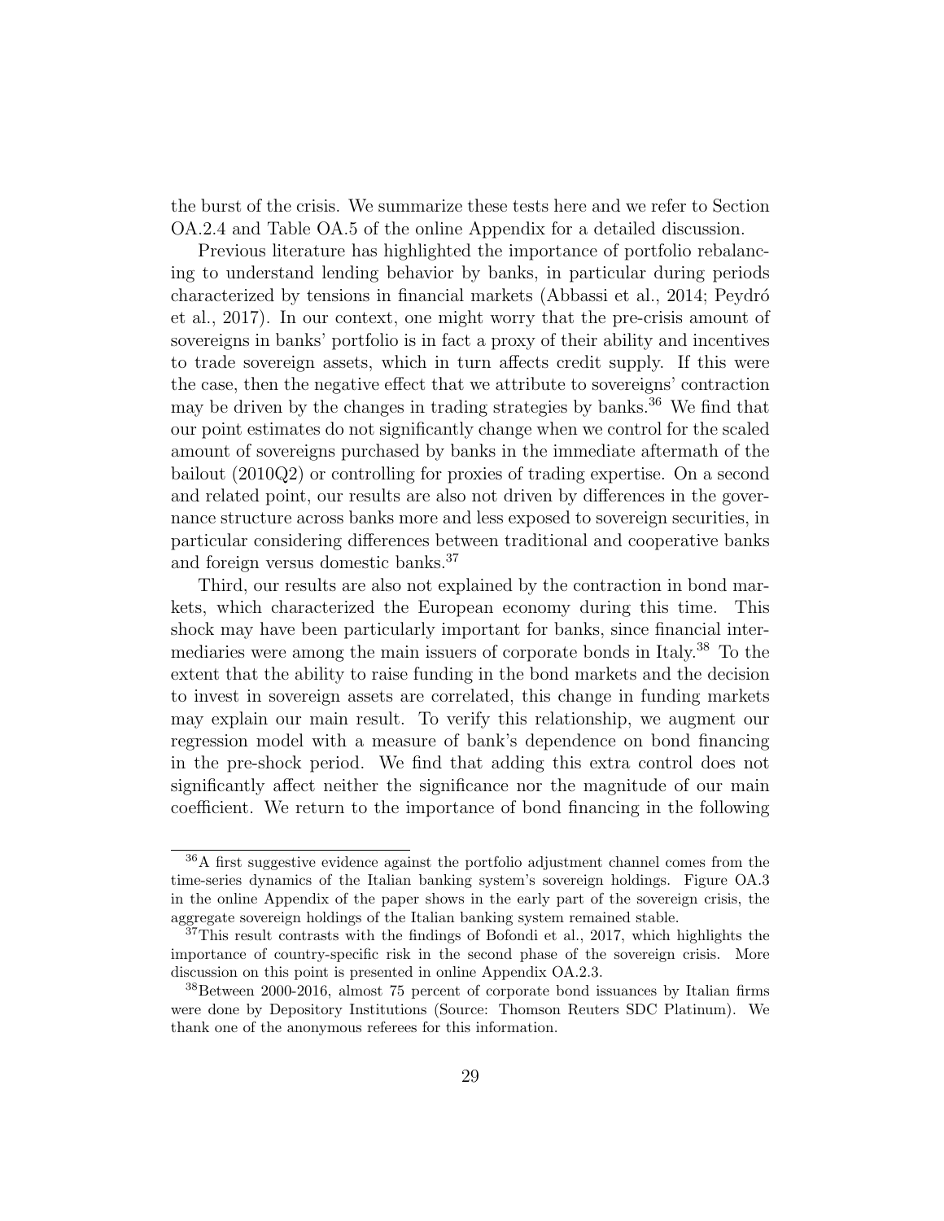the burst of the crisis. We summarize these tests here and we refer to Section OA.2.4 and Table OA.5 of the online Appendix for a detailed discussion.

Previous literature has highlighted the importance of portfolio rebalancing to understand lending behavior by banks, in particular during periods characterized by tensions in financial markets (Abbassi et al., 2014; Peydró et al., 2017). In our context, one might worry that the pre-crisis amount of sovereigns in banks' portfolio is in fact a proxy of their ability and incentives to trade sovereign assets, which in turn affects credit supply. If this were the case, then the negative effect that we attribute to sovereigns' contraction may be driven by the changes in trading strategies by banks.[36] We find that our point estimates do not significantly change when we control for the scaled amount of sovereigns purchased by banks in the immediate aftermath of the bailout (2010Q2) or controlling for proxies of trading expertise. On a second and related point, our results are also not driven by differences in the governance structure across banks more and less exposed to sovereign securities, in particular considering differences between traditional and cooperative banks and foreign versus domestic banks.[37]

Third, our results are also not explained by the contraction in bond markets, which characterized the European economy during this time. This shock may have been particularly important for banks, since financial intermediaries were among the main issuers of corporate bonds in Italy.[38] To the extent that the ability to raise funding in the bond markets and the decision to invest in sovereign assets are correlated, this change in funding markets may explain our main result. To verify this relationship, we augment our regression model with a measure of bank's dependence on bond financing in the pre-shock period. We find that adding this extra control does not significantly affect neither the significance nor the magnitude of our main coefficient. We return to the importance of bond financing in the following

[36] A first suggestive evidence against the portfolio adjustment channel comes from the time-series dynamics of the Italian banking system's sovereign holdings. Figure OA.3 in the online Appendix of the paper shows in the early part of the sovereign crisis, the aggregate sovereign holdings of the Italian banking system remained stable.

[37] This result contrasts with the findings of Bofondi et al., 2017, which highlights the importance of country-specific risk in the second phase of the sovereign crisis. More discussion on this point is presented in online Appendix OA.2.3.

[38] Between 2000-2016, almost 75 percent of corporate bond issuances by Italian firms were done by Depository Institutions (Source: Thomson Reuters SDC Platinum). We thank one of the anonymous referees for this information.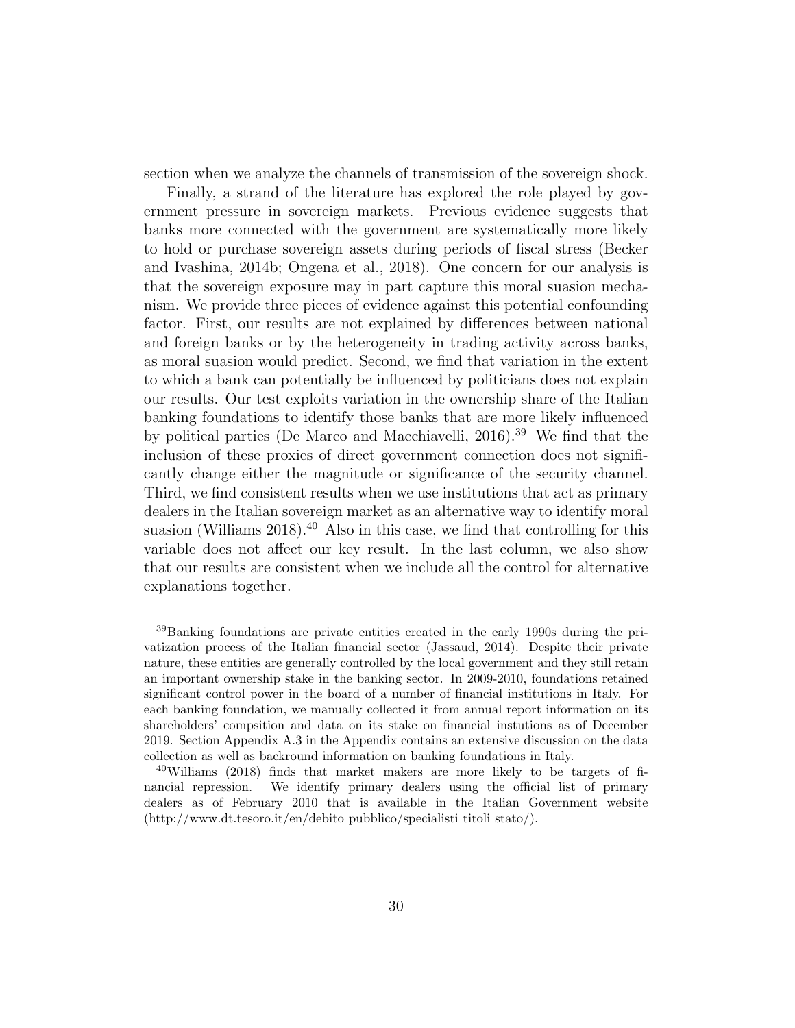section when we analyze the channels of transmission of the sovereign shock.

Finally, a strand of the literature has explored the role played by government pressure in sovereign markets. Previous evidence suggests that banks more connected with the government are systematically more likely to hold or purchase sovereign assets during periods of fiscal stress (Becker and Ivashina, 2014b; Ongena et al., 2018). One concern for our analysis is that the sovereign exposure may in part capture this moral suasion mechanism. We provide three pieces of evidence against this potential confounding factor. First, our results are not explained by differences between national and foreign banks or by the heterogeneity in trading activity across banks, as moral suasion would predict. Second, we find that variation in the extent to which a bank can potentially be influenced by politicians does not explain our results. Our test exploits variation in the ownership share of the Italian banking foundations to identify those banks that are more likely influenced by political parties (De Marco and Macchiavelli, 2016).[39] We find that the inclusion of these proxies of direct government connection does not significantly change either the magnitude or significance of the security channel. Third, we find consistent results when we use institutions that act as primary dealers in the Italian sovereign market as an alternative way to identify moral suasion (Williams 2018).[40] Also in this case, we find that controlling for this variable does not affect our key result. In the last column, we also show that our results are consistent when we include all the control for alternative explanations together.

---

[39] Banking foundations are private entities created in the early 1990s during the privatization process of the Italian financial sector (Jassaud, 2014). Despite their private nature, these entities are generally controlled by the local government and they still retain an important ownership stake in the banking sector. In 2009-2010, foundations retained significant control power in the board of a number of financial institutions in Italy. For each banking foundation, we manually collected it from annual report information on its shareholders' compsition and data on its stake on financial instutions as of December 2019. Section Appendix A.3 in the Appendix contains an extensive discussion on the data collection as well as backround information on banking foundations in Italy.

[40] Williams (2018) finds that market makers are more likely to be targets of financial repression. We identify primary dealers using the official list of primary dealers as of February 2010 that is available in the Italian Government website (http://www.dt.tesoro.it/en/debito_pubblico/specialisti_titoli_stato/).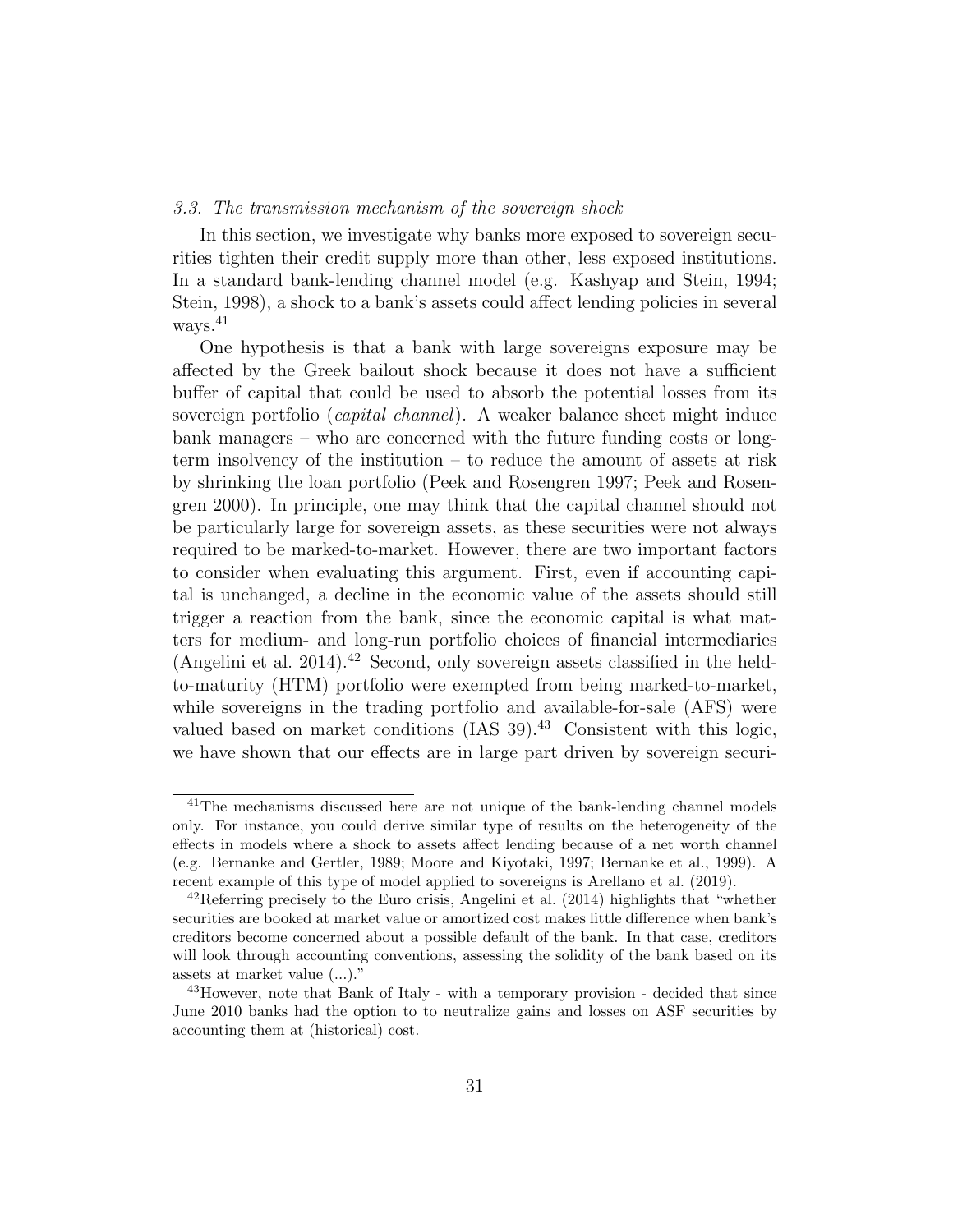### *3.3. The transmission mechanism of the sovereign shock*

In this section, we investigate why banks more exposed to sovereign securities tighten their credit supply more than other, less exposed institutions. In a standard bank-lending channel model (e.g. Kashyap and Stein, 1994; Stein, 1998), a shock to a bank's assets could affect lending policies in several ways.[41]

One hypothesis is that a bank with large sovereigns exposure may be affected by the Greek bailout shock because it does not have a sufficient buffer of capital that could be used to absorb the potential losses from its sovereign portfolio (*capital channel*). A weaker balance sheet might induce bank managers – who are concerned with the future funding costs or long-term insolvency of the institution – to reduce the amount of assets at risk by shrinking the loan portfolio (Peek and Rosengren 1997; Peek and Rosengren 2000). In principle, one may think that the capital channel should not be particularly large for sovereign assets, as these securities were not always required to be marked-to-market. However, there are two important factors to consider when evaluating this argument. First, even if accounting capital is unchanged, a decline in the economic value of the assets should still trigger a reaction from the bank, since the economic capital is what matters for medium- and long-run portfolio choices of financial intermediaries (Angelini et al. 2014).[42] Second, only sovereign assets classified in the held-to-maturity (HTM) portfolio were exempted from being marked-to-market, while sovereigns in the trading portfolio and available-for-sale (AFS) were valued based on market conditions (IAS 39).[43] Consistent with this logic, we have shown that our effects are in large part driven by sovereign securi-

---

[41] The mechanisms discussed here are not unique of the bank-lending channel models only. For instance, you could derive similar type of results on the heterogeneity of the effects in models where a shock to assets affect lending because of a net worth channel (e.g. Bernanke and Gertler, 1989; Moore and Kiyotaki, 1997; Bernanke et al., 1999). A recent example of this type of model applied to sovereigns is Arellano et al. (2019).

[42] Referring precisely to the Euro crisis, Angelini et al. (2014) highlights that "whether securities are booked at market value or amortized cost makes little difference when bank's creditors become concerned about a possible default of the bank. In that case, creditors will look through accounting conventions, assessing the solidity of the bank based on its assets at market value (...)."

[43] However, note that Bank of Italy - with a temporary provision - decided that since June 2010 banks had the option to to neutralize gains and losses on ASF securities by accounting them at (historical) cost.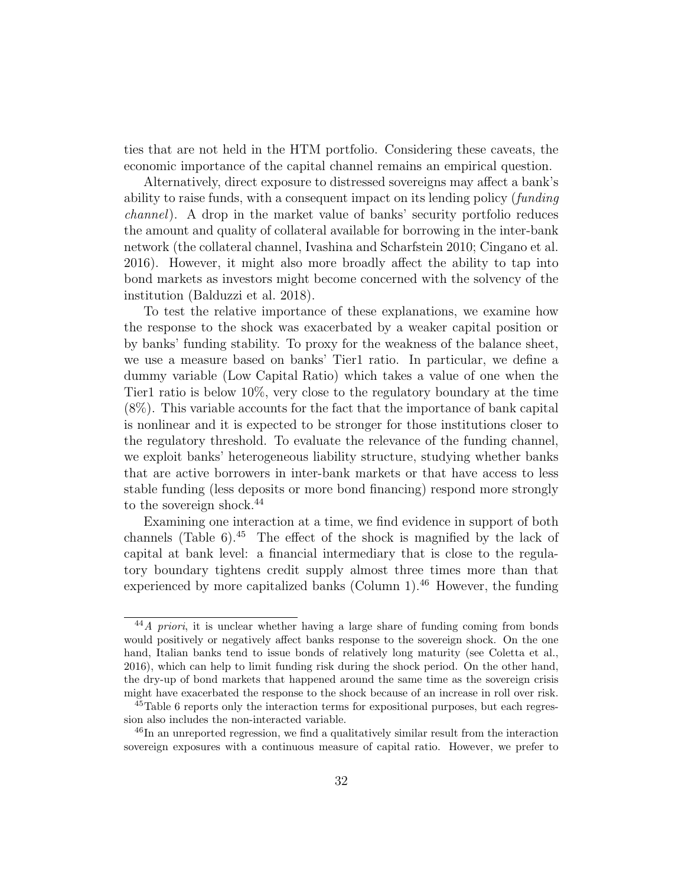ties that are not held in the HTM portfolio. Considering these caveats, the economic importance of the capital channel remains an empirical question.

Alternatively, direct exposure to distressed sovereigns may affect a bank's ability to raise funds, with a consequent impact on its lending policy (*funding channel*). A drop in the market value of banks' security portfolio reduces the amount and quality of collateral available for borrowing in the inter-bank network (the collateral channel, Ivashina and Scharfstein 2010; Cingano et al. 2016). However, it might also more broadly affect the ability to tap into bond markets as investors might become concerned with the solvency of the institution (Balduzzi et al. 2018).

To test the relative importance of these explanations, we examine how the response to the shock was exacerbated by a weaker capital position or by banks' funding stability. To proxy for the weakness of the balance sheet, we use a measure based on banks' Tier1 ratio. In particular, we define a dummy variable (Low Capital Ratio) which takes a value of one when the Tier1 ratio is below 10%, very close to the regulatory boundary at the time (8%). This variable accounts for the fact that the importance of bank capital is nonlinear and it is expected to be stronger for those institutions closer to the regulatory threshold. To evaluate the relevance of the funding channel, we exploit banks' heterogeneous liability structure, studying whether banks that are active borrowers in inter-bank markets or that have access to less stable funding (less deposits or more bond financing) respond more strongly to the sovereign shock.[44]

Examining one interaction at a time, we find evidence in support of both channels (Table 6).[45] The effect of the shock is magnified by the lack of capital at bank level: a financial intermediary that is close to the regulatory boundary tightens credit supply almost three times more than that experienced by more capitalized banks (Column 1).[46] However, the funding

---

[44] *A priori*, it is unclear whether having a large share of funding coming from bonds would positively or negatively affect banks response to the sovereign shock. On the one hand, Italian banks tend to issue bonds of relatively long maturity (see Coletta et al., 2016), which can help to limit funding risk during the shock period. On the other hand, the dry-up of bond markets that happened around the same time as the sovereign crisis might have exacerbated the response to the shock because of an increase in roll over risk.

[45] Table 6 reports only the interaction terms for expositional purposes, but each regression also includes the non-interacted variable.

[46] In an unreported regression, we find a qualitatively similar result from the interaction sovereign exposures with a continuous measure of capital ratio. However, we prefer to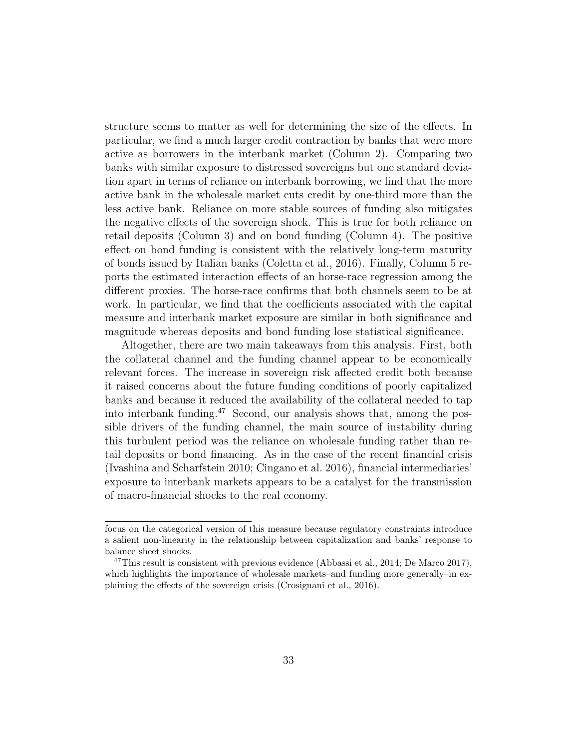structure seems to matter as well for determining the size of the effects. In particular, we find a much larger credit contraction by banks that were more active as borrowers in the interbank market (Column 2). Comparing two banks with similar exposure to distressed sovereigns but one standard deviation apart in terms of reliance on interbank borrowing, we find that the more active bank in the wholesale market cuts credit by one-third more than the less active bank. Reliance on more stable sources of funding also mitigates the negative effects of the sovereign shock. This is true for both reliance on retail deposits (Column 3) and on bond funding (Column 4). The positive effect on bond funding is consistent with the relatively long-term maturity of bonds issued by Italian banks (Coletta et al., 2016). Finally, Column 5 reports the estimated interaction effects of an horse-race regression among the different proxies. The horse-race confirms that both channels seem to be at work. In particular, we find that the coefficients associated with the capital measure and interbank market exposure are similar in both significance and magnitude whereas deposits and bond funding lose statistical significance.

Altogether, there are two main takeaways from this analysis. First, both the collateral channel and the funding channel appear to be economically relevant forces. The increase in sovereign risk affected credit both because it raised concerns about the future funding conditions of poorly capitalized banks and because it reduced the availability of the collateral needed to tap into interbank funding.[47] Second, our analysis shows that, among the possible drivers of the funding channel, the main source of instability during this turbulent period was the reliance on wholesale funding rather than retail deposits or bond financing. As in the case of the recent financial crisis (Ivashina and Scharfstein 2010; Cingano et al. 2016), financial intermediaries' exposure to interbank markets appears to be a catalyst for the transmission of macro-financial shocks to the real economy.

---

focus on the categorical version of this measure because regulatory constraints introduce a salient non-linearity in the relationship between capitalization and banks' response to balance sheet shocks.

[47] This result is consistent with previous evidence (Abbassi et al., 2014; De Marco 2017), which highlights the importance of wholesale markets–and funding more generally–in explaining the effects of the sovereign crisis (Crosignani et al., 2016).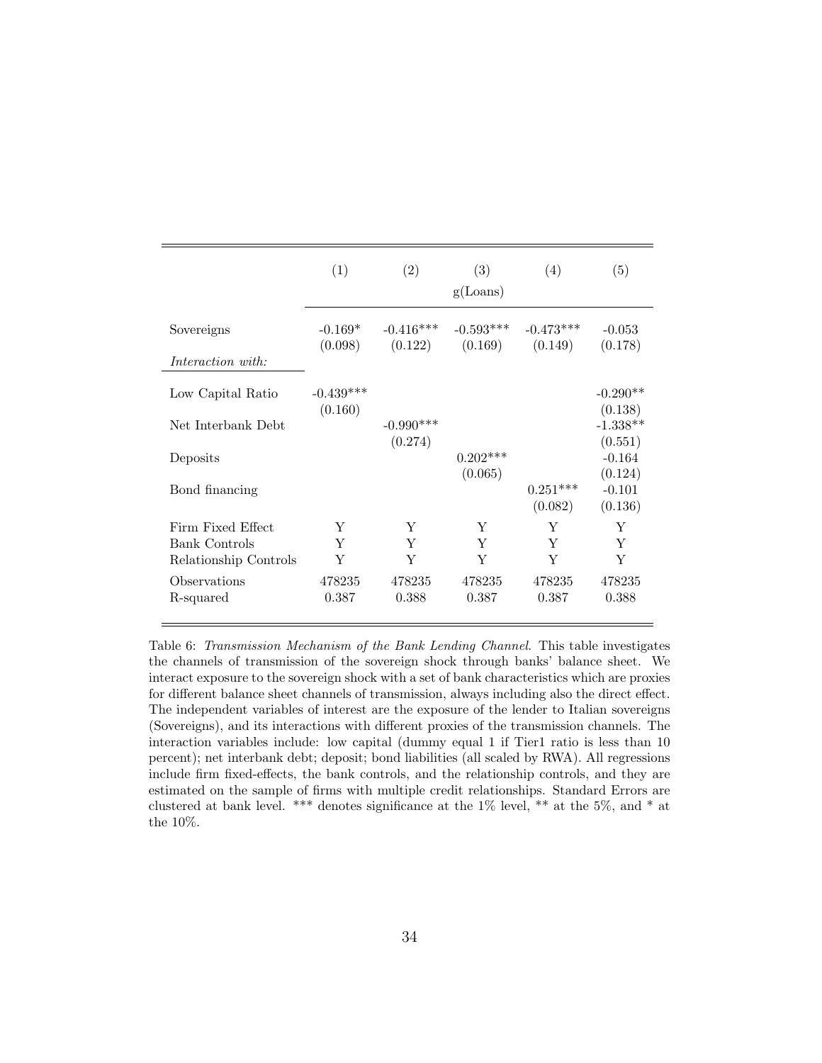| | (1) | (2) | (3) | (4) | (5) |
|---|---|---|---|---|---|
| | | | g(Loans) | | |
| Sovereigns | -0.169* | -0.416*** | -0.593*** | -0.473*** | -0.053 |
| | (0.098) | (0.122) | (0.169) | (0.149) | (0.178) |
| *Interaction with:* | | | | | |
| Low Capital Ratio | -0.439*** | | | | -0.290** |
| | (0.160) | | | | (0.138) |
| Net Interbank Debt | | -0.990*** | | | -1.338** |
| | | (0.274) | | | (0.551) |
| Deposits | | | 0.202*** | | -0.164 |
| | | | (0.065) | | (0.124) |
| Bond financing | | | | 0.251*** | -0.101 |
| | | | | (0.082) | (0.136) |
| Firm Fixed Effect | Y | Y | Y | Y | Y |
| Bank Controls | Y | Y | Y | Y | Y |
| Relationship Controls | Y | Y | Y | Y | Y |
| Observations | 478235 | 478235 | 478235 | 478235 | 478235 |
| R-squared | 0.387 | 0.388 | 0.387 | 0.387 | 0.388 |

Table 6: *Transmission Mechanism of the Bank Lending Channel*. This table investigates the channels of transmission of the sovereign shock through banks' balance sheet. We interact exposure to the sovereign shock with a set of bank characteristics which are proxies for different balance sheet channels of transmission, always including also the direct effect. The independent variables of interest are the exposure of the lender to Italian sovereigns (Sovereigns), and its interactions with different proxies of the transmission channels. The interaction variables include: low capital (dummy equal 1 if Tier1 ratio is less than 10 percent); net interbank debt; deposit; bond liabilities (all scaled by RWA). All regressions include firm fixed-effects, the bank controls, and the relationship controls, and they are estimated on the sample of firms with multiple credit relationships. Standard Errors are clustered at bank level. *** denotes significance at the 1% level, ** at the 5%, and * at the 10%.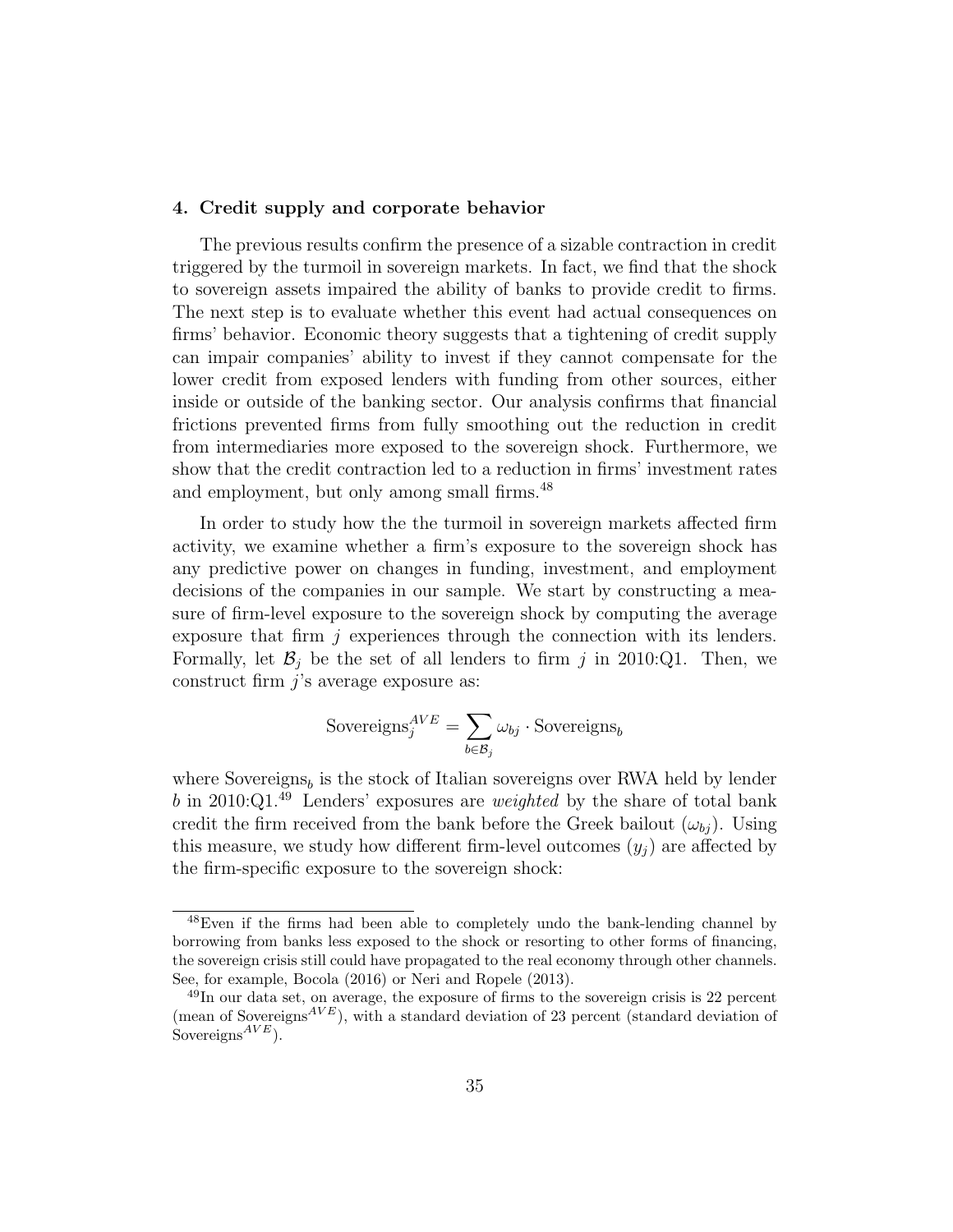## 4. Credit supply and corporate behavior

The previous results confirm the presence of a sizable contraction in credit triggered by the turmoil in sovereign markets. In fact, we find that the shock to sovereign assets impaired the ability of banks to provide credit to firms. The next step is to evaluate whether this event had actual consequences on firms' behavior. Economic theory suggests that a tightening of credit supply can impair companies' ability to invest if they cannot compensate for the lower credit from exposed lenders with funding from other sources, either inside or outside of the banking sector. Our analysis confirms that financial frictions prevented firms from fully smoothing out the reduction in credit from intermediaries more exposed to the sovereign shock. Furthermore, we show that the credit contraction led to a reduction in firms' investment rates and employment, but only among small firms.[48]

In order to study how the the turmoil in sovereign markets affected firm activity, we examine whether a firm's exposure to the sovereign shock has any predictive power on changes in funding, investment, and employment decisions of the companies in our sample. We start by constructing a measure of firm-level exposure to the sovereign shock by computing the average exposure that firm $j$ experiences through the connection with its lenders. Formally, let $\mathcal{B}_j$ be the set of all lenders to firm $j$ in 2010:Q1. Then, we construct firm $j$'s average exposure as:

$$\text{Sovereigns}_j^{AVE} = \sum_{b \in \mathcal{B}_j} \omega_{bj} \cdot \text{Sovereigns}_b$$

where $\text{Sovereigns}_b$ is the stock of Italian sovereigns over RWA held by lender $b$ in 2010:Q1.[49] Lenders' exposures are *weighted* by the share of total bank credit the firm received from the bank before the Greek bailout ($\omega_{bj}$). Using this measure, we study how different firm-level outcomes ($y_j$) are affected by the firm-specific exposure to the sovereign shock:

---

[48] Even if the firms had been able to completely undo the bank-lending channel by borrowing from banks less exposed to the shock or resorting to other forms of financing, the sovereign crisis still could have propagated to the real economy through other channels. See, for example, Bocola (2016) or Neri and Ropele (2013).

[49] In our data set, on average, the exposure of firms to the sovereign crisis is 22 percent (mean of $\text{Sovereigns}^{AVE}$), with a standard deviation of 23 percent (standard deviation of $\text{Sovereigns}^{AVE}$).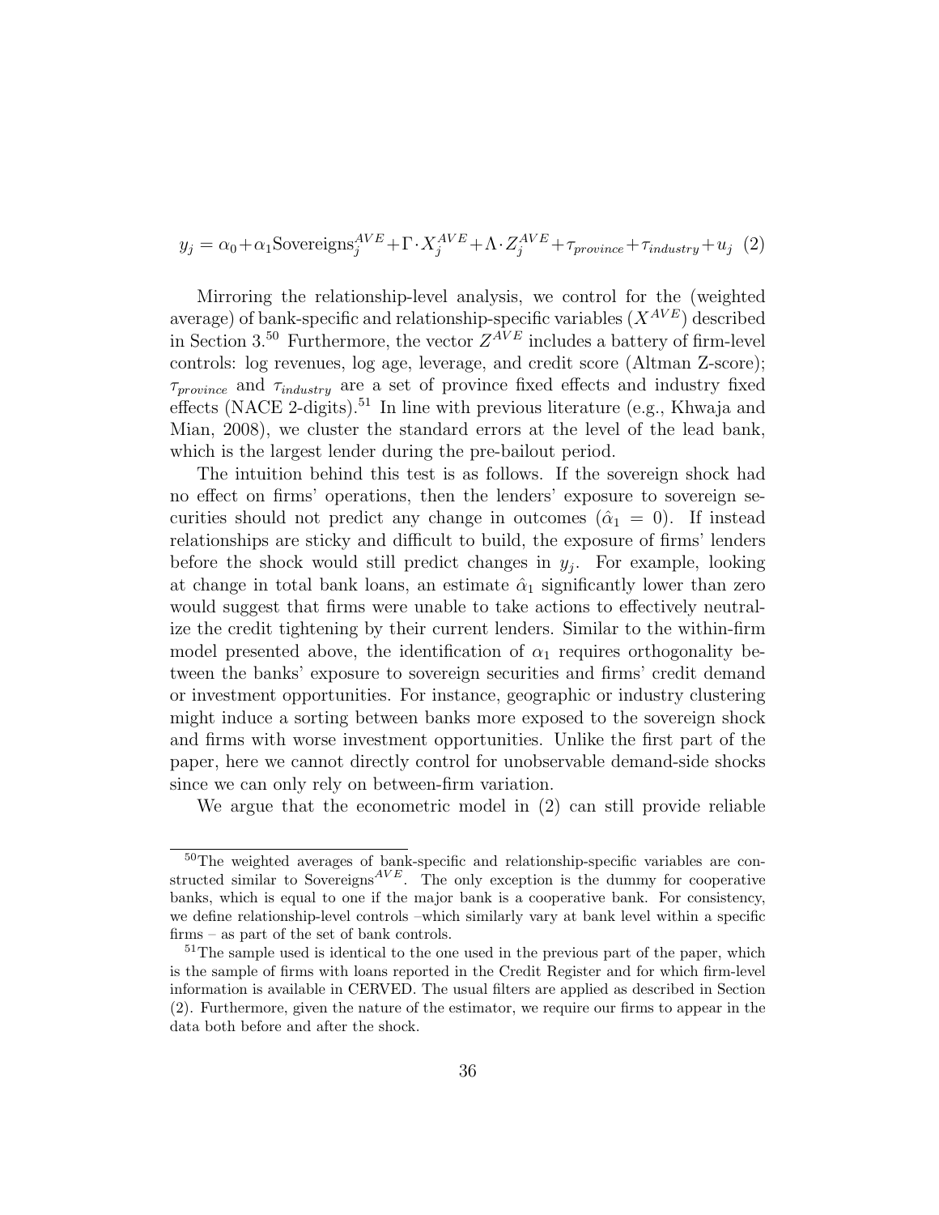$$y_j = \alpha_0 + \alpha_1 \text{Sovereigns}_j^{AVE} + \Gamma \cdot X_j^{AVE} + \Lambda \cdot Z_j^{AVE} + \tau_{province} + \tau_{industry} + u_j \quad (2)$$

Mirroring the relationship-level analysis, we control for the (weighted average) of bank-specific and relationship-specific variables ($X^{AVE}$) described in Section 3.[50] Furthermore, the vector $Z^{AVE}$ includes a battery of firm-level controls: log revenues, log age, leverage, and credit score (Altman Z-score); $\tau_{province}$ and $\tau_{industry}$ are a set of province fixed effects and industry fixed effects (NACE 2-digits).[51] In line with previous literature (e.g., Khwaja and Mian, 2008), we cluster the standard errors at the level of the lead bank, which is the largest lender during the pre-bailout period.

The intuition behind this test is as follows. If the sovereign shock had no effect on firms' operations, then the lenders' exposure to sovereign securities should not predict any change in outcomes ($\hat{\alpha}_1 = 0$). If instead relationships are sticky and difficult to build, the exposure of firms' lenders before the shock would still predict changes in $y_j$. For example, looking at change in total bank loans, an estimate $\hat{\alpha}_1$ significantly lower than zero would suggest that firms were unable to take actions to effectively neutralize the credit tightening by their current lenders. Similar to the within-firm model presented above, the identification of $\alpha_1$ requires orthogonality between the banks' exposure to sovereign securities and firms' credit demand or investment opportunities. For instance, geographic or industry clustering might induce a sorting between banks more exposed to the sovereign shock and firms with worse investment opportunities. Unlike the first part of the paper, here we cannot directly control for unobservable demand-side shocks since we can only rely on between-firm variation.

We argue that the econometric model in (2) can still provide reliable

[50] The weighted averages of bank-specific and relationship-specific variables are constructed similar to Sovereigns$^{AVE}$. The only exception is the dummy for cooperative banks, which is equal to one if the major bank is a cooperative bank. For consistency, we define relationship-level controls –which similarly vary at bank level within a specific firms – as part of the set of bank controls.

[51] The sample used is identical to the one used in the previous part of the paper, which is the sample of firms with loans reported in the Credit Register and for which firm-level information is available in CERVED. The usual filters are applied as described in Section (2). Furthermore, given the nature of the estimator, we require our firms to appear in the data both before and after the shock.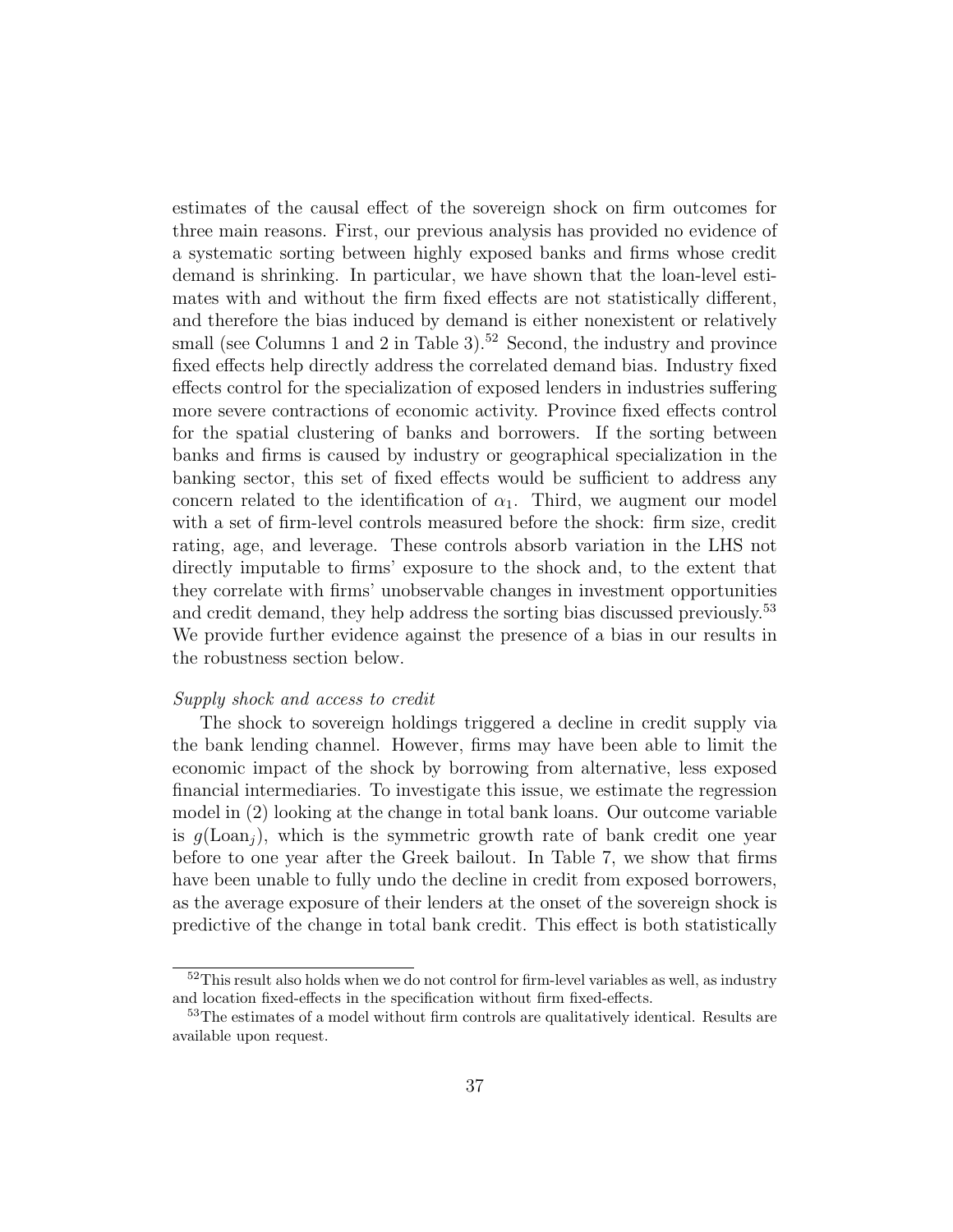estimates of the causal effect of the sovereign shock on firm outcomes for three main reasons. First, our previous analysis has provided no evidence of a systematic sorting between highly exposed banks and firms whose credit demand is shrinking. In particular, we have shown that the loan-level estimates with and without the firm fixed effects are not statistically different, and therefore the bias induced by demand is either nonexistent or relatively small (see Columns 1 and 2 in Table 3).[52] Second, the industry and province fixed effects help directly address the correlated demand bias. Industry fixed effects control for the specialization of exposed lenders in industries suffering more severe contractions of economic activity. Province fixed effects control for the spatial clustering of banks and borrowers. If the sorting between banks and firms is caused by industry or geographical specialization in the banking sector, this set of fixed effects would be sufficient to address any concern related to the identification of $\alpha_1$. Third, we augment our model with a set of firm-level controls measured before the shock: firm size, credit rating, age, and leverage. These controls absorb variation in the LHS not directly imputable to firms' exposure to the shock and, to the extent that they correlate with firms' unobservable changes in investment opportunities and credit demand, they help address the sorting bias discussed previously.[53] We provide further evidence against the presence of a bias in our results in the robustness section below.

*Supply shock and access to credit*

The shock to sovereign holdings triggered a decline in credit supply via the bank lending channel. However, firms may have been able to limit the economic impact of the shock by borrowing from alternative, less exposed financial intermediaries. To investigate this issue, we estimate the regression model in (2) looking at the change in total bank loans. Our outcome variable is $g(\text{Loan}_j)$, which is the symmetric growth rate of bank credit one year before to one year after the Greek bailout. In Table 7, we show that firms have been unable to fully undo the decline in credit from exposed borrowers, as the average exposure of their lenders at the onset of the sovereign shock is predictive of the change in total bank credit. This effect is both statistically

[52] This result also holds when we do not control for firm-level variables as well, as industry and location fixed-effects in the specification without firm fixed-effects.

[53] The estimates of a model without firm controls are qualitatively identical. Results are available upon request.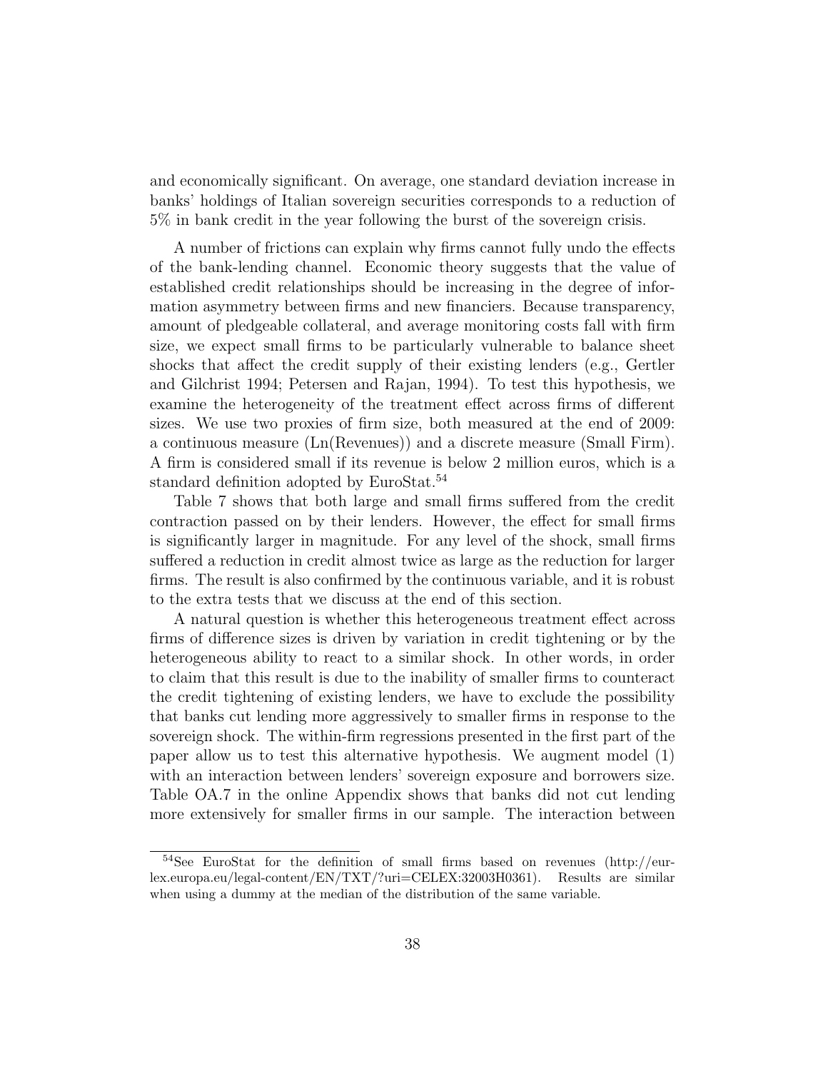and economically significant. On average, one standard deviation increase in banks' holdings of Italian sovereign securities corresponds to a reduction of 5% in bank credit in the year following the burst of the sovereign crisis.

A number of frictions can explain why firms cannot fully undo the effects of the bank-lending channel. Economic theory suggests that the value of established credit relationships should be increasing in the degree of information asymmetry between firms and new financiers. Because transparency, amount of pledgeable collateral, and average monitoring costs fall with firm size, we expect small firms to be particularly vulnerable to balance sheet shocks that affect the credit supply of their existing lenders (e.g., Gertler and Gilchrist 1994; Petersen and Rajan, 1994). To test this hypothesis, we examine the heterogeneity of the treatment effect across firms of different sizes. We use two proxies of firm size, both measured at the end of 2009: a continuous measure (Ln(Revenues)) and a discrete measure (Small Firm). A firm is considered small if its revenue is below 2 million euros, which is a standard definition adopted by EuroStat.[54]

Table 7 shows that both large and small firms suffered from the credit contraction passed on by their lenders. However, the effect for small firms is significantly larger in magnitude. For any level of the shock, small firms suffered a reduction in credit almost twice as large as the reduction for larger firms. The result is also confirmed by the continuous variable, and it is robust to the extra tests that we discuss at the end of this section.

A natural question is whether this heterogeneous treatment effect across firms of difference sizes is driven by variation in credit tightening or by the heterogeneous ability to react to a similar shock. In other words, in order to claim that this result is due to the inability of smaller firms to counteract the credit tightening of existing lenders, we have to exclude the possibility that banks cut lending more aggressively to smaller firms in response to the sovereign shock. The within-firm regressions presented in the first part of the paper allow us to test this alternative hypothesis. We augment model (1) with an interaction between lenders' sovereign exposure and borrowers size. Table OA.7 in the online Appendix shows that banks did not cut lending more extensively for smaller firms in our sample. The interaction between

[54] See EuroStat for the definition of small firms based on revenues (http://eur-lex.europa.eu/legal-content/EN/TXT/?uri=CELEX:32003H0361). Results are similar when using a dummy at the median of the distribution of the same variable.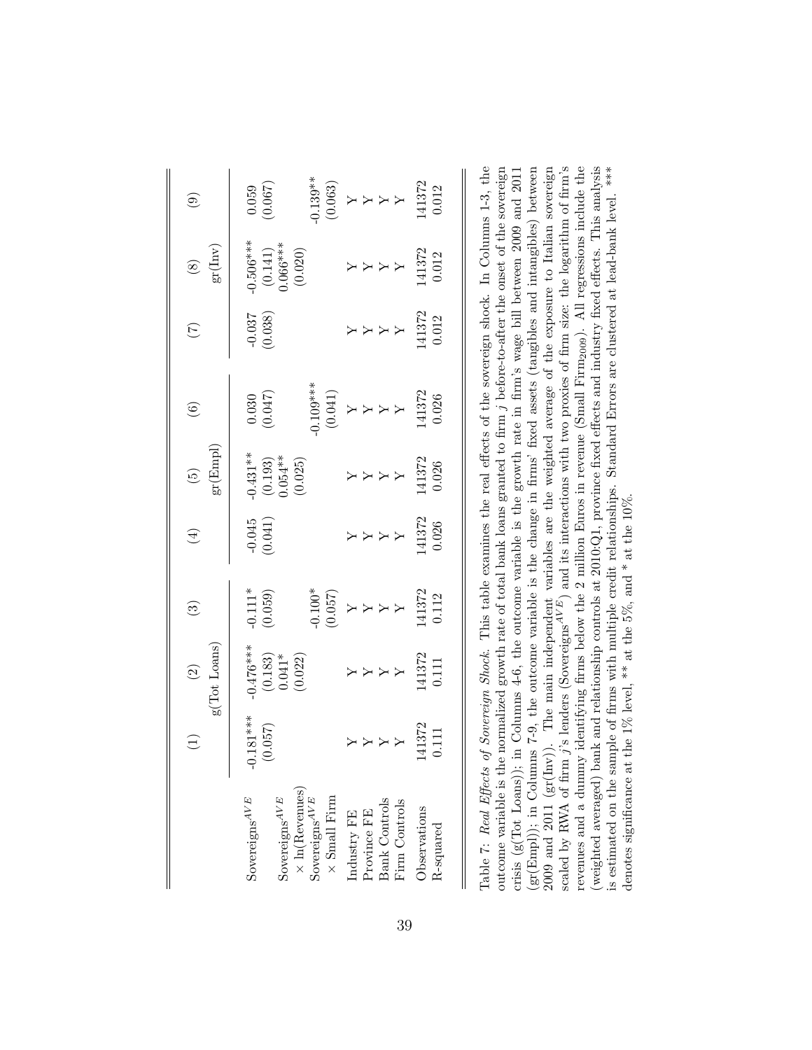|  | (1) | (2) | (3) | (4) | (5) | (6) | (7) | (8) | (9) |
|---|---|---|---|---|---|---|---|---|---|
|  | g(Tot Loans) |  |  | gr(Empl) |  |  | gr(Inv) |  |  |
| $\text{Sovereigns}^{AVE}$ | -0.181*** | -0.476*** | -0.111* | -0.045 | -0.431** | 0.030 | -0.037 | -0.506*** | 0.059 |
|  | (0.057) | (0.183) | (0.059) | (0.041) | (0.193) | (0.047) | (0.038) | (0.141) | (0.067) |
| $\text{Sovereigns}^{AVE}$ $\times$ ln(Revenues) |  | 0.041* |  |  | 0.054** |  |  | 0.066*** |  |
|  |  | (0.022) |  |  | (0.025) |  |  | (0.020) |  |
| $\text{Sovereigns}^{AVE}$ $\times$ Small Firm |  |  | -0.100* |  |  | -0.109*** |  |  | -0.139** |
|  |  |  | (0.057) |  |  | (0.041) |  |  | (0.063) |
| Industry FE | Y | Y | Y | Y | Y | Y | Y | Y | Y |
| Province FE | Y | Y | Y | Y | Y | Y | Y | Y | Y |
| Bank Controls | Y | Y | Y | Y | Y | Y | Y | Y | Y |
| Firm Controls | Y | Y | Y | Y | Y | Y | Y | Y | Y |
| Observations | 141372 | 141372 | 141372 | 141372 | 141372 | 141372 | 141372 | 141372 | 141372 |
| R-squared | 0.111 | 0.111 | 0.112 | 0.026 | 0.026 | 0.026 | 0.012 | 0.012 | 0.012 |

Table 7: *Real Effects of Sovereign Shock.* This table examines the real effects of the sovereign shock. In Columns 1-3, the outcome variable is the normalized growth rate of total bank loans granted to firm $j$ before-to-after the onset of the sovereign crisis (g(Tot Loans)); in Columns 4-6, the outcome variable is the growth rate in firm's wage bill between 2009 and 2011 (gr(Empl)); in Columns 7-9, the outcome variable is the change in firms' fixed assets (tangibles and intangibles) between 2009 and 2011 (gr(Inv)). The main independent variables are the weighted average of the exposure to Italian sovereign scaled by RWA of firm $j$'s lenders ($\text{Sovereigns}^{AVE}$) and its interactions with two proxies of firm size: the logarithm of firm's revenues and a dummy identifying firms below the 2 million Euros in revenue ($\text{Small Firm}_{2009}$). All regressions include the (weighted averaged) bank and relationship controls at 2010:Q1, province fixed effects and industry fixed effects. This analysis is estimated on the sample of firms with multiple credit relationships. Standard Errors are clustered at lead-bank level. *** denotes significance at the 1% level, ** at the 5%, and * at the 10%.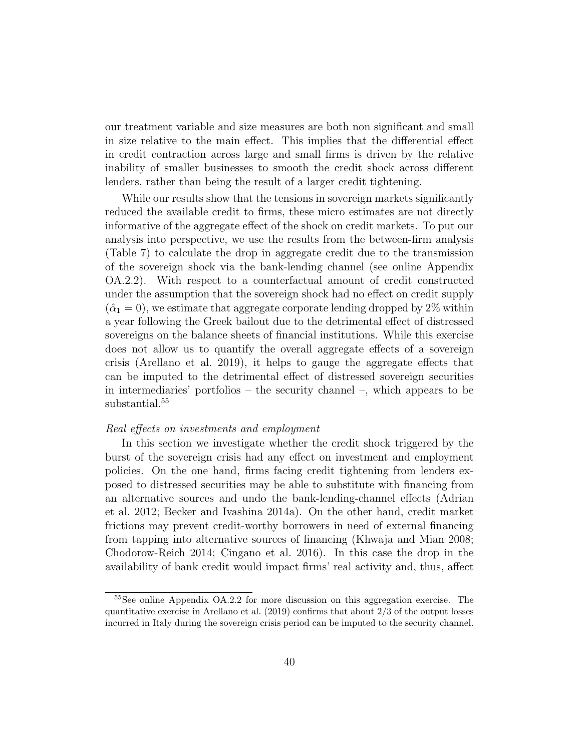our treatment variable and size measures are both non significant and small in size relative to the main effect. This implies that the differential effect in credit contraction across large and small firms is driven by the relative inability of smaller businesses to smooth the credit shock across different lenders, rather than being the result of a larger credit tightening.

While our results show that the tensions in sovereign markets significantly reduced the available credit to firms, these micro estimates are not directly informative of the aggregate effect of the shock on credit markets. To put our analysis into perspective, we use the results from the between-firm analysis (Table 7) to calculate the drop in aggregate credit due to the transmission of the sovereign shock via the bank-lending channel (see online Appendix OA.2.2). With respect to a counterfactual amount of credit constructed under the assumption that the sovereign shock had no effect on credit supply ($\hat{\alpha}_1 = 0$), we estimate that aggregate corporate lending dropped by 2% within a year following the Greek bailout due to the detrimental effect of distressed sovereigns on the balance sheets of financial institutions. While this exercise does not allow us to quantify the overall aggregate effects of a sovereign crisis (Arellano et al. 2019), it helps to gauge the aggregate effects that can be imputed to the detrimental effect of distressed sovereign securities in intermediaries' portfolios – the security channel –, which appears to be substantial.[55]

*Real effects on investments and employment*

In this section we investigate whether the credit shock triggered by the burst of the sovereign crisis had any effect on investment and employment policies. On the one hand, firms facing credit tightening from lenders exposed to distressed securities may be able to substitute with financing from an alternative sources and undo the bank-lending-channel effects (Adrian et al. 2012; Becker and Ivashina 2014a). On the other hand, credit market frictions may prevent credit-worthy borrowers in need of external financing from tapping into alternative sources of financing (Khwaja and Mian 2008; Chodorow-Reich 2014; Cingano et al. 2016). In this case the drop in the availability of bank credit would impact firms' real activity and, thus, affect

[55] See online Appendix OA.2.2 for more discussion on this aggregation exercise. The quantitative exercise in Arellano et al. (2019) confirms that about 2/3 of the output losses incurred in Italy during the sovereign crisis period can be imputed to the security channel.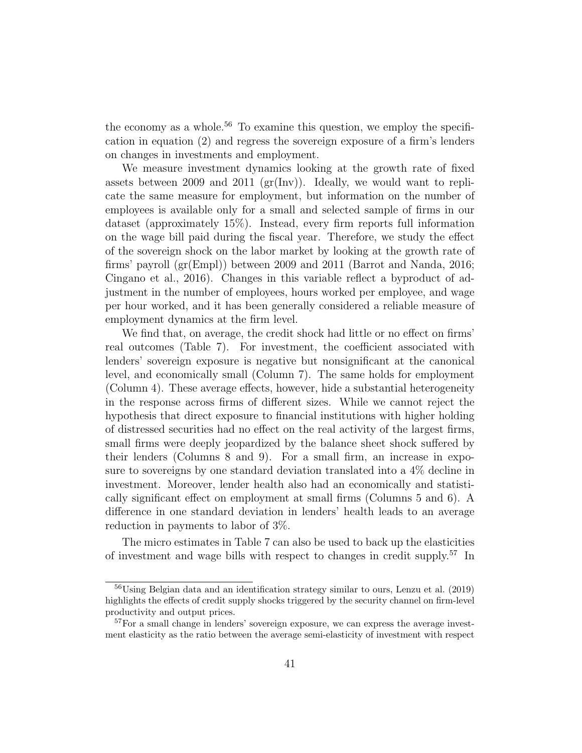the economy as a whole.[56] To examine this question, we employ the specification in equation (2) and regress the sovereign exposure of a firm's lenders on changes in investments and employment.

We measure investment dynamics looking at the growth rate of fixed assets between 2009 and 2011 (gr(Inv)). Ideally, we would want to replicate the same measure for employment, but information on the number of employees is available only for a small and selected sample of firms in our dataset (approximately 15%). Instead, every firm reports full information on the wage bill paid during the fiscal year. Therefore, we study the effect of the sovereign shock on the labor market by looking at the growth rate of firms' payroll (gr(Empl)) between 2009 and 2011 (Barrot and Nanda, 2016; Cingano et al., 2016). Changes in this variable reflect a byproduct of adjustment in the number of employees, hours worked per employee, and wage per hour worked, and it has been generally considered a reliable measure of employment dynamics at the firm level.

We find that, on average, the credit shock had little or no effect on firms' real outcomes (Table 7). For investment, the coefficient associated with lenders' sovereign exposure is negative but nonsignificant at the canonical level, and economically small (Column 7). The same holds for employment (Column 4). These average effects, however, hide a substantial heterogeneity in the response across firms of different sizes. While we cannot reject the hypothesis that direct exposure to financial institutions with higher holding of distressed securities had no effect on the real activity of the largest firms, small firms were deeply jeopardized by the balance sheet shock suffered by their lenders (Columns 8 and 9). For a small firm, an increase in exposure to sovereigns by one standard deviation translated into a 4% decline in investment. Moreover, lender health also had an economically and statistically significant effect on employment at small firms (Columns 5 and 6). A difference in one standard deviation in lenders' health leads to an average reduction in payments to labor of 3%.

The micro estimates in Table 7 can also be used to back up the elasticities of investment and wage bills with respect to changes in credit supply.[57] In

[56] Using Belgian data and an identification strategy similar to ours, Lenzu et al. (2019) highlights the effects of credit supply shocks triggered by the security channel on firm-level productivity and output prices.

[57] For a small change in lenders' sovereign exposure, we can express the average investment elasticity as the ratio between the average semi-elasticity of investment with respect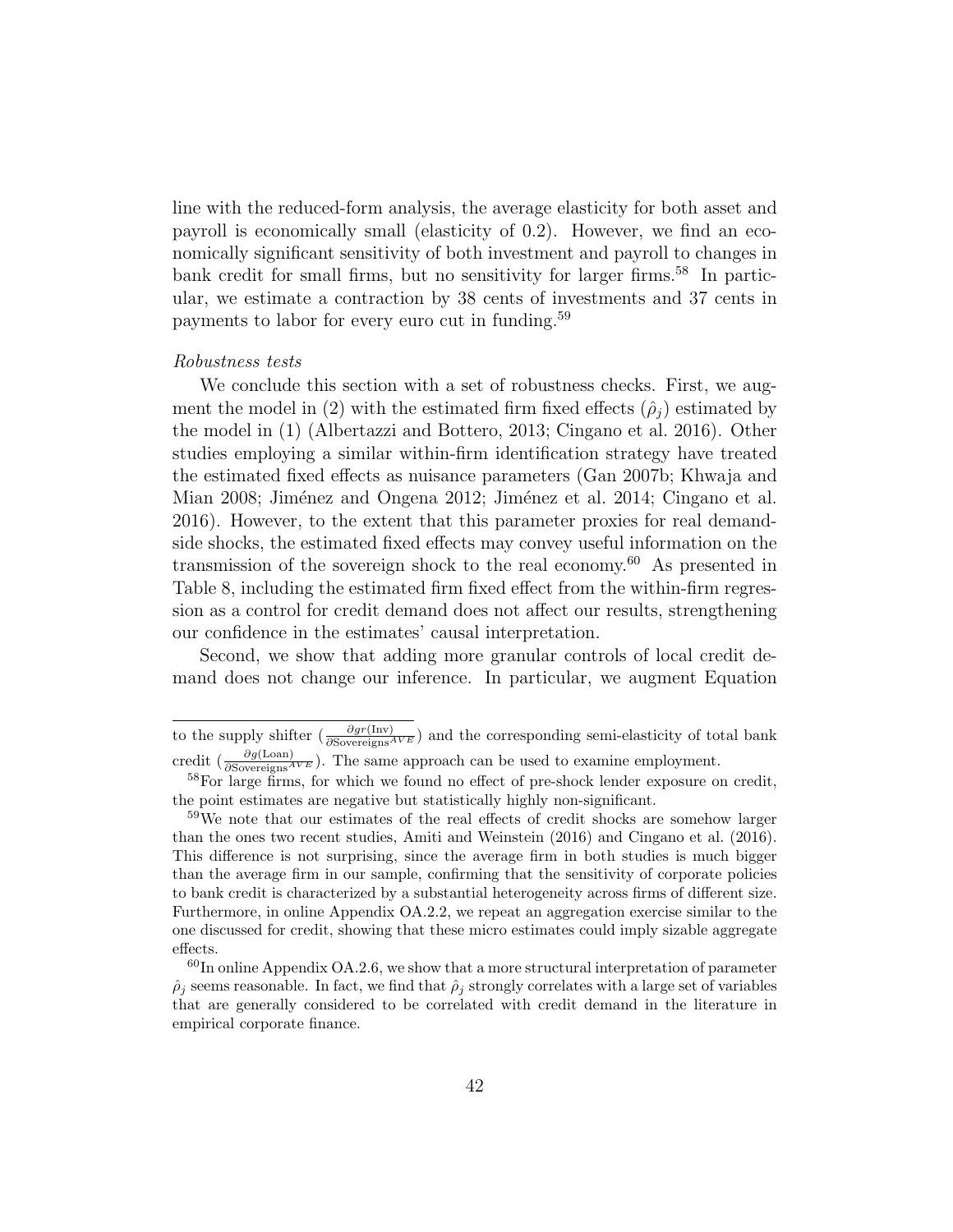line with the reduced-form analysis, the average elasticity for both asset and payroll is economically small (elasticity of 0.2). However, we find an economically significant sensitivity of both investment and payroll to changes in bank credit for small firms, but no sensitivity for larger firms.[58] In particular, we estimate a contraction by 38 cents of investments and 37 cents in payments to labor for every euro cut in funding.[59]

*Robustness tests*

We conclude this section with a set of robustness checks. First, we augment the model in (2) with the estimated firm fixed effects ($\hat{\rho}_j$) estimated by the model in (1) (Albertazzi and Bottero, 2013; Cingano et al. 2016). Other studies employing a similar within-firm identification strategy have treated the estimated fixed effects as nuisance parameters (Gan 2007b; Khwaja and Mian 2008; Jiménez and Ongena 2012; Jiménez et al. 2014; Cingano et al. 2016). However, to the extent that this parameter proxies for real demand-side shocks, the estimated fixed effects may convey useful information on the transmission of the sovereign shock to the real economy.[60] As presented in Table 8, including the estimated firm fixed effect from the within-firm regression as a control for credit demand does not affect our results, strengthening our confidence in the estimates' causal interpretation.

Second, we show that adding more granular controls of local credit demand does not change our inference. In particular, we augment Equation

---

to the supply shifter ($\frac{\partial gr(\text{Inv})}{\partial \text{Sovereigns}^{AVE}}$) and the corresponding semi-elasticity of total bank credit ($\frac{\partial g(\text{Loan})}{\partial \text{Sovereigns}^{AVE}}$). The same approach can be used to examine employment.

[58] For large firms, for which we found no effect of pre-shock lender exposure on credit, the point estimates are negative but statistically highly non-significant.

[59] We note that our estimates of the real effects of credit shocks are somehow larger than the ones two recent studies, Amiti and Weinstein (2016) and Cingano et al. (2016). This difference is not surprising, since the average firm in both studies is much bigger than the average firm in our sample, confirming that the sensitivity of corporate policies to bank credit is characterized by a substantial heterogeneity across firms of different size. Furthermore, in online Appendix OA.2.2, we repeat an aggregation exercise similar to the one discussed for credit, showing that these micro estimates could imply sizable aggregate effects.

[60] In online Appendix OA.2.6, we show that a more structural interpretation of parameter $\hat{\rho}_j$ seems reasonable. In fact, we find that $\hat{\rho}_j$ strongly correlates with a large set of variables that are generally considered to be correlated with credit demand in the literature in empirical corporate finance.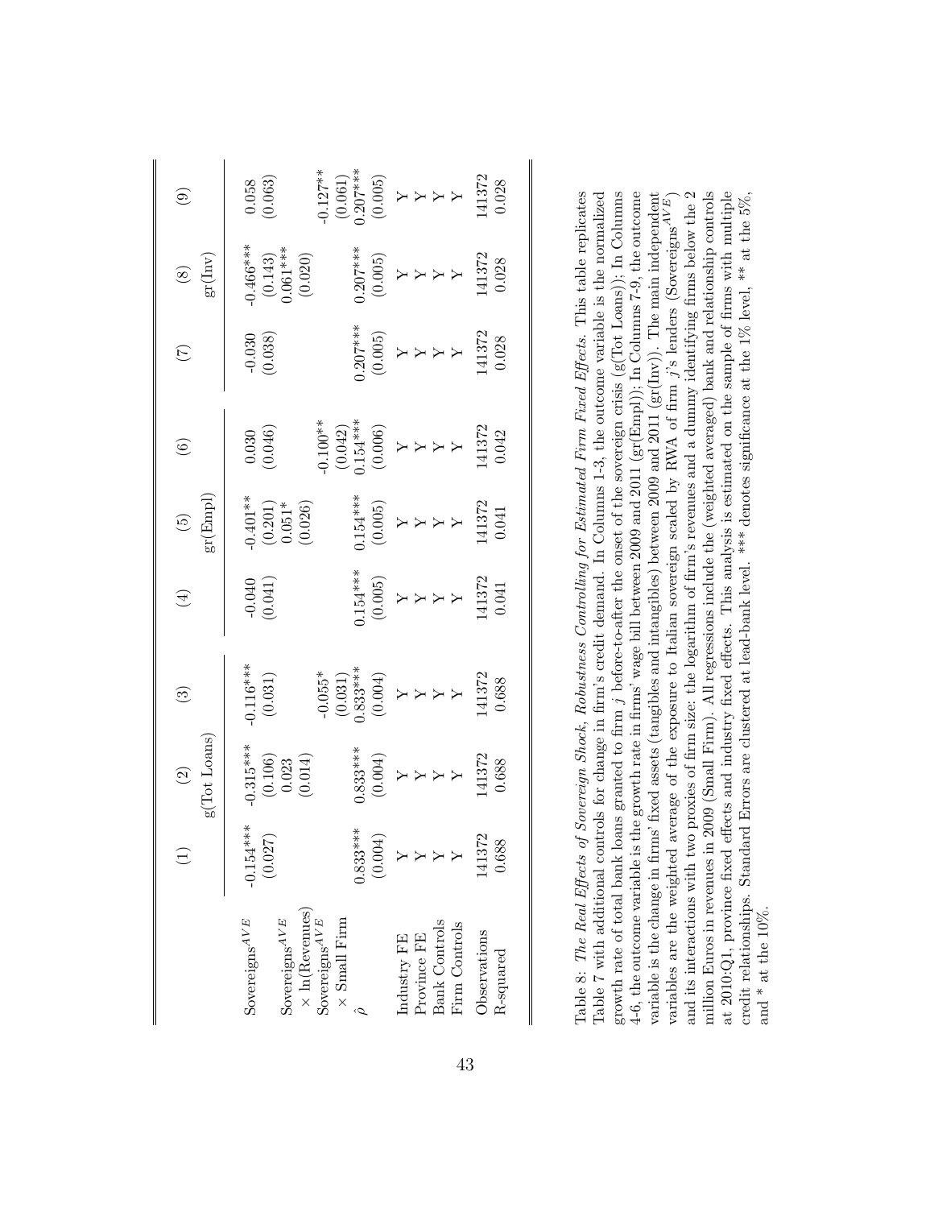|  | (1) | (2) | (3) | (4) | (5) | (6) | (7) | (8) | (9) |
|---|---|---|---|---|---|---|---|---|---|
|  | g(Tot Loans) |  |  | gr(Empl) |  |  | gr(Inv) |  |  |
| Sovereigns$^{AVE}$ | -0.154*** | -0.315*** | -0.116*** | -0.040 | -0.401** | 0.030 | -0.030 | -0.466*** | 0.058 |
|  | (0.027) | (0.106) | (0.031) | (0.041) | (0.201) | (0.046) | (0.038) | (0.143) | (0.063) |
| Sovereigns$^{AVE}$ × ln(Revenues) |  | 0.023 |  |  | 0.051* |  |  | 0.061*** |  |
|  |  | (0.014) |  |  | (0.026) |  |  | (0.020) |  |
| Sovereigns$^{AVE}$ × Small Firm |  |  | -0.055* |  |  | -0.100** |  |  | -0.127** |
|  |  |  | (0.031) |  |  | (0.042) |  |  | (0.061) |
| $\hat{\rho}$ | 0.833*** | 0.833*** | 0.833*** | 0.154*** | 0.154*** | 0.154*** | 0.207*** | 0.207*** | 0.207*** |
|  | (0.004) | (0.004) | (0.004) | (0.005) | (0.005) | (0.006) | (0.005) | (0.005) | (0.005) |
| Industry FE | Y | Y | Y | Y | Y | Y | Y | Y | Y |
| Province FE | Y | Y | Y | Y | Y | Y | Y | Y | Y |
| Bank Controls | Y | Y | Y | Y | Y | Y | Y | Y | Y |
| Firm Controls | Y | Y | Y | Y | Y | Y | Y | Y | Y |
| Observations | 141372 | 141372 | 141372 | 141372 | 141372 | 141372 | 141372 | 141372 | 141372 |
| R-squared | 0.688 | 0.688 | 0.688 | 0.041 | 0.041 | 0.042 | 0.028 | 0.028 | 0.028 |

Table 8: *The Real Effects of Sovereign Shock, Robustness Controlling for Estimated Firm Fixed Effects.* This table replicates Table 7 with additional controls for change in firm's credit demand. In Columns 1-3, the outcome variable is the normalized growth rate of total bank loans granted to firm $j$ before-to-after the onset of the sovereign crisis (g(Tot Loans)); In Columns 4-6, the outcome variable is the growth rate in firms' wage bill between 2009 and 2011 (gr(Empl)); In Columns 7-9, the outcome variable is the change in firms' fixed assets (tangibles and intangibles) between 2009 and 2011 (gr(Inv)). The main independent variables are the weighted average of the exposure to Italian sovereign scaled by RWA of firm $j$'s lenders (Sovereigns$^{AVE}$) and its interactions with two proxies of firm size: the logarithm of firm's revenues and a dummy identifying firms below the 2 million Euros in revenues in 2009 (Small Firm). All regressions include the (weighted averaged) bank and relationship controls at 2010:Q1, province fixed effects and industry fixed effects. This analysis is estimated on the sample of firms with multiple credit relationships. Standard Errors are clustered at lead-bank level. *** denotes significance at the 1% level, ** at the 5%, and * at the 10%.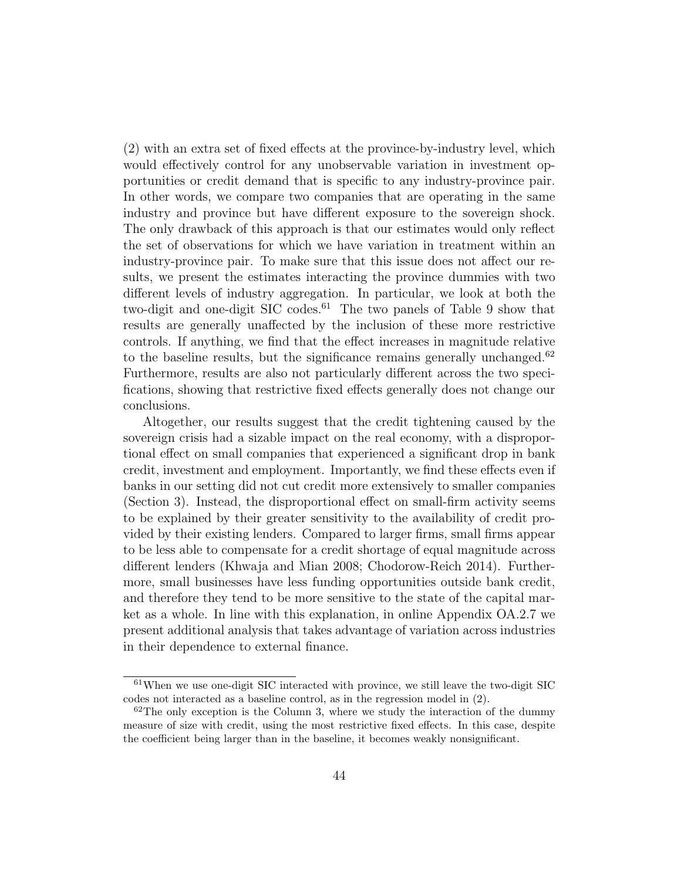(2) with an extra set of fixed effects at the province-by-industry level, which would effectively control for any unobservable variation in investment opportunities or credit demand that is specific to any industry-province pair. In other words, we compare two companies that are operating in the same industry and province but have different exposure to the sovereign shock. The only drawback of this approach is that our estimates would only reflect the set of observations for which we have variation in treatment within an industry-province pair. To make sure that this issue does not affect our results, we present the estimates interacting the province dummies with two different levels of industry aggregation. In particular, we look at both the two-digit and one-digit SIC codes.[61] The two panels of Table 9 show that results are generally unaffected by the inclusion of these more restrictive controls. If anything, we find that the effect increases in magnitude relative to the baseline results, but the significance remains generally unchanged.[62] Furthermore, results are also not particularly different across the two specifications, showing that restrictive fixed effects generally does not change our conclusions.

Altogether, our results suggest that the credit tightening caused by the sovereign crisis had a sizable impact on the real economy, with a disproportional effect on small companies that experienced a significant drop in bank credit, investment and employment. Importantly, we find these effects even if banks in our setting did not cut credit more extensively to smaller companies (Section 3). Instead, the disproportional effect on small-firm activity seems to be explained by their greater sensitivity to the availability of credit provided by their existing lenders. Compared to larger firms, small firms appear to be less able to compensate for a credit shortage of equal magnitude across different lenders (Khwaja and Mian 2008; Chodorow-Reich 2014). Furthermore, small businesses have less funding opportunities outside bank credit, and therefore they tend to be more sensitive to the state of the capital market as a whole. In line with this explanation, in online Appendix OA.2.7 we present additional analysis that takes advantage of variation across industries in their dependence to external finance.

[61] When we use one-digit SIC interacted with province, we still leave the two-digit SIC codes not interacted as a baseline control, as in the regression model in (2).

[62] The only exception is the Column 3, where we study the interaction of the dummy measure of size with credit, using the most restrictive fixed effects. In this case, despite the coefficient being larger than in the baseline, it becomes weakly nonsignificant.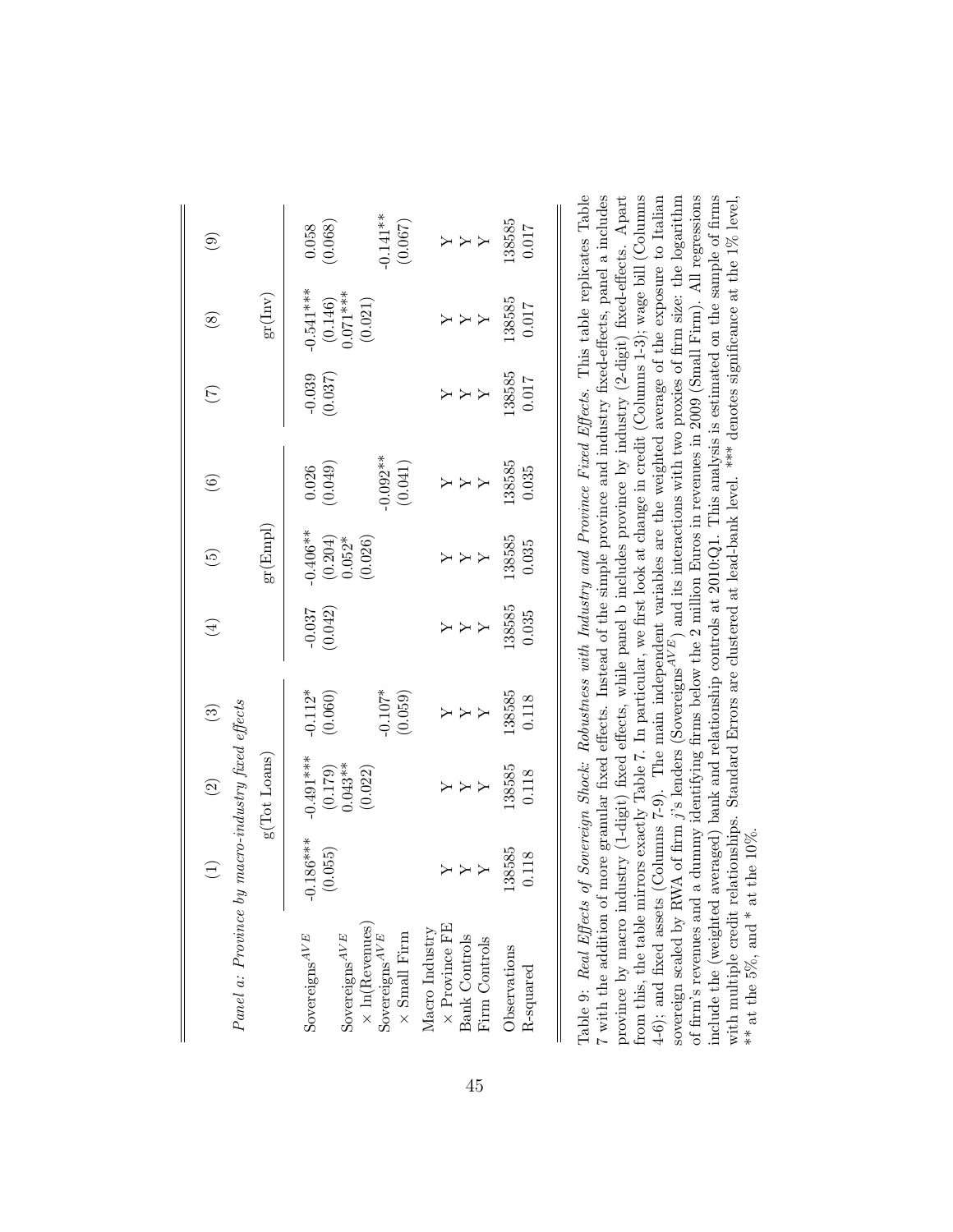*Panel a: Province by macro-industry fixed effects*

| | (1) | (2) | (3) | (4) | (5) | (6) | (7) | (8) | (9) |
|---|---|---|---|---|---|---|---|---|---|
| | g(Tot Loans) | | | gr(Empl) | | | gr(Inv) | | |
| $\text{Sovereigns}^{AVE}$ | -0.186*** | -0.491*** | -0.112* | -0.037 | -0.406** | 0.026 | -0.039 | -0.541*** | 0.058 |
| | (0.055) | (0.179) | (0.060) | (0.042) | (0.204) | (0.049) | (0.037) | (0.146) | (0.068) |
| $\text{Sovereigns}^{AVE}$ $\times$ ln(Revenues) | | 0.043** | | | 0.052* | | | 0.071*** | |
| | | (0.022) | | | (0.026) | | | (0.021) | |
| $\text{Sovereigns}^{AVE}$ $\times$ Small Firm | | | -0.107* | | | -0.092** | | | -0.141** |
| | | | (0.059) | | | (0.041) | | | (0.067) |
| Macro Industry $\times$ Province FE | Y | Y | Y | Y | Y | Y | Y | Y | Y |
| Bank Controls | Y | Y | Y | Y | Y | Y | Y | Y | Y |
| Firm Controls | Y | Y | Y | Y | Y | Y | Y | Y | Y |
| Observations | 138585 | 138585 | 138585 | 138585 | 138585 | 138585 | 138585 | 138585 | 138585 |
| R-squared | 0.118 | 0.118 | 0.118 | 0.035 | 0.035 | 0.035 | 0.017 | 0.017 | 0.017 |

Table 9: *Real Effects of Sovereign Shock: Robustness with Industry and Province Fixed Effects.* This table replicates Table 7 with the addition of more granular fixed effects. Instead of the simple province and industry fixed-effects, panel a includes province by macro industry (1-digit) fixed effects, while panel b includes province by industry (2-digit) fixed-effects. Apart from this, the table mirrors exactly Table 7. In particular, we first look at change in credit (Columns 1-3); wage bill (Columns 4-6); and fixed assets (Columns 7-9). The main independent variables are the weighted average of the exposure to Italian sovereign scaled by RWA of firm $j$'s lenders ($\text{Sovereigns}^{AVE}$) and its interactions with two proxies of firm size: the logarithm of firm's revenues and a dummy identifying firms below the 2 million Euros in revenues in 2009 (Small Firm). All regressions include the (weighted averaged) bank and relationship controls at 2010:Q1. This analysis is estimated on the sample of firms with multiple credit relationships. Standard Errors are clustered at lead-bank level. *** denotes significance at the 1% level, ** at the 5%, and * at the 10%.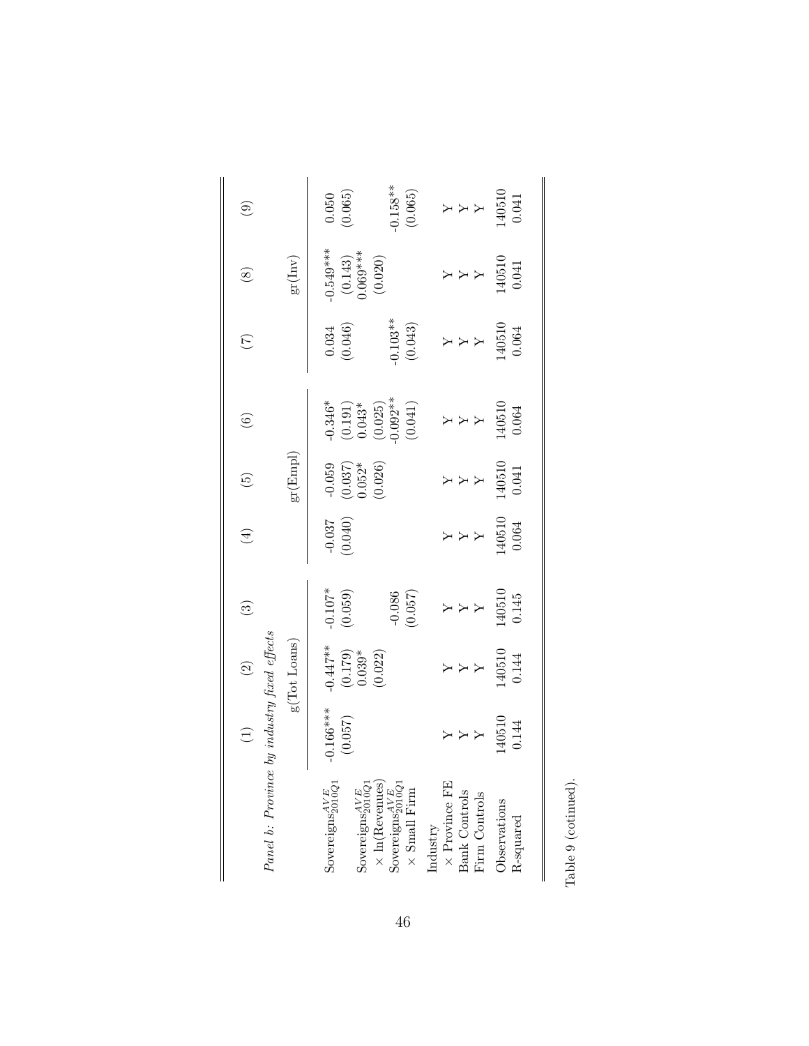| | (1) | (2) | (3) | (4) | (5) | (6) | (7) | (8) | (9) |
|---|---|---|---|---|---|---|---|---|---|
| *Panel b: Province by industry fixed effects* | | | | | | | | | |
| | g(Tot Loans) | | | gr(Empl) | | | gr(Inv) | | |
| $\text{Sovereigns}^{AVE}_{2010Q1}$ | -0.166*** | -0.447** | -0.107* | -0.037 | -0.059 | -0.346* | 0.034 | -0.549*** | 0.050 |
| | (0.057) | (0.179) | (0.059) | (0.040) | (0.037) | (0.191) | (0.046) | (0.143) | (0.065) |
| $\text{Sovereigns}^{AVE}_{2010Q1}$ | | 0.039* | | | 0.052* | 0.043* | | 0.069*** | |
| × ln(Revenues) | | (0.022) | | | (0.026) | (0.025) | | (0.020) | |
| $\text{Sovereigns}^{AVE}_{2010Q1}$ | | | -0.086 | | | -0.092** | -0.103** | | -0.158** |
| × Small Firm | | | (0.057) | | | (0.041) | (0.043) | | (0.065) |
| Industry | | | | | | | | | |
| × Province FE | Y | Y | Y | Y | Y | Y | Y | Y | Y |
| Bank Controls | Y | Y | Y | Y | Y | Y | Y | Y | Y |
| Firm Controls | Y | Y | Y | Y | Y | Y | Y | Y | Y |
| Observations | 140510 | 140510 | 140510 | 140510 | 140510 | 140510 | 140510 | 140510 | 140510 |
| R-squared | 0.144 | 0.144 | 0.145 | 0.064 | 0.041 | 0.064 | 0.064 | 0.041 | 0.041 |

Table 9 (cotinued).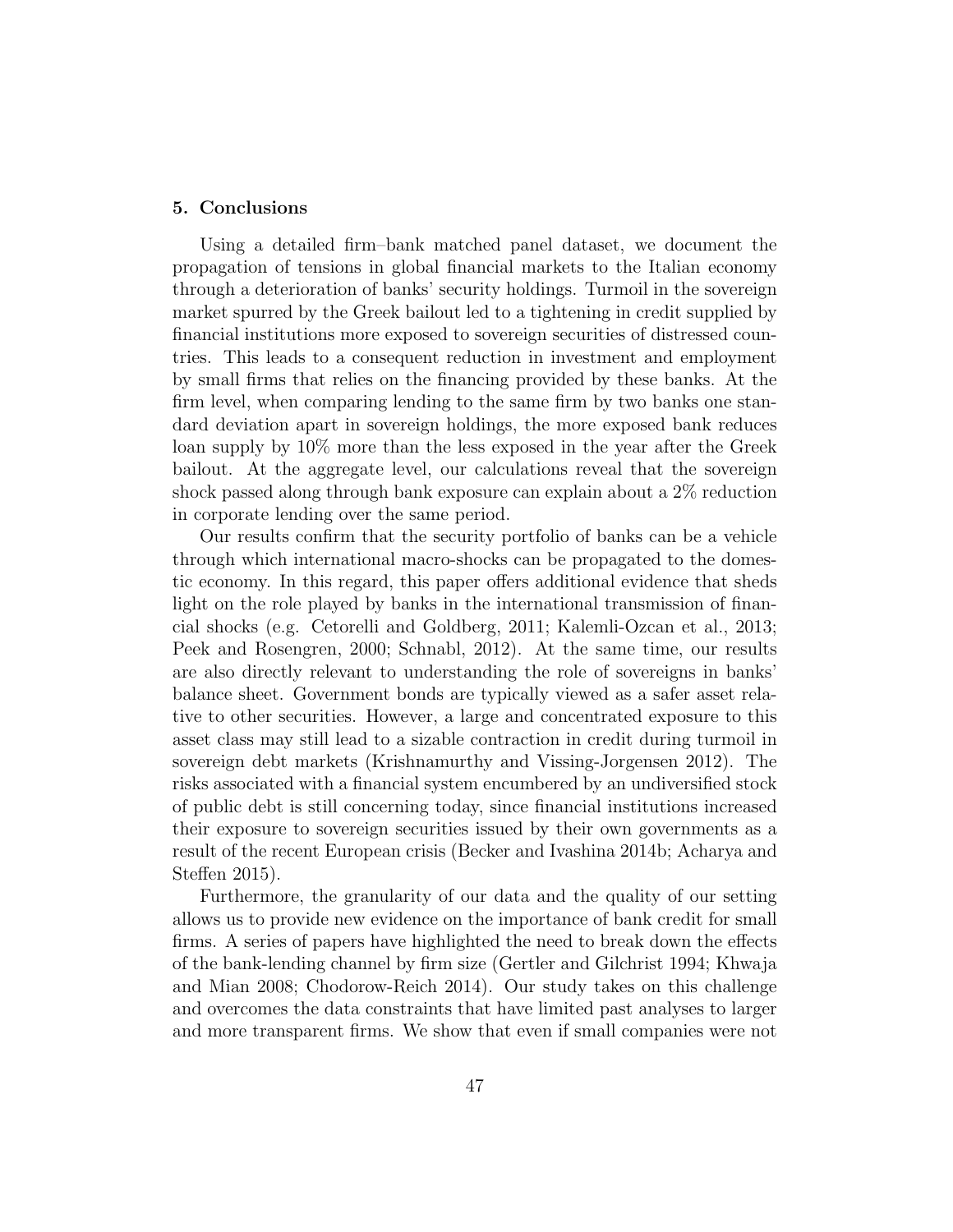## 5. Conclusions

Using a detailed firm–bank matched panel dataset, we document the propagation of tensions in global financial markets to the Italian economy through a deterioration of banks' security holdings. Turmoil in the sovereign market spurred by the Greek bailout led to a tightening in credit supplied by financial institutions more exposed to sovereign securities of distressed countries. This leads to a consequent reduction in investment and employment by small firms that relies on the financing provided by these banks. At the firm level, when comparing lending to the same firm by two banks one standard deviation apart in sovereign holdings, the more exposed bank reduces loan supply by 10% more than the less exposed in the year after the Greek bailout. At the aggregate level, our calculations reveal that the sovereign shock passed along through bank exposure can explain about a 2% reduction in corporate lending over the same period.

Our results confirm that the security portfolio of banks can be a vehicle through which international macro-shocks can be propagated to the domestic economy. In this regard, this paper offers additional evidence that sheds light on the role played by banks in the international transmission of financial shocks (e.g. Cetorelli and Goldberg, 2011; Kalemli-Ozcan et al., 2013; Peek and Rosengren, 2000; Schnabl, 2012). At the same time, our results are also directly relevant to understanding the role of sovereigns in banks' balance sheet. Government bonds are typically viewed as a safer asset relative to other securities. However, a large and concentrated exposure to this asset class may still lead to a sizable contraction in credit during turmoil in sovereign debt markets (Krishnamurthy and Vissing-Jorgensen 2012). The risks associated with a financial system encumbered by an undiversified stock of public debt is still concerning today, since financial institutions increased their exposure to sovereign securities issued by their own governments as a result of the recent European crisis (Becker and Ivashina 2014b; Acharya and Steffen 2015).

Furthermore, the granularity of our data and the quality of our setting allows us to provide new evidence on the importance of bank credit for small firms. A series of papers have highlighted the need to break down the effects of the bank-lending channel by firm size (Gertler and Gilchrist 1994; Khwaja and Mian 2008; Chodorow-Reich 2014). Our study takes on this challenge and overcomes the data constraints that have limited past analyses to larger and more transparent firms. We show that even if small companies were not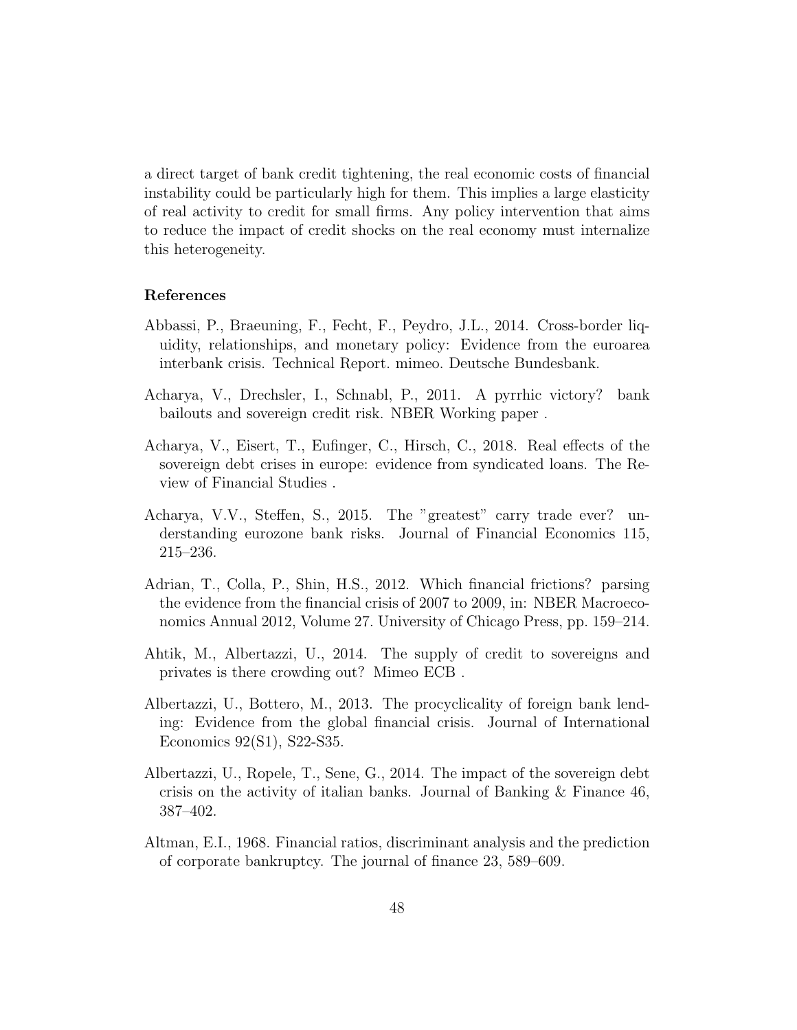a direct target of bank credit tightening, the real economic costs of financial instability could be particularly high for them. This implies a large elasticity of real activity to credit for small firms. Any policy intervention that aims to reduce the impact of credit shocks on the real economy must internalize this heterogeneity.

## References

Abbassi, P., Braeuning, F., Fecht, F., Peydro, J.L., 2014. Cross-border liquidity, relationships, and monetary policy: Evidence from the euroarea interbank crisis. Technical Report. mimeo. Deutsche Bundesbank.

Acharya, V., Drechsler, I., Schnabl, P., 2011. A pyrrhic victory? bank bailouts and sovereign credit risk. NBER Working paper .

Acharya, V., Eisert, T., Eufinger, C., Hirsch, C., 2018. Real effects of the sovereign debt crises in europe: evidence from syndicated loans. The Review of Financial Studies .

Acharya, V.V., Steffen, S., 2015. The "greatest" carry trade ever? understanding eurozone bank risks. Journal of Financial Economics 115, 215–236.

Adrian, T., Colla, P., Shin, H.S., 2012. Which financial frictions? parsing the evidence from the financial crisis of 2007 to 2009, in: NBER Macroeconomics Annual 2012, Volume 27. University of Chicago Press, pp. 159–214.

Ahtik, M., Albertazzi, U., 2014. The supply of credit to sovereigns and privates is there crowding out? Mimeo ECB .

Albertazzi, U., Bottero, M., 2013. The procyclicality of foreign bank lending: Evidence from the global financial crisis. Journal of International Economics 92(S1), S22-S35.

Albertazzi, U., Ropele, T., Sene, G., 2014. The impact of the sovereign debt crisis on the activity of italian banks. Journal of Banking & Finance 46, 387–402.

Altman, E.I., 1968. Financial ratios, discriminant analysis and the prediction of corporate bankruptcy. The journal of finance 23, 589–609.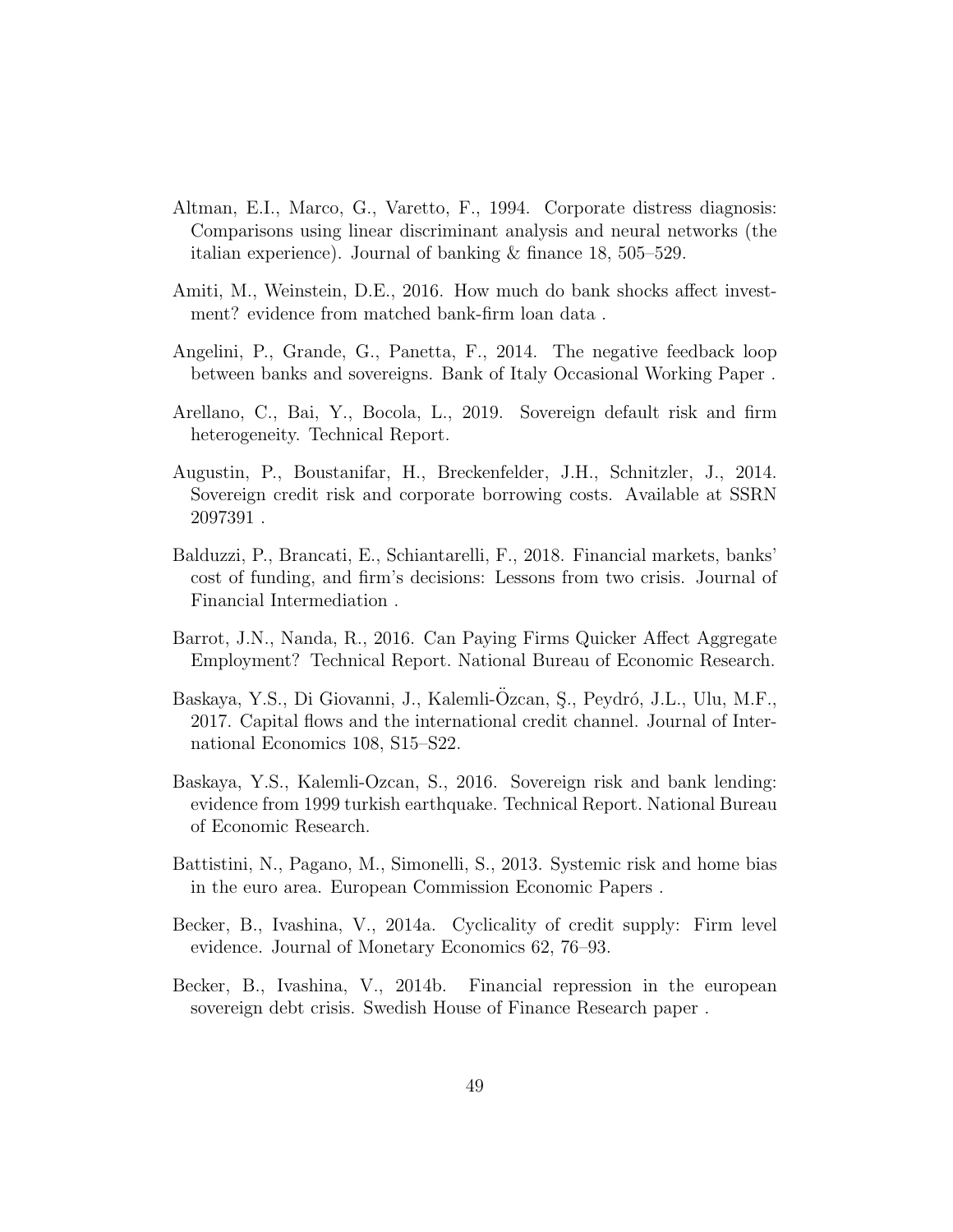Altman, E.I., Marco, G., Varetto, F., 1994. Corporate distress diagnosis: Comparisons using linear discriminant analysis and neural networks (the italian experience). Journal of banking & finance 18, 505–529.

Amiti, M., Weinstein, D.E., 2016. How much do bank shocks affect investment? evidence from matched bank-firm loan data .

Angelini, P., Grande, G., Panetta, F., 2014. The negative feedback loop between banks and sovereigns. Bank of Italy Occasional Working Paper .

Arellano, C., Bai, Y., Bocola, L., 2019. Sovereign default risk and firm heterogeneity. Technical Report.

Augustin, P., Boustanifar, H., Breckenfelder, J.H., Schnitzler, J., 2014. Sovereign credit risk and corporate borrowing costs. Available at SSRN 2097391 .

Balduzzi, P., Brancati, E., Schiantarelli, F., 2018. Financial markets, banks' cost of funding, and firm's decisions: Lessons from two crisis. Journal of Financial Intermediation .

Barrot, J.N., Nanda, R., 2016. Can Paying Firms Quicker Affect Aggregate Employment? Technical Report. National Bureau of Economic Research.

Baskaya, Y.S., Di Giovanni, J., Kalemli-Özcan, Ş., Peydró, J.L., Ulu, M.F., 2017. Capital flows and the international credit channel. Journal of International Economics 108, S15–S22.

Baskaya, Y.S., Kalemli-Ozcan, S., 2016. Sovereign risk and bank lending: evidence from 1999 turkish earthquake. Technical Report. National Bureau of Economic Research.

Battistini, N., Pagano, M., Simonelli, S., 2013. Systemic risk and home bias in the euro area. European Commission Economic Papers .

Becker, B., Ivashina, V., 2014a. Cyclicality of credit supply: Firm level evidence. Journal of Monetary Economics 62, 76–93.

Becker, B., Ivashina, V., 2014b. Financial repression in the european sovereign debt crisis. Swedish House of Finance Research paper .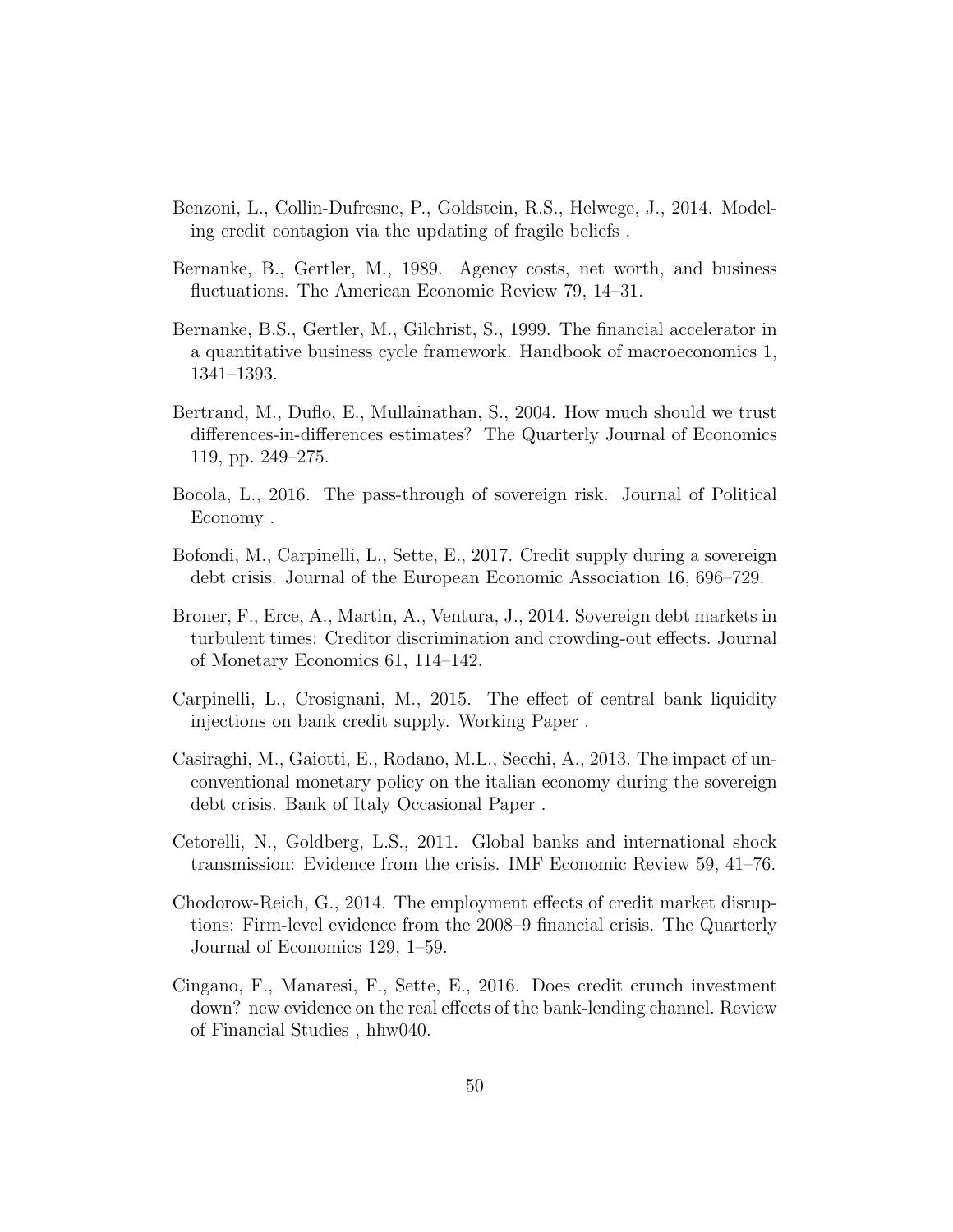Benzoni, L., Collin-Dufresne, P., Goldstein, R.S., Helwege, J., 2014. Modeling credit contagion via the updating of fragile beliefs .

Bernanke, B., Gertler, M., 1989. Agency costs, net worth, and business fluctuations. The American Economic Review 79, 14–31.

Bernanke, B.S., Gertler, M., Gilchrist, S., 1999. The financial accelerator in a quantitative business cycle framework. Handbook of macroeconomics 1, 1341–1393.

Bertrand, M., Duflo, E., Mullainathan, S., 2004. How much should we trust differences-in-differences estimates? The Quarterly Journal of Economics 119, pp. 249–275.

Bocola, L., 2016. The pass-through of sovereign risk. Journal of Political Economy .

Bofondi, M., Carpinelli, L., Sette, E., 2017. Credit supply during a sovereign debt crisis. Journal of the European Economic Association 16, 696–729.

Broner, F., Erce, A., Martin, A., Ventura, J., 2014. Sovereign debt markets in turbulent times: Creditor discrimination and crowding-out effects. Journal of Monetary Economics 61, 114–142.

Carpinelli, L., Crosignani, M., 2015. The effect of central bank liquidity injections on bank credit supply. Working Paper .

Casiraghi, M., Gaiotti, E., Rodano, M.L., Secchi, A., 2013. The impact of unconventional monetary policy on the italian economy during the sovereign debt crisis. Bank of Italy Occasional Paper .

Cetorelli, N., Goldberg, L.S., 2011. Global banks and international shock transmission: Evidence from the crisis. IMF Economic Review 59, 41–76.

Chodorow-Reich, G., 2014. The employment effects of credit market disruptions: Firm-level evidence from the 2008–9 financial crisis. The Quarterly Journal of Economics 129, 1–59.

Cingano, F., Manaresi, F., Sette, E., 2016. Does credit crunch investment down? new evidence on the real effects of the bank-lending channel. Review of Financial Studies , hhw040.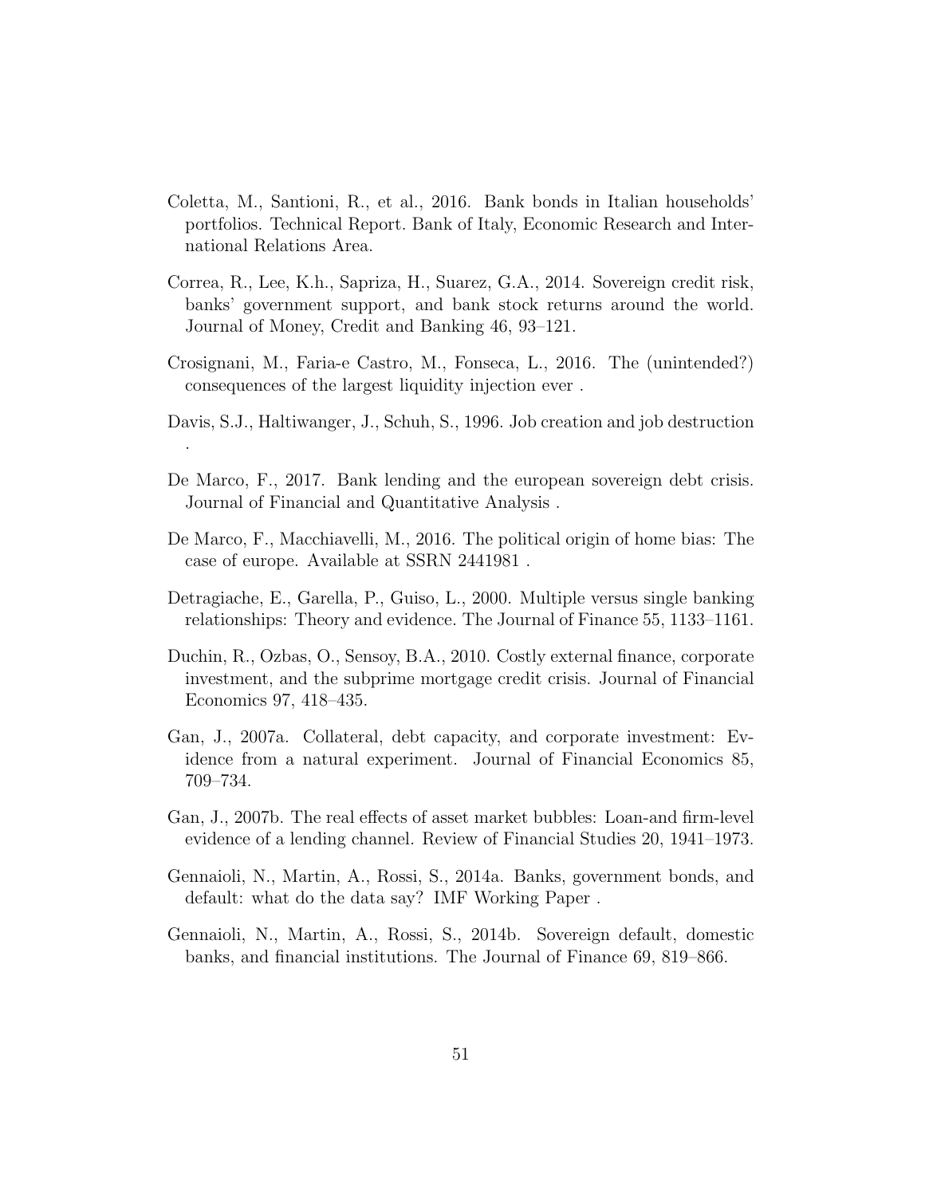Coletta, M., Santioni, R., et al., 2016. Bank bonds in Italian households' portfolios. Technical Report. Bank of Italy, Economic Research and International Relations Area.

Correa, R., Lee, K.h., Sapriza, H., Suarez, G.A., 2014. Sovereign credit risk, banks' government support, and bank stock returns around the world. Journal of Money, Credit and Banking 46, 93–121.

Crosignani, M., Faria-e Castro, M., Fonseca, L., 2016. The (unintended?) consequences of the largest liquidity injection ever .

Davis, S.J., Haltiwanger, J., Schuh, S., 1996. Job creation and job destruction .

De Marco, F., 2017. Bank lending and the european sovereign debt crisis. Journal of Financial and Quantitative Analysis .

De Marco, F., Macchiavelli, M., 2016. The political origin of home bias: The case of europe. Available at SSRN 2441981 .

Detragiache, E., Garella, P., Guiso, L., 2000. Multiple versus single banking relationships: Theory and evidence. The Journal of Finance 55, 1133–1161.

Duchin, R., Ozbas, O., Sensoy, B.A., 2010. Costly external finance, corporate investment, and the subprime mortgage credit crisis. Journal of Financial Economics 97, 418–435.

Gan, J., 2007a. Collateral, debt capacity, and corporate investment: Evidence from a natural experiment. Journal of Financial Economics 85, 709–734.

Gan, J., 2007b. The real effects of asset market bubbles: Loan-and firm-level evidence of a lending channel. Review of Financial Studies 20, 1941–1973.

Gennaioli, N., Martin, A., Rossi, S., 2014a. Banks, government bonds, and default: what do the data say? IMF Working Paper .

Gennaioli, N., Martin, A., Rossi, S., 2014b. Sovereign default, domestic banks, and financial institutions. The Journal of Finance 69, 819–866.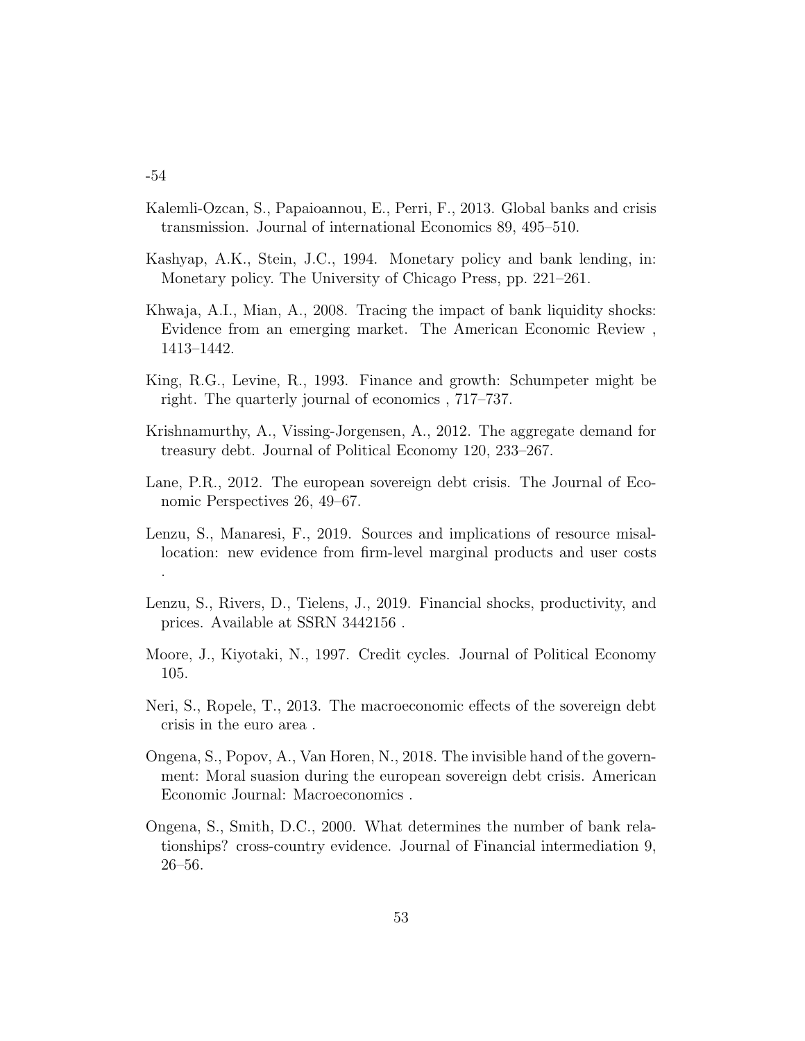-54

Kalemli-Ozcan, S., Papaioannou, E., Perri, F., 2013. Global banks and crisis transmission. Journal of international Economics 89, 495–510.

Kashyap, A.K., Stein, J.C., 1994. Monetary policy and bank lending, in: Monetary policy. The University of Chicago Press, pp. 221–261.

Khwaja, A.I., Mian, A., 2008. Tracing the impact of bank liquidity shocks: Evidence from an emerging market. The American Economic Review , 1413–1442.

King, R.G., Levine, R., 1993. Finance and growth: Schumpeter might be right. The quarterly journal of economics , 717–737.

Krishnamurthy, A., Vissing-Jorgensen, A., 2012. The aggregate demand for treasury debt. Journal of Political Economy 120, 233–267.

Lane, P.R., 2012. The european sovereign debt crisis. The Journal of Economic Perspectives 26, 49–67.

Lenzu, S., Manaresi, F., 2019. Sources and implications of resource misallocation: new evidence from firm-level marginal products and user costs .

Lenzu, S., Rivers, D., Tielens, J., 2019. Financial shocks, productivity, and prices. Available at SSRN 3442156 .

Moore, J., Kiyotaki, N., 1997. Credit cycles. Journal of Political Economy 105.

Neri, S., Ropele, T., 2013. The macroeconomic effects of the sovereign debt crisis in the euro area .

Ongena, S., Popov, A., Van Horen, N., 2018. The invisible hand of the government: Moral suasion during the european sovereign debt crisis. American Economic Journal: Macroeconomics .

Ongena, S., Smith, D.C., 2000. What determines the number of bank relationships? cross-country evidence. Journal of Financial intermediation 9, 26–56.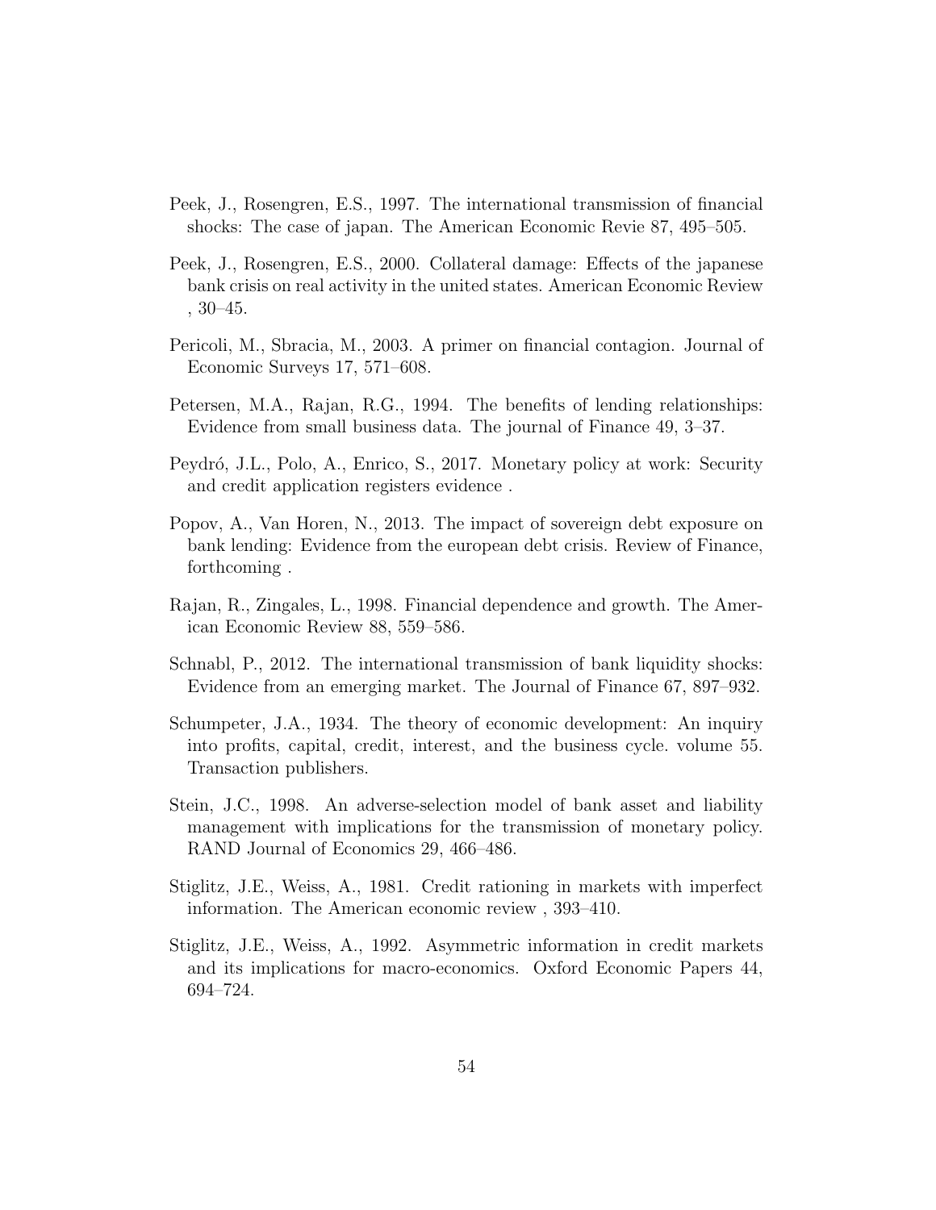Peek, J., Rosengren, E.S., 1997. The international transmission of financial shocks: The case of japan. The American Economic Revie 87, 495–505.

Peek, J., Rosengren, E.S., 2000. Collateral damage: Effects of the japanese bank crisis on real activity in the united states. American Economic Review , 30–45.

Pericoli, M., Sbracia, M., 2003. A primer on financial contagion. Journal of Economic Surveys 17, 571–608.

Petersen, M.A., Rajan, R.G., 1994. The benefits of lending relationships: Evidence from small business data. The journal of Finance 49, 3–37.

Peydró, J.L., Polo, A., Enrico, S., 2017. Monetary policy at work: Security and credit application registers evidence .

Popov, A., Van Horen, N., 2013. The impact of sovereign debt exposure on bank lending: Evidence from the european debt crisis. Review of Finance, forthcoming .

Rajan, R., Zingales, L., 1998. Financial dependence and growth. The American Economic Review 88, 559–586.

Schnabl, P., 2012. The international transmission of bank liquidity shocks: Evidence from an emerging market. The Journal of Finance 67, 897–932.

Schumpeter, J.A., 1934. The theory of economic development: An inquiry into profits, capital, credit, interest, and the business cycle. volume 55. Transaction publishers.

Stein, J.C., 1998. An adverse-selection model of bank asset and liability management with implications for the transmission of monetary policy. RAND Journal of Economics 29, 466–486.

Stiglitz, J.E., Weiss, A., 1981. Credit rationing in markets with imperfect information. The American economic review , 393–410.

Stiglitz, J.E., Weiss, A., 1992. Asymmetric information in credit markets and its implications for macro-economics. Oxford Economic Papers 44, 694–724.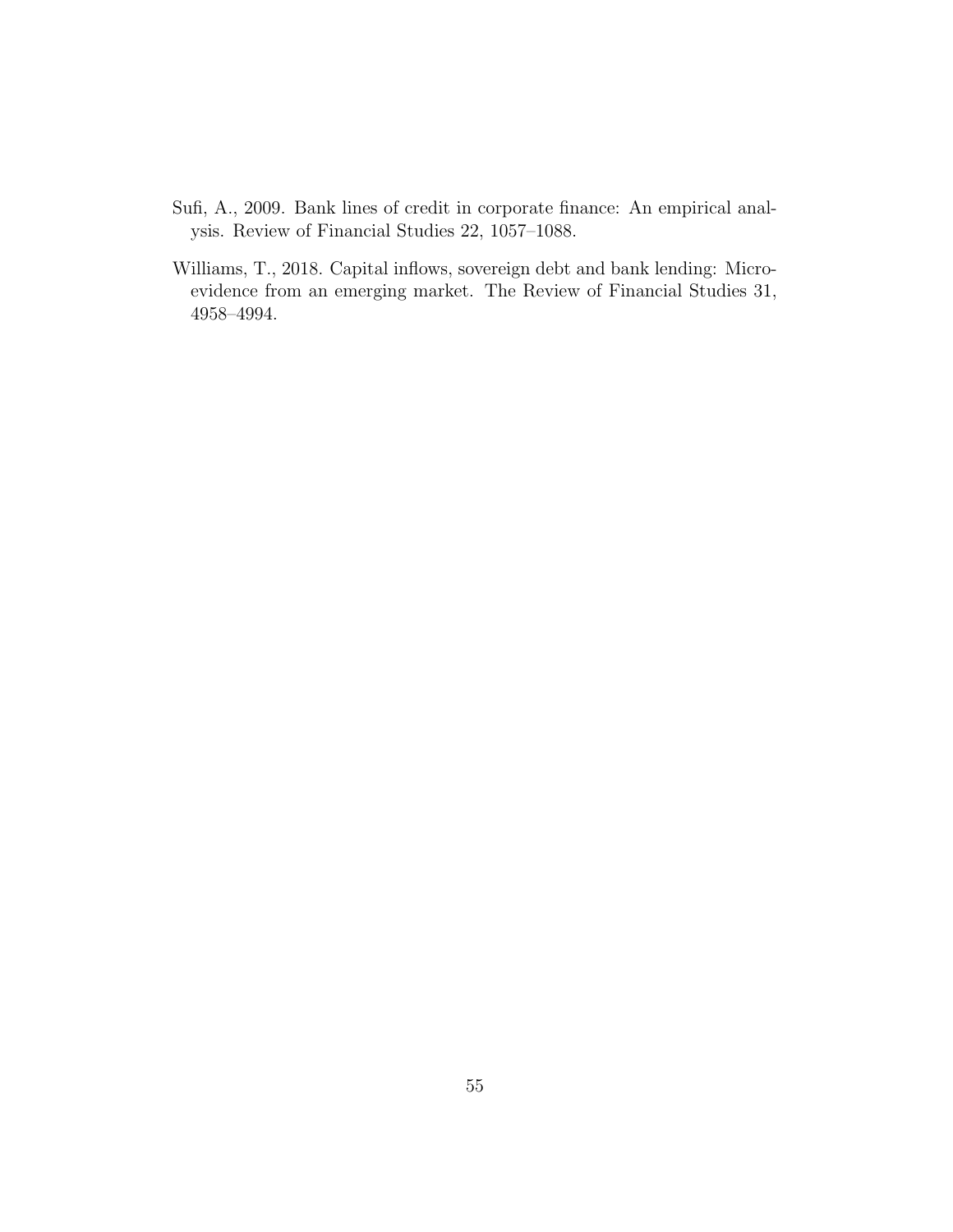Sufi, A., 2009. Bank lines of credit in corporate finance: An empirical analysis. Review of Financial Studies 22, 1057–1088.

Williams, T., 2018. Capital inflows, sovereign debt and bank lending: Micro-evidence from an emerging market. The Review of Financial Studies 31, 4958–4994.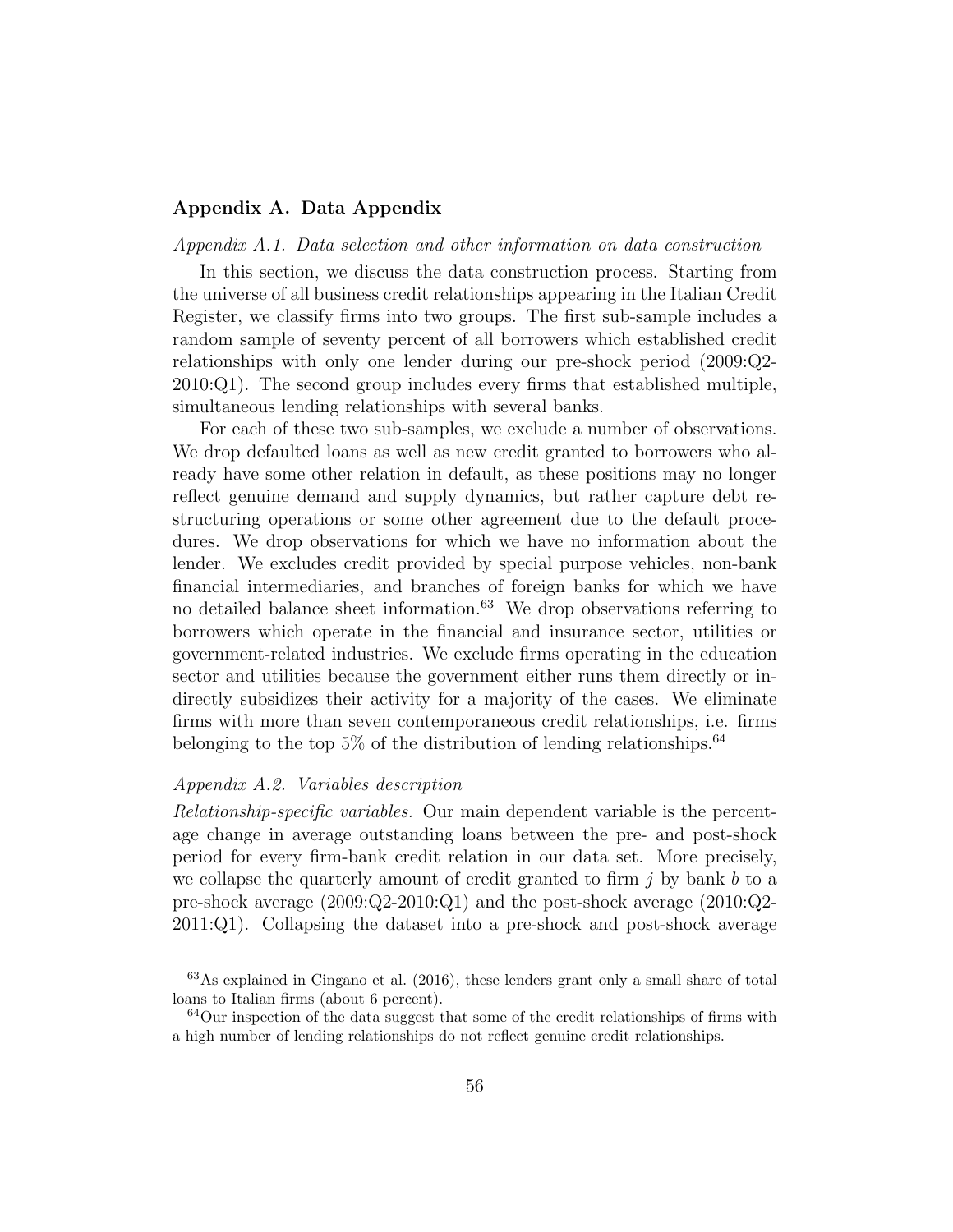## Appendix A. Data Appendix

*Appendix A.1. Data selection and other information on data construction*

In this section, we discuss the data construction process. Starting from the universe of all business credit relationships appearing in the Italian Credit Register, we classify firms into two groups. The first sub-sample includes a random sample of seventy percent of all borrowers which established credit relationships with only one lender during our pre-shock period (2009:Q2-2010:Q1). The second group includes every firms that established multiple, simultaneous lending relationships with several banks.

For each of these two sub-samples, we exclude a number of observations. We drop defaulted loans as well as new credit granted to borrowers who already have some other relation in default, as these positions may no longer reflect genuine demand and supply dynamics, but rather capture debt restructuring operations or some other agreement due to the default procedures. We drop observations for which we have no information about the lender. We excludes credit provided by special purpose vehicles, non-bank financial intermediaries, and branches of foreign banks for which we have no detailed balance sheet information.[63] We drop observations referring to borrowers which operate in the financial and insurance sector, utilities or government-related industries. We exclude firms operating in the education sector and utilities because the government either runs them directly or indirectly subsidizes their activity for a majority of the cases. We eliminate firms with more than seven contemporaneous credit relationships, i.e. firms belonging to the top 5% of the distribution of lending relationships.[64]

*Appendix A.2. Variables description*

*Relationship-specific variables.* Our main dependent variable is the percentage change in average outstanding loans between the pre- and post-shock period for every firm-bank credit relation in our data set. More precisely, we collapse the quarterly amount of credit granted to firm $j$ by bank $b$ to a pre-shock average (2009:Q2-2010:Q1) and the post-shock average (2010:Q2-2011:Q1). Collapsing the dataset into a pre-shock and post-shock average

[63] As explained in Cingano et al. (2016), these lenders grant only a small share of total loans to Italian firms (about 6 percent).

[64] Our inspection of the data suggest that some of the credit relationships of firms with a high number of lending relationships do not reflect genuine credit relationships.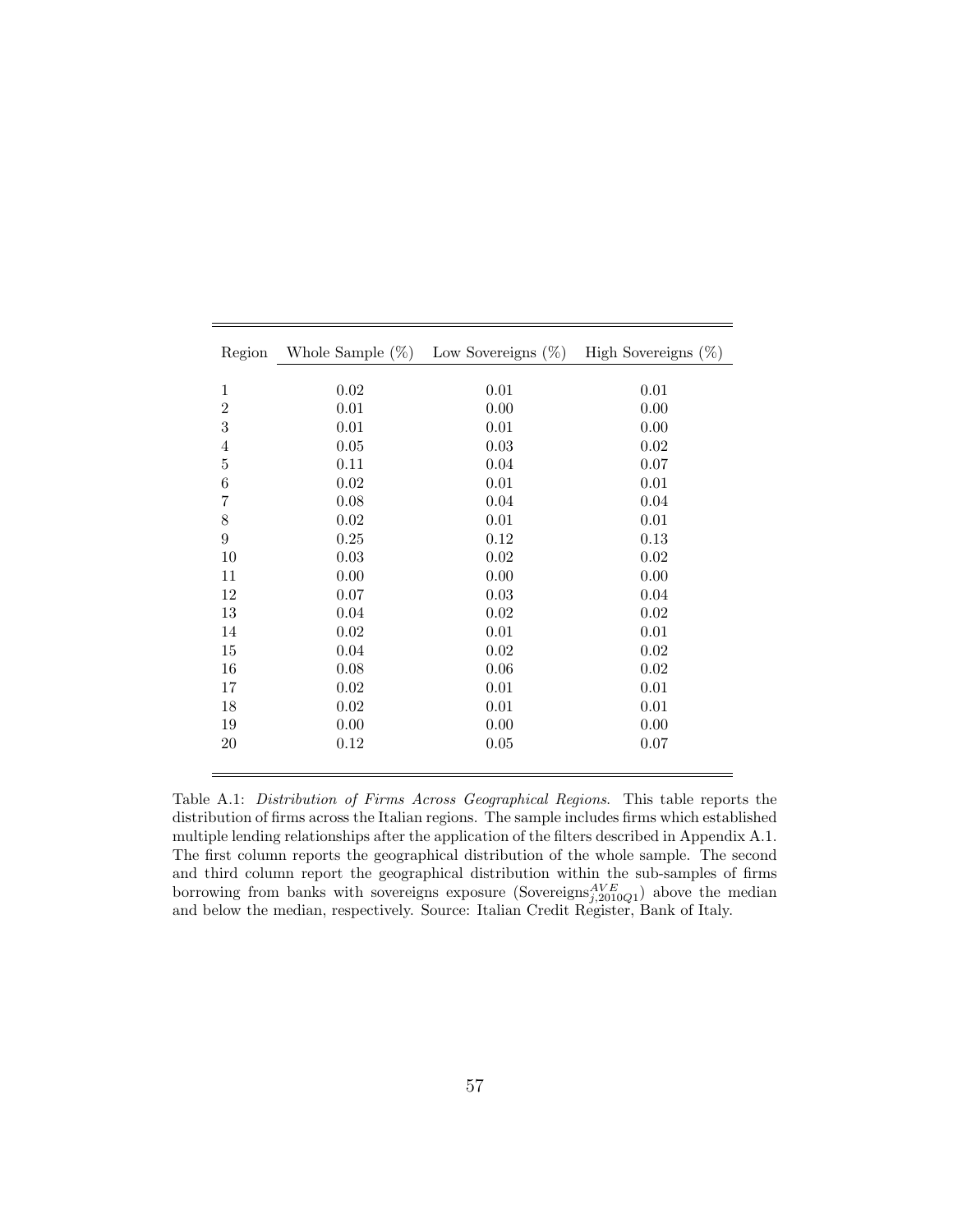| Region | Whole Sample (%) | Low Sovereigns (%) | High Sovereigns (%) |
|---|---|---|---|
| 1 | 0.02 | 0.01 | 0.01 |
| 2 | 0.01 | 0.00 | 0.00 |
| 3 | 0.01 | 0.01 | 0.00 |
| 4 | 0.05 | 0.03 | 0.02 |
| 5 | 0.11 | 0.04 | 0.07 |
| 6 | 0.02 | 0.01 | 0.01 |
| 7 | 0.08 | 0.04 | 0.04 |
| 8 | 0.02 | 0.01 | 0.01 |
| 9 | 0.25 | 0.12 | 0.13 |
| 10 | 0.03 | 0.02 | 0.02 |
| 11 | 0.00 | 0.00 | 0.00 |
| 12 | 0.07 | 0.03 | 0.04 |
| 13 | 0.04 | 0.02 | 0.02 |
| 14 | 0.02 | 0.01 | 0.01 |
| 15 | 0.04 | 0.02 | 0.02 |
| 16 | 0.08 | 0.06 | 0.02 |
| 17 | 0.02 | 0.01 | 0.01 |
| 18 | 0.02 | 0.01 | 0.01 |
| 19 | 0.00 | 0.00 | 0.00 |
| 20 | 0.12 | 0.05 | 0.07 |

Table A.1: *Distribution of Firms Across Geographical Regions.* This table reports the distribution of firms across the Italian regions. The sample includes firms which established multiple lending relationships after the application of the filters described in Appendix A.1. The first column reports the geographical distribution of the whole sample. The second and third column report the geographical distribution within the sub-samples of firms borrowing from banks with sovereigns exposure ($\text{Sovereigns}^{AVE}_{j,2010Q1}$) above the median and below the median, respectively. Source: Italian Credit Register, Bank of Italy.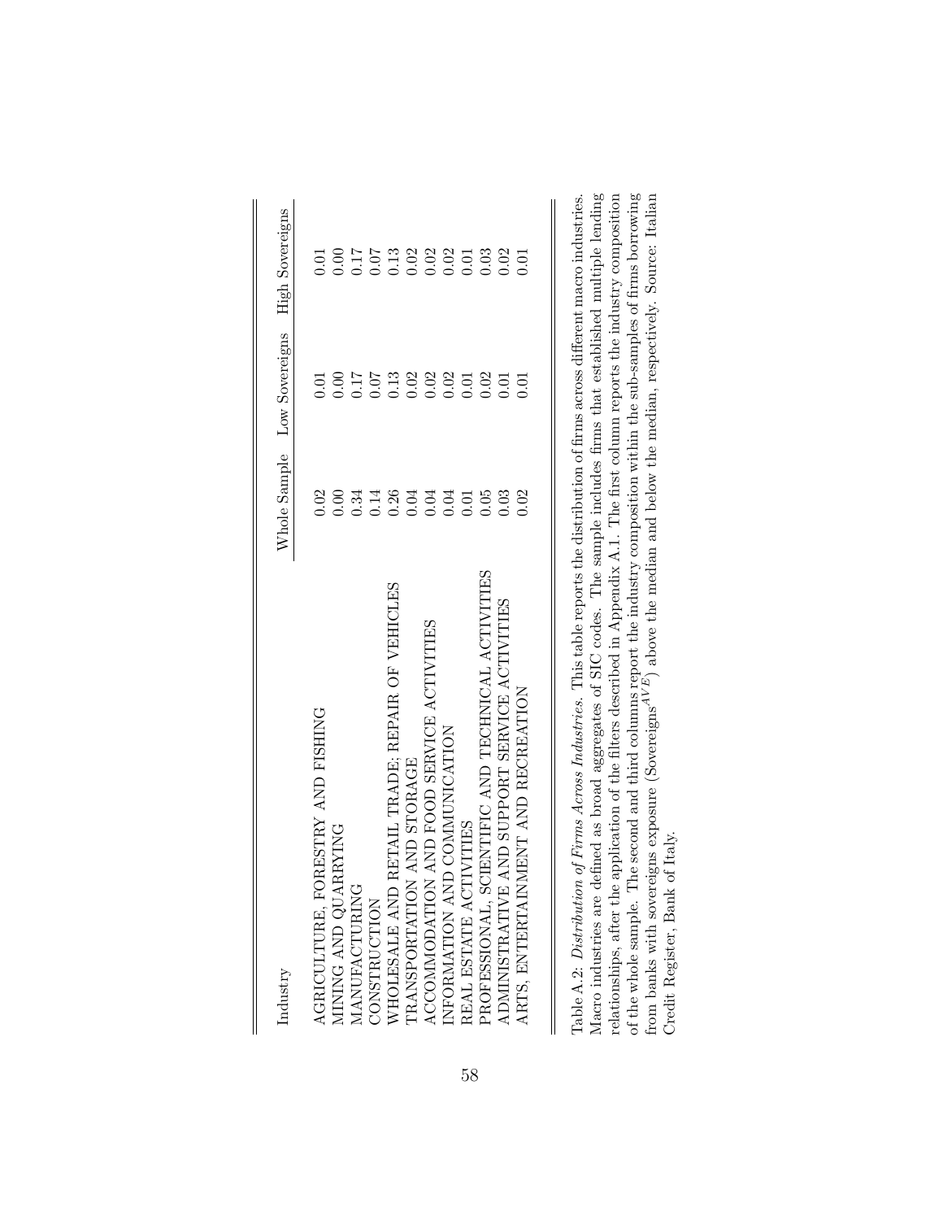| Industry | Whole Sample | Low Sovereigns | High Sovereigns |
|---|---|---|---|
| AGRICULTURE, FORESTRY AND FISHING | 0.02 | 0.01 | 0.01 |
| MINING AND QUARRYING | 0.00 | 0.00 | 0.00 |
| MANUFACTURING | 0.34 | 0.17 | 0.17 |
| CONSTRUCTION | 0.14 | 0.07 | 0.07 |
| WHOLESALE AND RETAIL TRADE; REPAIR OF VEHICLES | 0.26 | 0.13 | 0.13 |
| TRANSPORTATION AND STORAGE | 0.04 | 0.02 | 0.02 |
| ACCOMMODATION AND FOOD SERVICE ACTIVITIES | 0.04 | 0.02 | 0.02 |
| INFORMATION AND COMMUNICATION | 0.04 | 0.02 | 0.02 |
| REAL ESTATE ACTIVITIES | 0.01 | 0.01 | 0.01 |
| PROFESSIONAL, SCIENTIFIC AND TECHNICAL ACTIVITIES | 0.05 | 0.02 | 0.03 |
| ADMINISTRATIVE AND SUPPORT SERVICE ACTIVITIES | 0.03 | 0.01 | 0.02 |
| ARTS, ENTERTAINMENT AND RECREATION | 0.02 | 0.01 | 0.01 |

Table A.2: *Distribution of Firms Across Industries.* This table reports the distribution of firms across different macro industries. Macro industries are defined as broad aggregates of SIC codes. The sample includes firms that established multiple lending relationships, after the application of the filters described in Appendix A.1. The first column reports the industry composition of the whole sample. The second and third columns report the industry composition within the sub-samples of firms borrowing from banks with sovereigns exposure ($\text{Sovereigns}^{AVE}$) above the median and below the median, respectively. Source: Italian Credit Register, Bank of Italy.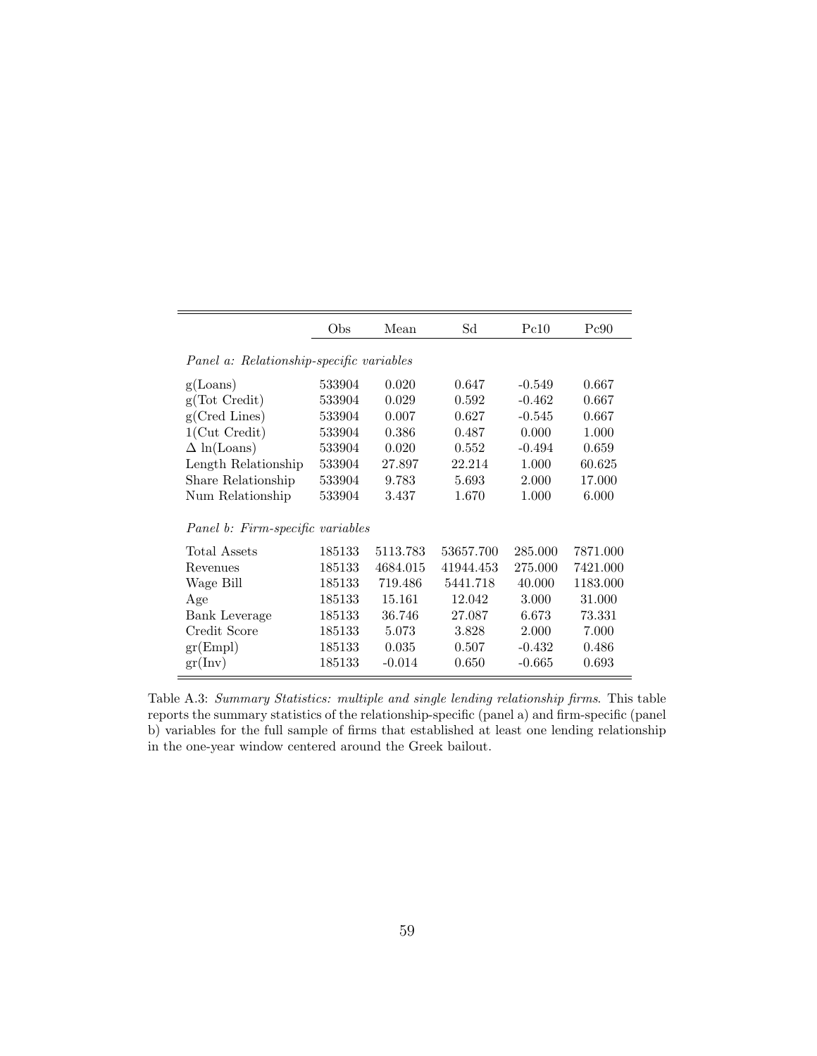| | Obs | Mean | Sd | Pc10 | Pc90 |
|---|---|---|---|---|---|
| *Panel a: Relationship-specific variables* | | | | | |
| g(Loans) | 533904 | 0.020 | 0.647 | -0.549 | 0.667 |
| g(Tot Credit) | 533904 | 0.029 | 0.592 | -0.462 | 0.667 |
| g(Cred Lines) | 533904 | 0.007 | 0.627 | -0.545 | 0.667 |
| 1(Cut Credit) | 533904 | 0.386 | 0.487 | 0.000 | 1.000 |
| $\Delta$ ln(Loans) | 533904 | 0.020 | 0.552 | -0.494 | 0.659 |
| Length Relationship | 533904 | 27.897 | 22.214 | 1.000 | 60.625 |
| Share Relationship | 533904 | 9.783 | 5.693 | 2.000 | 17.000 |
| Num Relationship | 533904 | 3.437 | 1.670 | 1.000 | 6.000 |
| *Panel b: Firm-specific variables* | | | | | |
| Total Assets | 185133 | 5113.783 | 53657.700 | 285.000 | 7871.000 |
| Revenues | 185133 | 4684.015 | 41944.453 | 275.000 | 7421.000 |
| Wage Bill | 185133 | 719.486 | 5441.718 | 40.000 | 1183.000 |
| Age | 185133 | 15.161 | 12.042 | 3.000 | 31.000 |
| Bank Leverage | 185133 | 36.746 | 27.087 | 6.673 | 73.331 |
| Credit Score | 185133 | 5.073 | 3.828 | 2.000 | 7.000 |
| gr(Empl) | 185133 | 0.035 | 0.507 | -0.432 | 0.486 |
| gr(Inv) | 185133 | -0.014 | 0.650 | -0.665 | 0.693 |

Table A.3: *Summary Statistics: multiple and single lending relationship firms*. This table reports the summary statistics of the relationship-specific (panel a) and firm-specific (panel b) variables for the full sample of firms that established at least one lending relationship in the one-year window centered around the Greek bailout.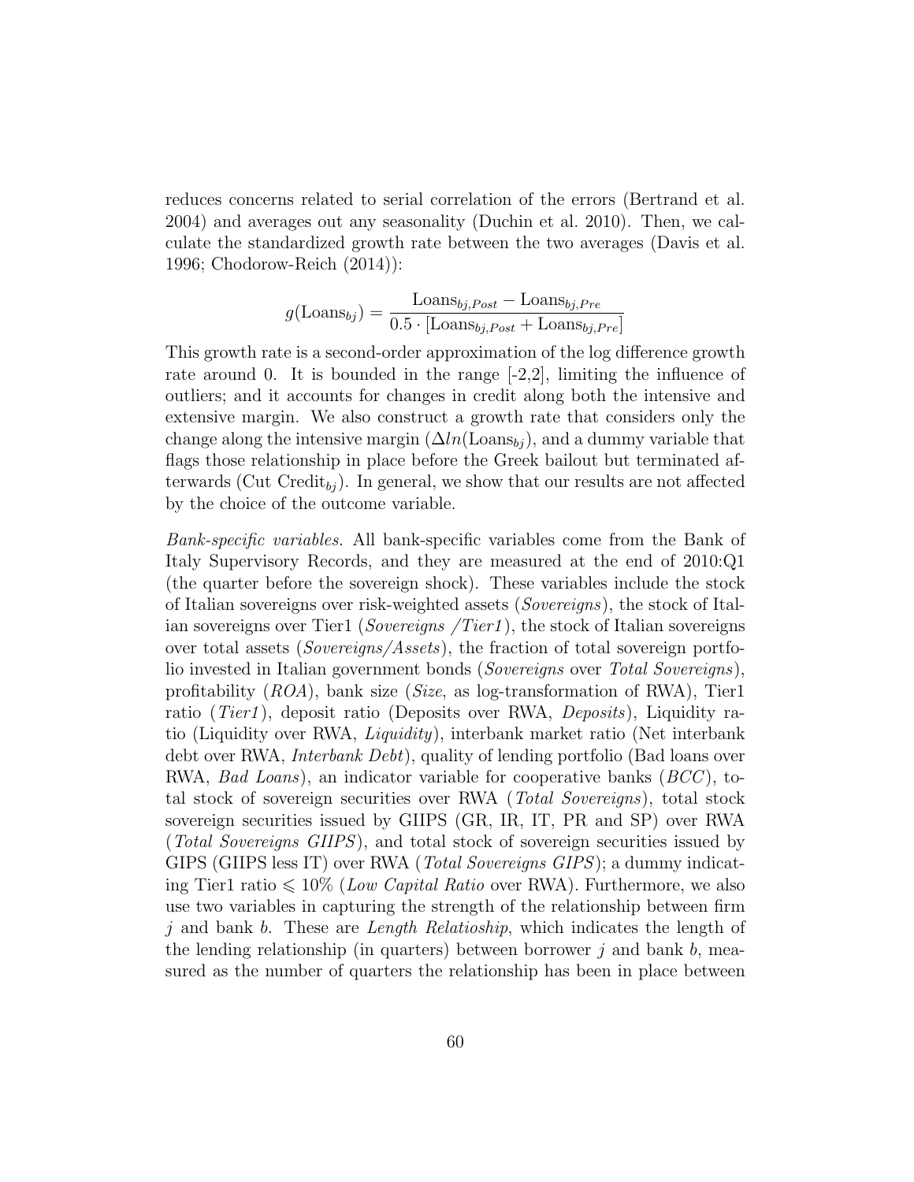reduces concerns related to serial correlation of the errors (Bertrand et al. 2004) and averages out any seasonality (Duchin et al. 2010). Then, we calculate the standardized growth rate between the two averages (Davis et al. 1996; Chodorow-Reich (2014)):

$$g(\text{Loans}_{bj}) = \frac{\text{Loans}_{bj,Post} - \text{Loans}_{bj,Pre}}{0.5 \cdot [\text{Loans}_{bj,Post} + \text{Loans}_{bj,Pre}]}$$

This growth rate is a second-order approximation of the log difference growth rate around 0. It is bounded in the range [-2,2], limiting the influence of outliers; and it accounts for changes in credit along both the intensive and extensive margin. We also construct a growth rate that considers only the change along the intensive margin ($\Delta ln(\text{Loans}_{bj})$, and a dummy variable that flags those relationship in place before the Greek bailout but terminated afterwards (Cut $\text{Credit}_{bj}$). In general, we show that our results are not affected by the choice of the outcome variable.

*Bank-specific variables.* All bank-specific variables come from the Bank of Italy Supervisory Records, and they are measured at the end of 2010:Q1 (the quarter before the sovereign shock). These variables include the stock of Italian sovereigns over risk-weighted assets (*Sovereigns*), the stock of Italian sovereigns over Tier1 (*Sovereigns /Tier1*), the stock of Italian sovereigns over total assets (*Sovereigns/Assets*), the fraction of total sovereign portfolio invested in Italian government bonds (*Sovereigns* over *Total Sovereigns*), profitability (*ROA*), bank size (*Size*, as log-transformation of RWA), Tier1 ratio (*Tier1*), deposit ratio (Deposits over RWA, *Deposits*), Liquidity ratio (Liquidity over RWA, *Liquidity*), interbank market ratio (Net interbank debt over RWA, *Interbank Debt*), quality of lending portfolio (Bad loans over RWA, *Bad Loans*), an indicator variable for cooperative banks (*BCC*), total stock of sovereign securities over RWA (*Total Sovereigns*), total stock sovereign securities issued by GIIPS (GR, IR, IT, PR and SP) over RWA (*Total Sovereigns GIIPS*), and total stock of sovereign securities issued by GIPS (GIIPS less IT) over RWA (*Total Sovereigns GIPS*); a dummy indicating Tier1 ratio $\leqslant 10\%$ (*Low Capital Ratio* over RWA). Furthermore, we also use two variables in capturing the strength of the relationship between firm $j$ and bank $b$. These are *Length Relatioship*, which indicates the length of the lending relationship (in quarters) between borrower $j$ and bank $b$, measured as the number of quarters the relationship has been in place between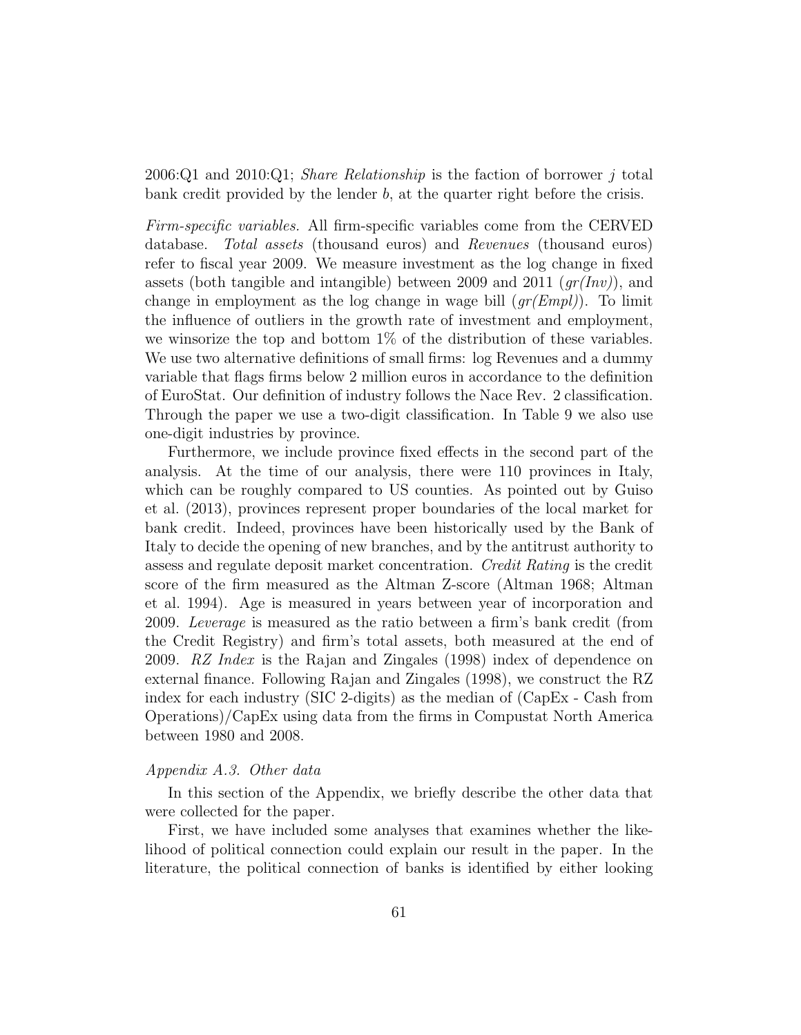2006:Q1 and 2010:Q1; *Share Relationship* is the faction of borrower $j$ total bank credit provided by the lender $b$, at the quarter right before the crisis.

*Firm-specific variables.* All firm-specific variables come from the CERVED database. *Total assets* (thousand euros) and *Revenues* (thousand euros) refer to fiscal year 2009. We measure investment as the log change in fixed assets (both tangible and intangible) between 2009 and 2011 (*gr(Inv)*), and change in employment as the log change in wage bill (*gr(Empl)*). To limit the influence of outliers in the growth rate of investment and employment, we winsorize the top and bottom 1% of the distribution of these variables. We use two alternative definitions of small firms: log Revenues and a dummy variable that flags firms below 2 million euros in accordance to the definition of EuroStat. Our definition of industry follows the Nace Rev. 2 classification. Through the paper we use a two-digit classification. In Table 9 we also use one-digit industries by province.

Furthermore, we include province fixed effects in the second part of the analysis. At the time of our analysis, there were 110 provinces in Italy, which can be roughly compared to US counties. As pointed out by Guiso et al. (2013), provinces represent proper boundaries of the local market for bank credit. Indeed, provinces have been historically used by the Bank of Italy to decide the opening of new branches, and by the antitrust authority to assess and regulate deposit market concentration. *Credit Rating* is the credit score of the firm measured as the Altman Z-score (Altman 1968; Altman et al. 1994). Age is measured in years between year of incorporation and 2009. *Leverage* is measured as the ratio between a firm's bank credit (from the Credit Registry) and firm's total assets, both measured at the end of 2009. *RZ Index* is the Rajan and Zingales (1998) index of dependence on external finance. Following Rajan and Zingales (1998), we construct the RZ index for each industry (SIC 2-digits) as the median of (CapEx - Cash from Operations)/CapEx using data from the firms in Compustat North America between 1980 and 2008.

### *Appendix A.3. Other data*

In this section of the Appendix, we briefly describe the other data that were collected for the paper.

First, we have included some analyses that examines whether the likelihood of political connection could explain our result in the paper. In the literature, the political connection of banks is identified by either looking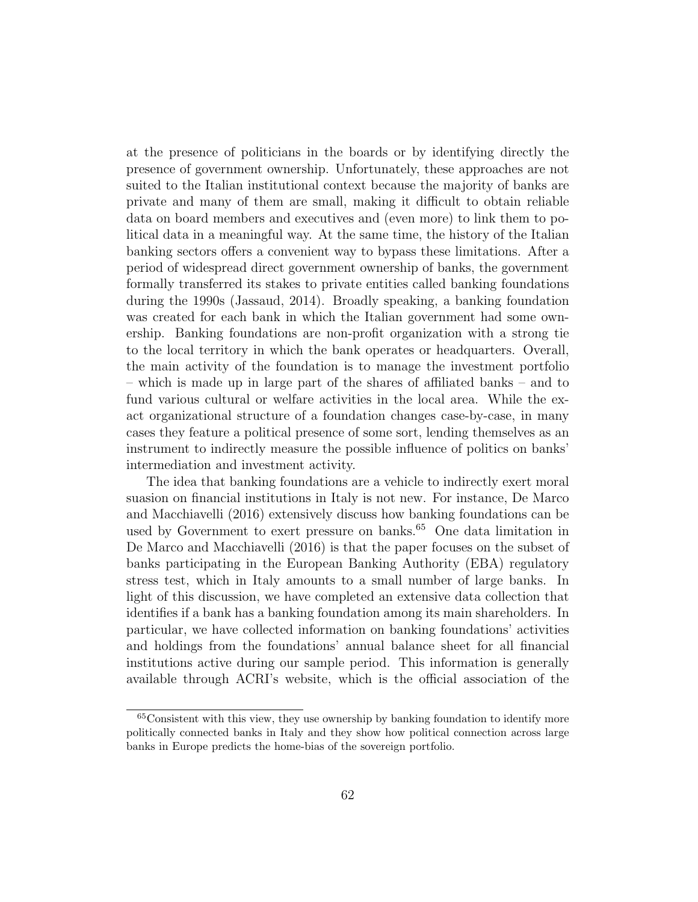at the presence of politicians in the boards or by identifying directly the presence of government ownership. Unfortunately, these approaches are not suited to the Italian institutional context because the majority of banks are private and many of them are small, making it difficult to obtain reliable data on board members and executives and (even more) to link them to political data in a meaningful way. At the same time, the history of the Italian banking sectors offers a convenient way to bypass these limitations. After a period of widespread direct government ownership of banks, the government formally transferred its stakes to private entities called banking foundations during the 1990s (Jassaud, 2014). Broadly speaking, a banking foundation was created for each bank in which the Italian government had some ownership. Banking foundations are non-profit organization with a strong tie to the local territory in which the bank operates or headquarters. Overall, the main activity of the foundation is to manage the investment portfolio – which is made up in large part of the shares of affiliated banks – and to fund various cultural or welfare activities in the local area. While the exact organizational structure of a foundation changes case-by-case, in many cases they feature a political presence of some sort, lending themselves as an instrument to indirectly measure the possible influence of politics on banks' intermediation and investment activity.

The idea that banking foundations are a vehicle to indirectly exert moral suasion on financial institutions in Italy is not new. For instance, De Marco and Macchiavelli (2016) extensively discuss how banking foundations can be used by Government to exert pressure on banks.[65] One data limitation in De Marco and Macchiavelli (2016) is that the paper focuses on the subset of banks participating in the European Banking Authority (EBA) regulatory stress test, which in Italy amounts to a small number of large banks. In light of this discussion, we have completed an extensive data collection that identifies if a bank has a banking foundation among its main shareholders. In particular, we have collected information on banking foundations' activities and holdings from the foundations' annual balance sheet for all financial institutions active during our sample period. This information is generally available through ACRI's website, which is the official association of the

[65] Consistent with this view, they use ownership by banking foundation to identify more politically connected banks in Italy and they show how political connection across large banks in Europe predicts the home-bias of the sovereign portfolio.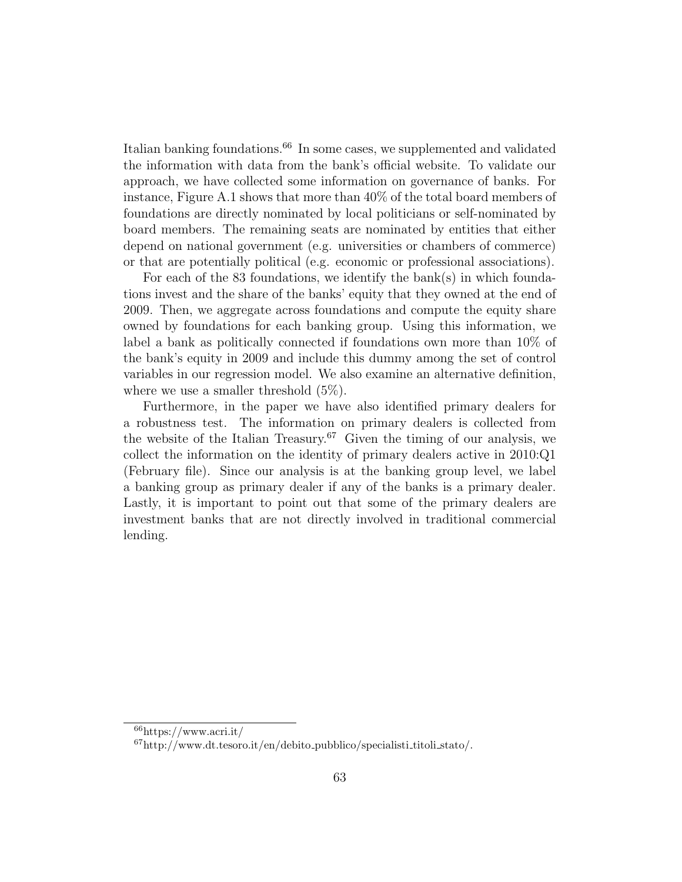Italian banking foundations.[66] In some cases, we supplemented and validated the information with data from the bank's official website. To validate our approach, we have collected some information on governance of banks. For instance, Figure A.1 shows that more than 40% of the total board members of foundations are directly nominated by local politicians or self-nominated by board members. The remaining seats are nominated by entities that either depend on national government (e.g. universities or chambers of commerce) or that are potentially political (e.g. economic or professional associations).

For each of the 83 foundations, we identify the bank(s) in which foundations invest and the share of the banks' equity that they owned at the end of 2009. Then, we aggregate across foundations and compute the equity share owned by foundations for each banking group. Using this information, we label a bank as politically connected if foundations own more than 10% of the bank's equity in 2009 and include this dummy among the set of control variables in our regression model. We also examine an alternative definition, where we use a smaller threshold (5%).

Furthermore, in the paper we have also identified primary dealers for a robustness test. The information on primary dealers is collected from the website of the Italian Treasury.[67] Given the timing of our analysis, we collect the information on the identity of primary dealers active in 2010:Q1 (February file). Since our analysis is at the banking group level, we label a banking group as primary dealer if any of the banks is a primary dealer. Lastly, it is important to point out that some of the primary dealers are investment banks that are not directly involved in traditional commercial lending.

[66] https://www.acri.it/

[67] http://www.dt.tesoro.it/en/debito_pubblico/specialisti_titoli_stato/.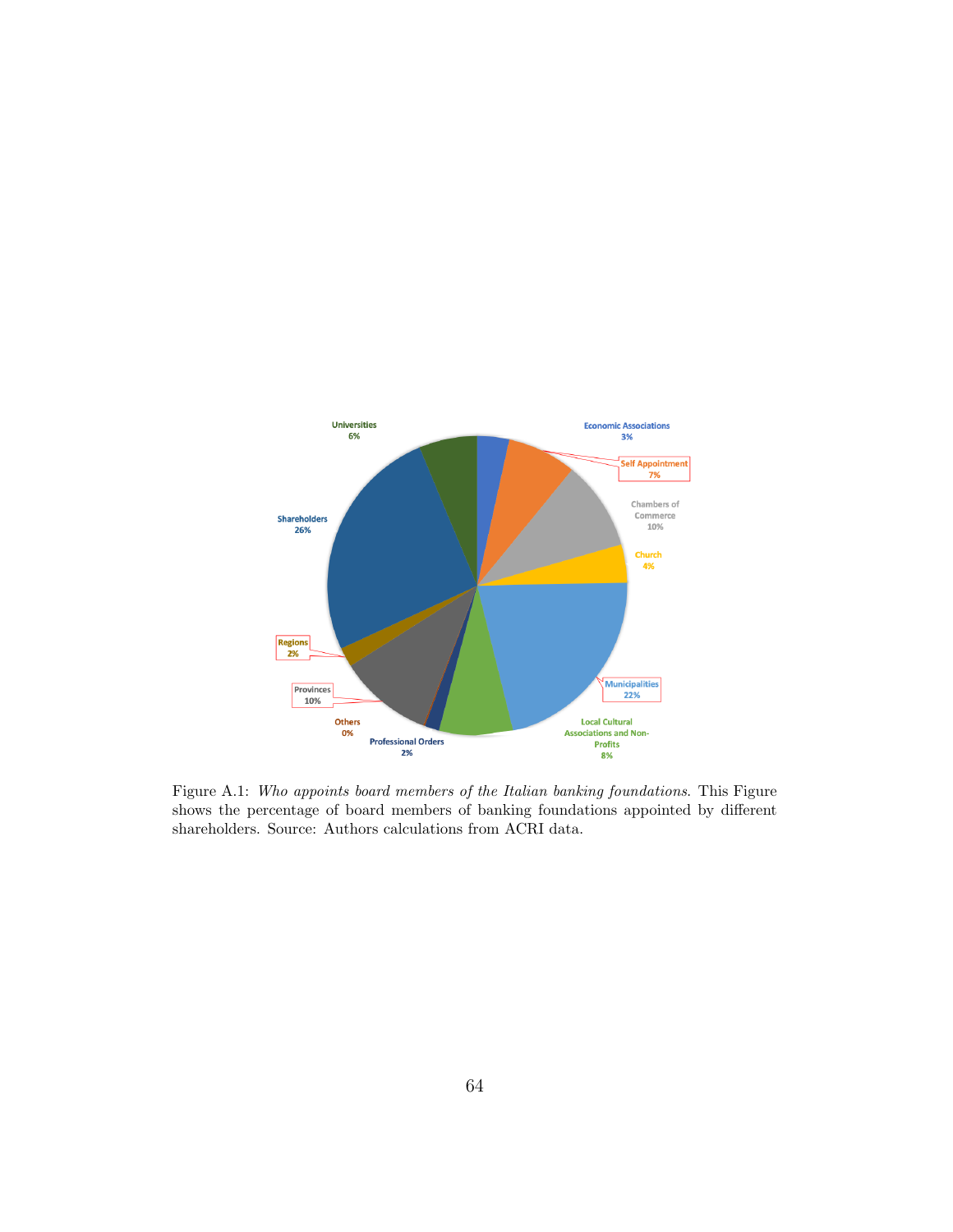Universities
6%

Economic Associations
3%

Self Appointment
7%

Chambers of Commerce
10%

Church
4%

Shareholders
26%

Regions
2%

Provinces
10%

Others
0%

Professional Orders
2%

Local Cultural Associations and Non-Profits
8%

Municipalities
22%

Figure A.1: *Who appoints board members of the Italian banking foundations.* This Figure shows the percentage of board members of banking foundations appointed by different shareholders. Source: Authors calculations from ACRI data.